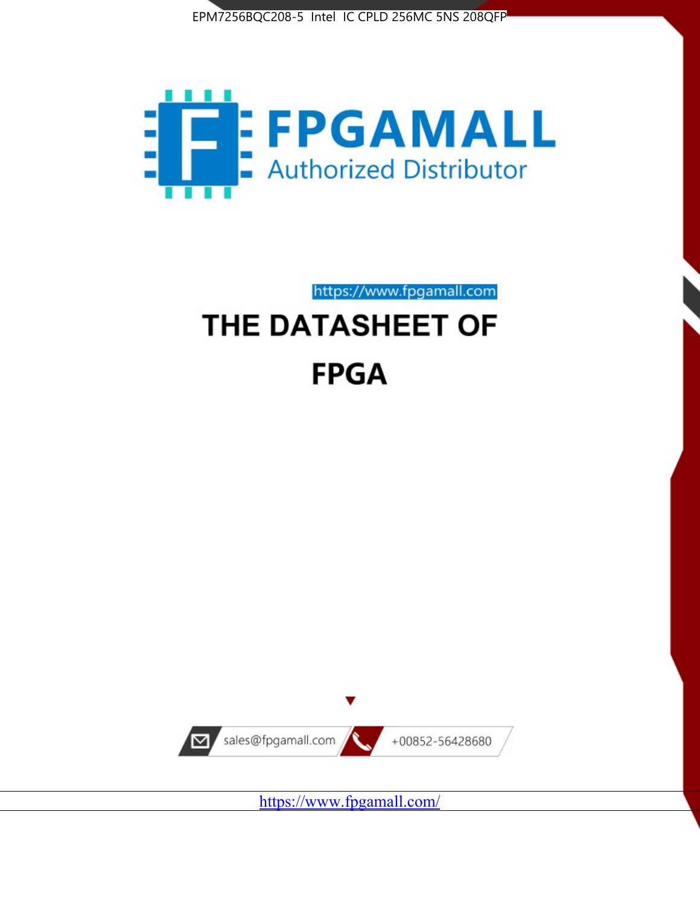EPM7256BQC208-5 Intel IC CPLD 256MC 5NS 208QFP

FPGAMALL

Authorized Distributor

https://www.fpgamall.com

# THE DATASHEET OF

# FPGA

sales@fpgamall.com

+00852-56428680

https://www.fpgamall.com/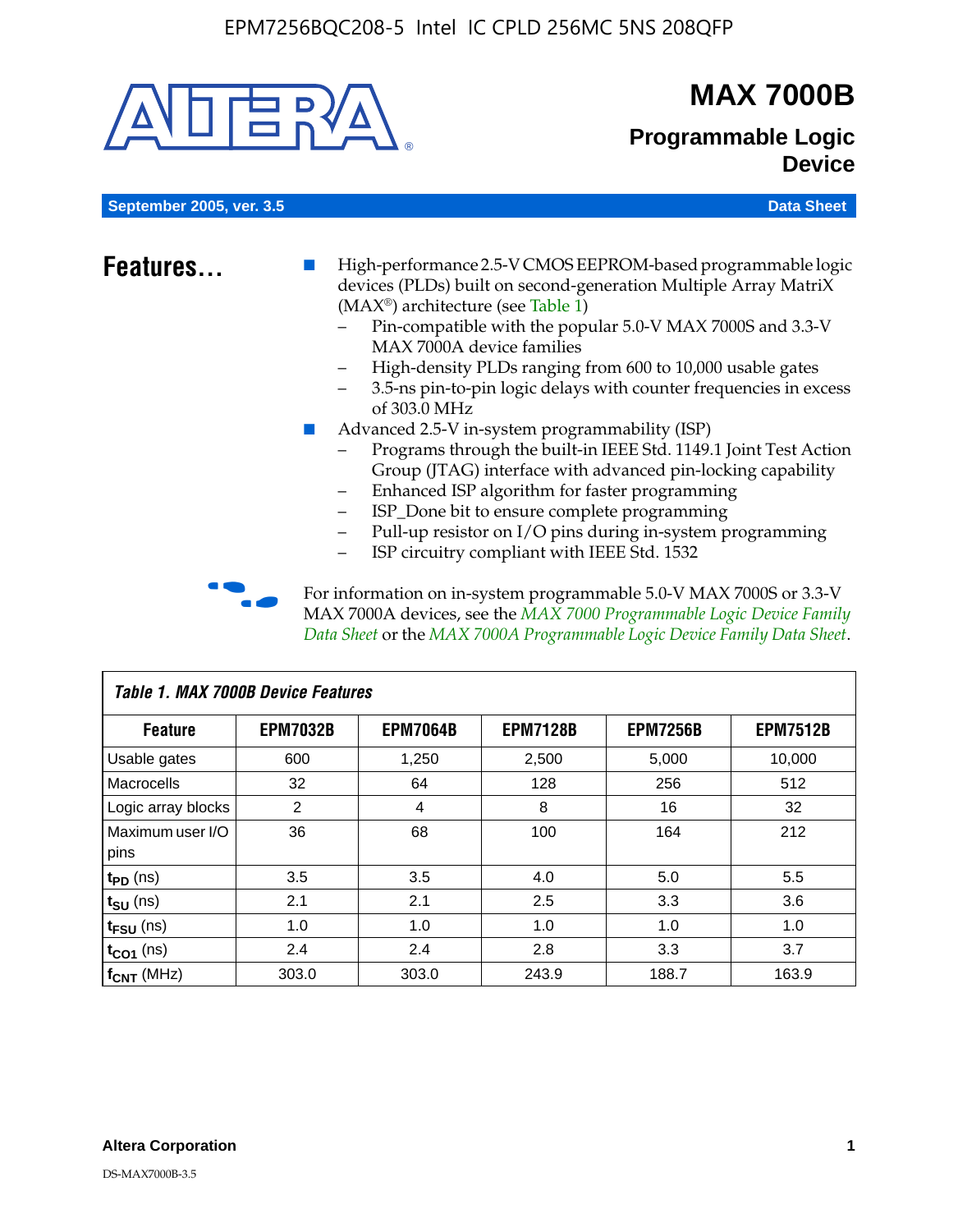# MAX 7000B

## Programmable Logic Device

September 2005, ver. 3.5 — Data Sheet

## Features...

- High-performance 2.5-V CMOS EEPROM-based programmable logic devices (PLDs) built on second-generation Multiple Array MatriX (MAX®) architecture (see Table 1)
  - Pin-compatible with the popular 5.0-V MAX 7000S and 3.3-V MAX 7000A device families
  - High-density PLDs ranging from 600 to 10,000 usable gates
  - 3.5-ns pin-to-pin logic delays with counter frequencies in excess of 303.0 MHz
- Advanced 2.5-V in-system programmability (ISP)
  - Programs through the built-in IEEE Std. 1149.1 Joint Test Action Group (JTAG) interface with advanced pin-locking capability
  - Enhanced ISP algorithm for faster programming
  - ISP_Done bit to ensure complete programming
  - Pull-up resistor on I/O pins during in-system programming
  - ISP circuitry compliant with IEEE Std. 1532

For information on in-system programmable 5.0-V MAX 7000S or 3.3-V MAX 7000A devices, see the *MAX 7000 Programmable Logic Device Family Data Sheet* or the *MAX 7000A Programmable Logic Device Family Data Sheet*.

**Table 1. MAX 7000B Device Features**

| Feature | EPM7032B | EPM7064B | EPM7128B | EPM7256B | EPM7512B |
|---|---|---|---|---|---|
| Usable gates | 600 | 1,250 | 2,500 | 5,000 | 10,000 |
| Macrocells | 32 | 64 | 128 | 256 | 512 |
| Logic array blocks | 2 | 4 | 8 | 16 | 32 |
| Maximum user I/O pins | 36 | 68 | 100 | 164 | 212 |
| $t_{PD}$ (ns) | 3.5 | 3.5 | 4.0 | 5.0 | 5.5 |
| $t_{SU}$ (ns) | 2.1 | 2.1 | 2.5 | 3.3 | 3.6 |
| $t_{FSU}$ (ns) | 1.0 | 1.0 | 1.0 | 1.0 | 1.0 |
| $t_{CO1}$ (ns) | 2.4 | 2.4 | 2.8 | 3.3 | 3.7 |
| $f_{CNT}$ (MHz) | 303.0 | 303.0 | 243.9 | 188.7 | 163.9 |

Altera Corporation

DS-MAX7000B-3.5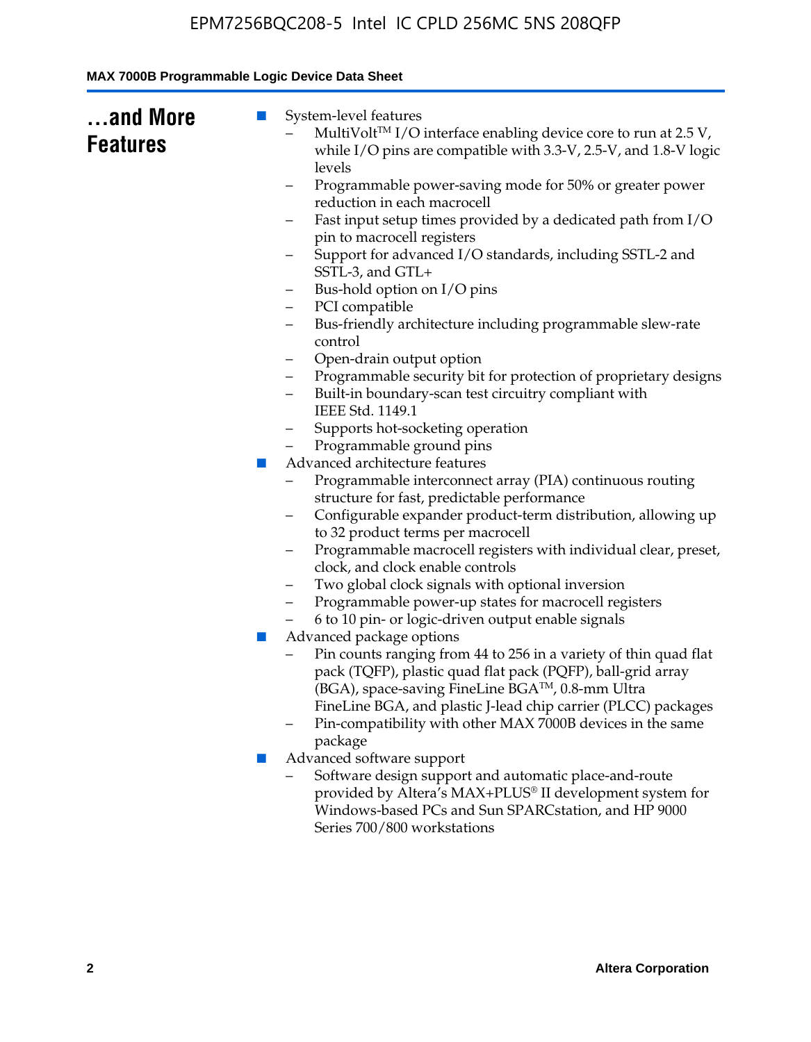## ...and More Features

- System-level features
  - MultiVolt™ I/O interface enabling device core to run at 2.5 V, while I/O pins are compatible with 3.3-V, 2.5-V, and 1.8-V logic levels
  - Programmable power-saving mode for 50% or greater power reduction in each macrocell
  - Fast input setup times provided by a dedicated path from I/O pin to macrocell registers
  - Support for advanced I/O standards, including SSTL-2 and SSTL-3, and GTL+
  - Bus-hold option on I/O pins
  - PCI compatible
  - Bus-friendly architecture including programmable slew-rate control
  - Open-drain output option
  - Programmable security bit for protection of proprietary designs
  - Built-in boundary-scan test circuitry compliant with IEEE Std. 1149.1
  - Supports hot-socketing operation
  - Programmable ground pins
- Advanced architecture features
  - Programmable interconnect array (PIA) continuous routing structure for fast, predictable performance
  - Configurable expander product-term distribution, allowing up to 32 product terms per macrocell
  - Programmable macrocell registers with individual clear, preset, clock, and clock enable controls
  - Two global clock signals with optional inversion
  - Programmable power-up states for macrocell registers
  - 6 to 10 pin- or logic-driven output enable signals
- Advanced package options
  - Pin counts ranging from 44 to 256 in a variety of thin quad flat pack (TQFP), plastic quad flat pack (PQFP), ball-grid array (BGA), space-saving FineLine BGA™, 0.8-mm Ultra FineLine BGA, and plastic J-lead chip carrier (PLCC) packages
  - Pin-compatibility with other MAX 7000B devices in the same package
- Advanced software support
  - Software design support and automatic place-and-route provided by Altera's MAX+PLUS® II development system for Windows-based PCs and Sun SPARCstation, and HP 9000 Series 700/800 workstations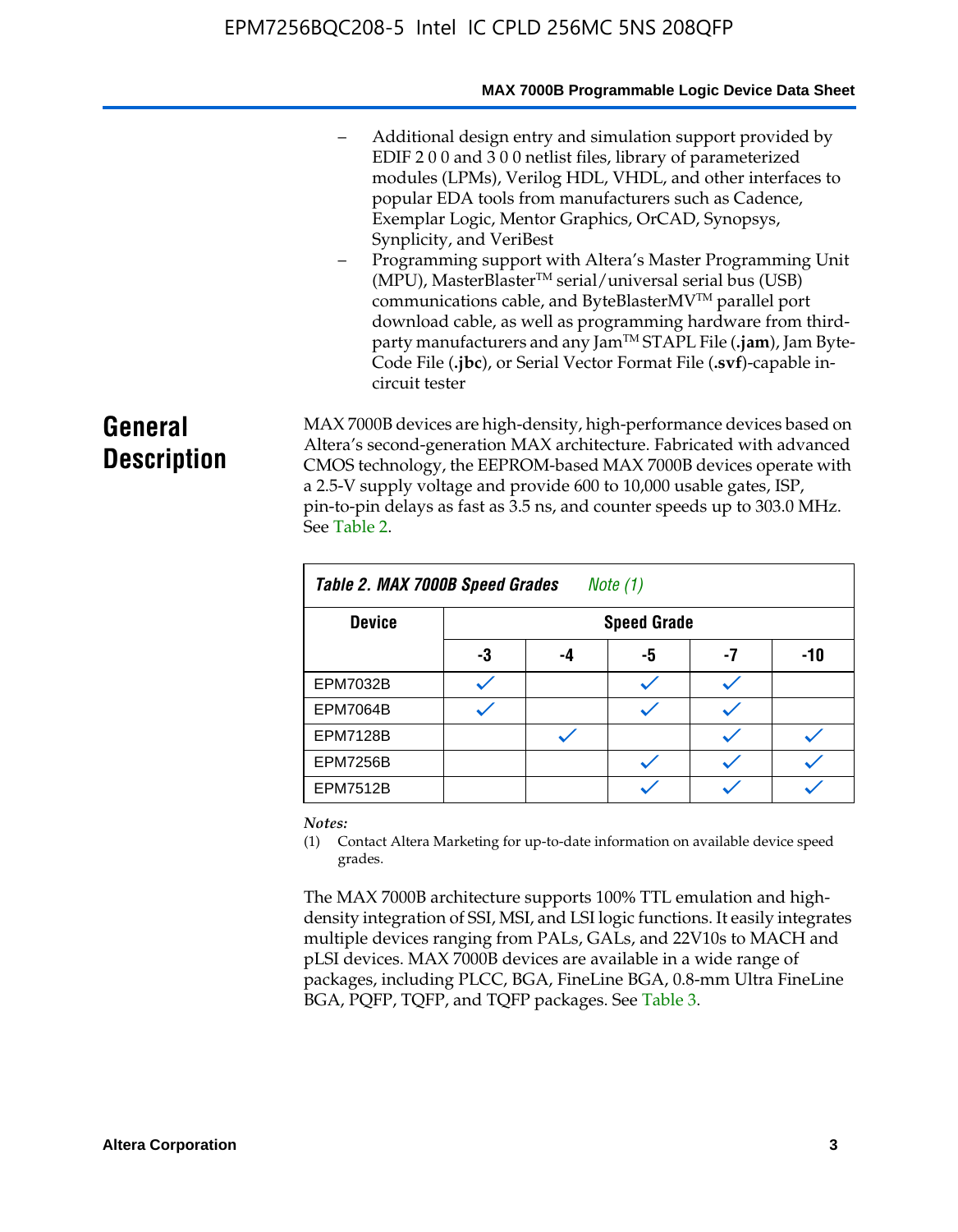– Additional design entry and simulation support provided by EDIF 2 0 0 and 3 0 0 netlist files, library of parameterized modules (LPMs), Verilog HDL, VHDL, and other interfaces to popular EDA tools from manufacturers such as Cadence, Exemplar Logic, Mentor Graphics, OrCAD, Synopsys, Synplicity, and VeriBest

– Programming support with Altera's Master Programming Unit (MPU), MasterBlaster™ serial/universal serial bus (USB) communications cable, and ByteBlasterMV™ parallel port download cable, as well as programming hardware from third-party manufacturers and any Jam™ STAPL File (**.jam**), Jam Byte-Code File (**.jbc**), or Serial Vector Format File (**.svf**)-capable in-circuit tester

# General Description

MAX 7000B devices are high-density, high-performance devices based on Altera's second-generation MAX architecture. Fabricated with advanced CMOS technology, the EEPROM-based MAX 7000B devices operate with a 2.5-V supply voltage and provide 600 to 10,000 usable gates, ISP, pin-to-pin delays as fast as 3.5 ns, and counter speeds up to 303.0 MHz. See Table 2.

**Table 2. MAX 7000B Speed Grades** *Note (1)*

| Device | Speed Grade | | | | |
|---|---|---|---|---|---|
| | -3 | -4 | -5 | -7 | -10 |
| EPM7032B | ✓ | | ✓ | ✓ | |
| EPM7064B | ✓ | | ✓ | ✓ | |
| EPM7128B | | ✓ | | ✓ | ✓ |
| EPM7256B | | | ✓ | ✓ | ✓ |
| EPM7512B | | | ✓ | ✓ | ✓ |

*Notes:*

(1) Contact Altera Marketing for up-to-date information on available device speed grades.

The MAX 7000B architecture supports 100% TTL emulation and high-density integration of SSI, MSI, and LSI logic functions. It easily integrates multiple devices ranging from PALs, GALs, and 22V10s to MACH and pLSI devices. MAX 7000B devices are available in a wide range of packages, including PLCC, BGA, FineLine BGA, 0.8-mm Ultra FineLine BGA, PQFP, TQFP, and TQFP packages. See Table 3.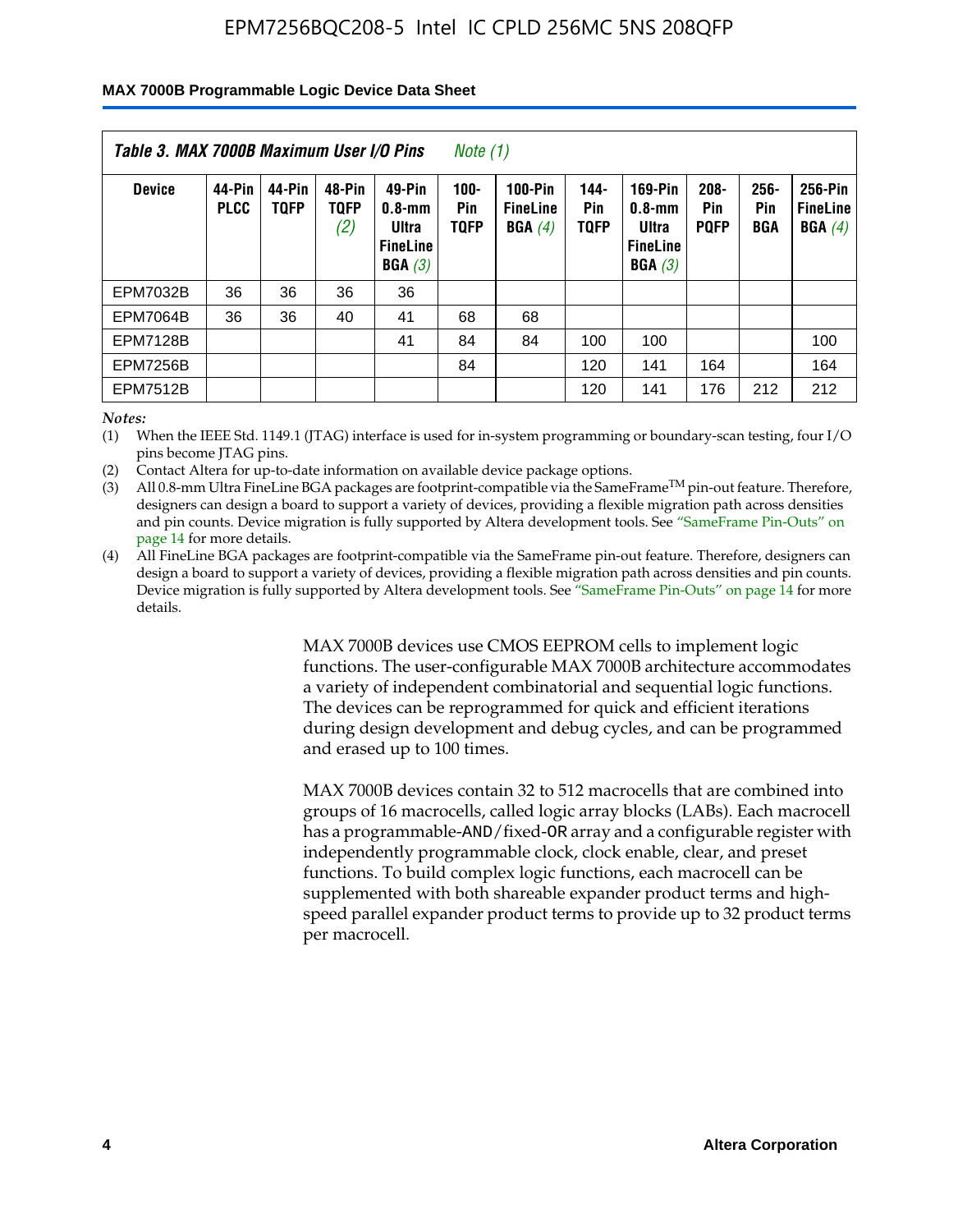**Table 3. MAX 7000B Maximum User I/O Pins** *Note (1)*

| Device | 44-Pin PLCC | 44-Pin TQFP | 48-Pin TQFP *(2)* | 49-Pin 0.8-mm Ultra FineLine BGA *(3)* | 100-Pin TQFP | 100-Pin FineLine BGA *(4)* | 144-Pin TQFP | 169-Pin 0.8-mm Ultra FineLine BGA *(3)* | 208-Pin PQFP | 256-Pin BGA | 256-Pin FineLine BGA *(4)* |
|---|---|---|---|---|---|---|---|---|---|---|---|
| EPM7032B | 36 | 36 | 36 | 36 | | | | | | | |
| EPM7064B | 36 | 36 | 40 | 41 | 68 | 68 | | | | | |
| EPM7128B | | | | 41 | 84 | 84 | 100 | 100 | | | 100 |
| EPM7256B | | | | | 84 | | 120 | 141 | 164 | | 164 |
| EPM7512B | | | | | | | 120 | 141 | 176 | 212 | 212 |

*Notes:*

(1) When the IEEE Std. 1149.1 (JTAG) interface is used for in-system programming or boundary-scan testing, four I/O pins become JTAG pins.

(2) Contact Altera for up-to-date information on available device package options.

(3) All 0.8-mm Ultra FineLine BGA packages are footprint-compatible via the SameFrame™ pin-out feature. Therefore, designers can design a board to support a variety of devices, providing a flexible migration path across densities and pin counts. Device migration is fully supported by Altera development tools. See "SameFrame Pin-Outs" on page 14 for more details.

(4) All FineLine BGA packages are footprint-compatible via the SameFrame pin-out feature. Therefore, designers can design a board to support a variety of devices, providing a flexible migration path across densities and pin counts. Device migration is fully supported by Altera development tools. See "SameFrame Pin-Outs" on page 14 for more details.

MAX 7000B devices use CMOS EEPROM cells to implement logic functions. The user-configurable MAX 7000B architecture accommodates a variety of independent combinatorial and sequential logic functions. The devices can be reprogrammed for quick and efficient iterations during design development and debug cycles, and can be programmed and erased up to 100 times.

MAX 7000B devices contain 32 to 512 macrocells that are combined into groups of 16 macrocells, called logic array blocks (LABs). Each macrocell has a programmable-AND/fixed-OR array and a configurable register with independently programmable clock, clock enable, clear, and preset functions. To build complex logic functions, each macrocell can be supplemented with both shareable expander product terms and high-speed parallel expander product terms to provide up to 32 product terms per macrocell.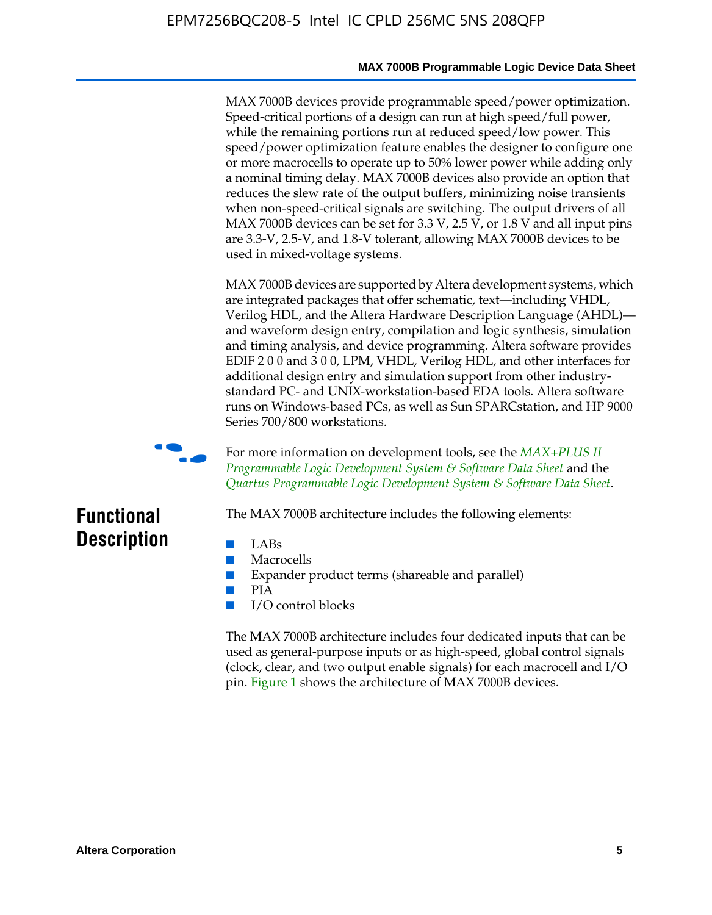MAX 7000B devices provide programmable speed/power optimization. Speed-critical portions of a design can run at high speed/full power, while the remaining portions run at reduced speed/low power. This speed/power optimization feature enables the designer to configure one or more macrocells to operate up to 50% lower power while adding only a nominal timing delay. MAX 7000B devices also provide an option that reduces the slew rate of the output buffers, minimizing noise transients when non-speed-critical signals are switching. The output drivers of all MAX 7000B devices can be set for 3.3 V, 2.5 V, or 1.8 V and all input pins are 3.3-V, 2.5-V, and 1.8-V tolerant, allowing MAX 7000B devices to be used in mixed-voltage systems.

MAX 7000B devices are supported by Altera development systems, which are integrated packages that offer schematic, text—including VHDL, Verilog HDL, and the Altera Hardware Description Language (AHDL)—and waveform design entry, compilation and logic synthesis, simulation and timing analysis, and device programming. Altera software provides EDIF 2 0 0 and 3 0 0, LPM, VHDL, Verilog HDL, and other interfaces for additional design entry and simulation support from other industry-standard PC- and UNIX-workstation-based EDA tools. Altera software runs on Windows-based PCs, as well as Sun SPARCstation, and HP 9000 Series 700/800 workstations.

For more information on development tools, see the *MAX+PLUS II Programmable Logic Development System & Software Data Sheet* and the *Quartus Programmable Logic Development System & Software Data Sheet*.

## Functional Description

The MAX 7000B architecture includes the following elements:

- LABs
- Macrocells
- Expander product terms (shareable and parallel)
- PIA
- I/O control blocks

The MAX 7000B architecture includes four dedicated inputs that can be used as general-purpose inputs or as high-speed, global control signals (clock, clear, and two output enable signals) for each macrocell and I/O pin. Figure 1 shows the architecture of MAX 7000B devices.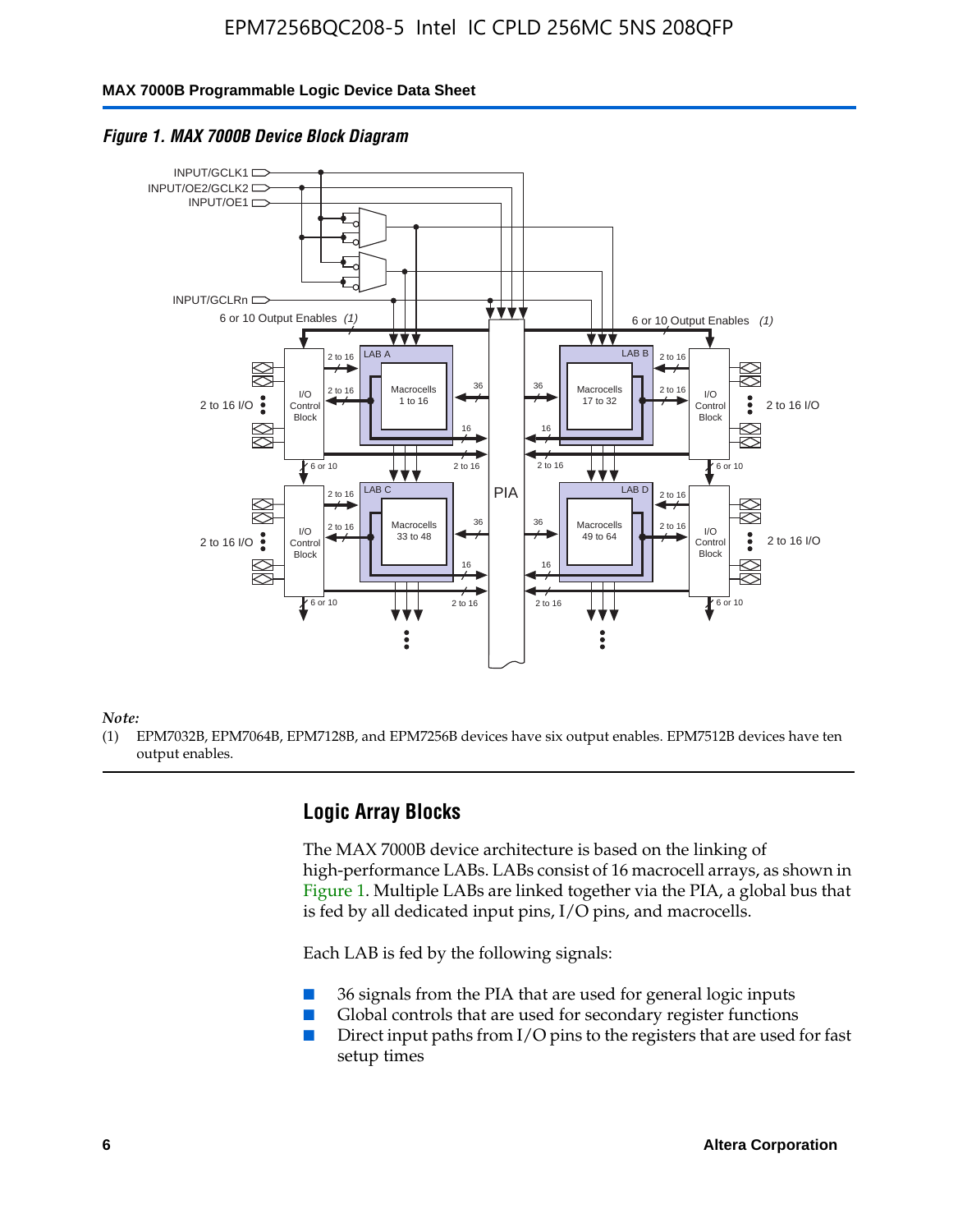*Figure 1. MAX 7000B Device Block Diagram*

*Note:*

(1) EPM7032B, EPM7064B, EPM7128B, and EPM7256B devices have six output enables. EPM7512B devices have ten output enables.

## Logic Array Blocks

The MAX 7000B device architecture is based on the linking of high-performance LABs. LABs consist of 16 macrocell arrays, as shown in Figure 1. Multiple LABs are linked together via the PIA, a global bus that is fed by all dedicated input pins, I/O pins, and macrocells.

Each LAB is fed by the following signals:

- 36 signals from the PIA that are used for general logic inputs
- Global controls that are used for secondary register functions
- Direct input paths from I/O pins to the registers that are used for fast setup times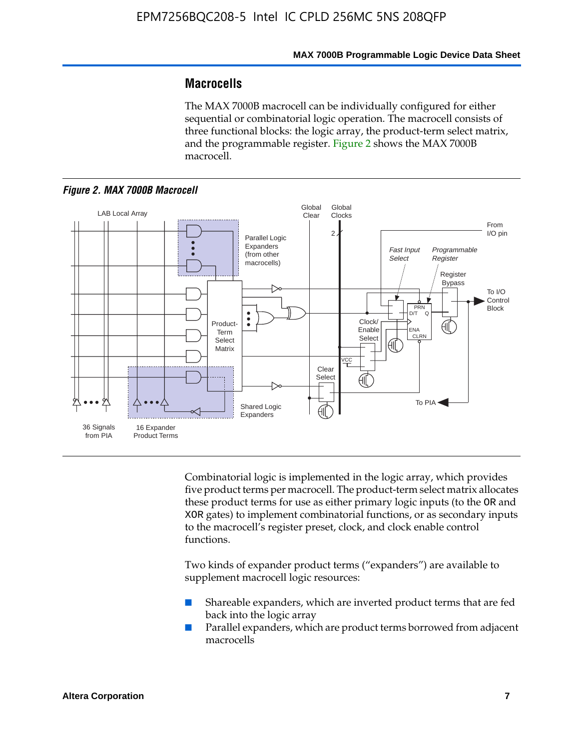## Macrocells

The MAX 7000B macrocell can be individually configured for either sequential or combinatorial logic operation. The macrocell consists of three functional blocks: the logic array, the product-term select matrix, and the programmable register. Figure 2 shows the MAX 7000B macrocell.

*Figure 2. MAX 7000B Macrocell*

Combinatorial logic is implemented in the logic array, which provides five product terms per macrocell. The product-term select matrix allocates these product terms for use as either primary logic inputs (to the OR and XOR gates) to implement combinatorial functions, or as secondary inputs to the macrocell's register preset, clock, and clock enable control functions.

Two kinds of expander product terms ("expanders") are available to supplement macrocell logic resources:

- Shareable expanders, which are inverted product terms that are fed back into the logic array
- Parallel expanders, which are product terms borrowed from adjacent macrocells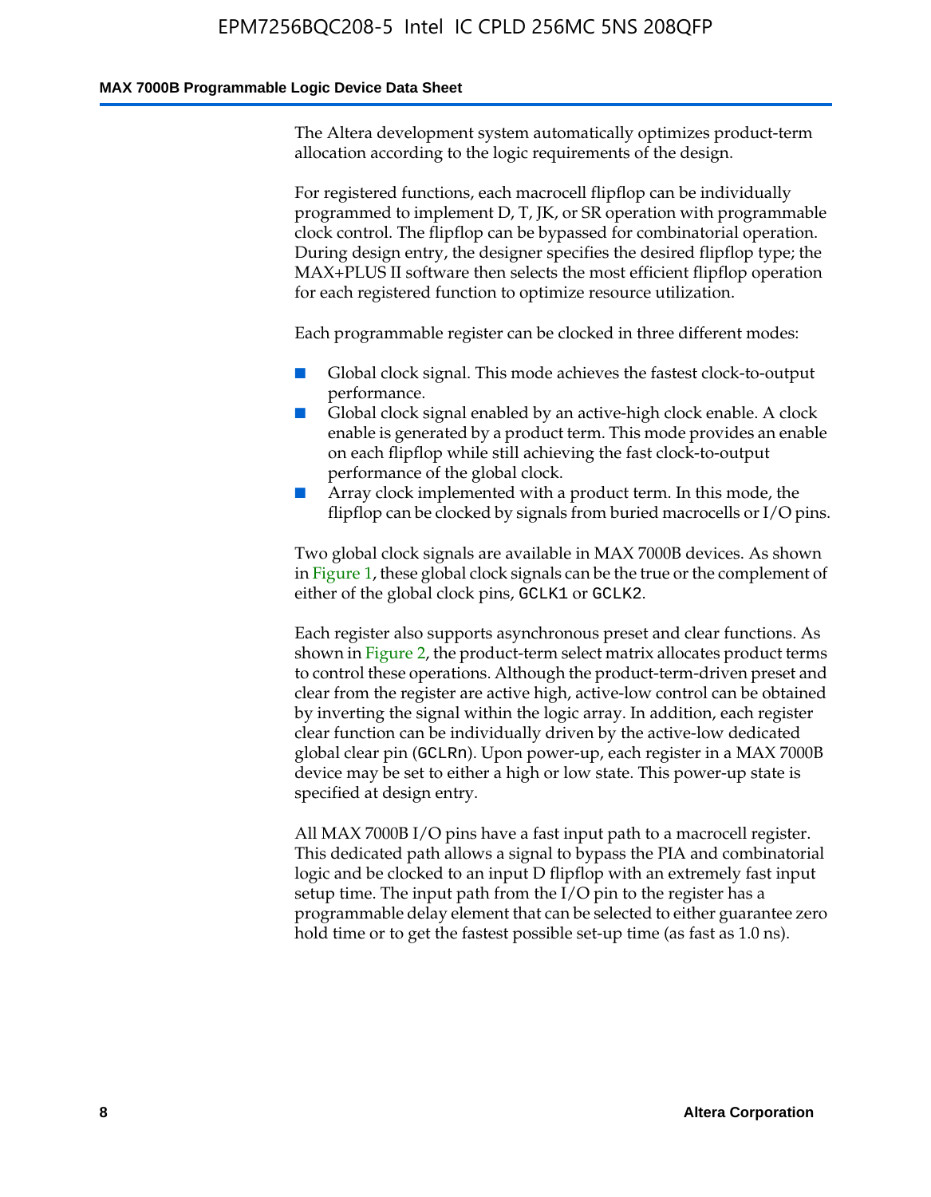The Altera development system automatically optimizes product-term allocation according to the logic requirements of the design.

For registered functions, each macrocell flipflop can be individually programmed to implement D, T, JK, or SR operation with programmable clock control. The flipflop can be bypassed for combinatorial operation. During design entry, the designer specifies the desired flipflop type; the MAX+PLUS II software then selects the most efficient flipflop operation for each registered function to optimize resource utilization.

Each programmable register can be clocked in three different modes:

- Global clock signal. This mode achieves the fastest clock-to-output performance.
- Global clock signal enabled by an active-high clock enable. A clock enable is generated by a product term. This mode provides an enable on each flipflop while still achieving the fast clock-to-output performance of the global clock.
- Array clock implemented with a product term. In this mode, the flipflop can be clocked by signals from buried macrocells or I/O pins.

Two global clock signals are available in MAX 7000B devices. As shown in Figure 1, these global clock signals can be the true or the complement of either of the global clock pins, `GCLK1` or `GCLK2`.

Each register also supports asynchronous preset and clear functions. As shown in Figure 2, the product-term select matrix allocates product terms to control these operations. Although the product-term-driven preset and clear from the register are active high, active-low control can be obtained by inverting the signal within the logic array. In addition, each register clear function can be individually driven by the active-low dedicated global clear pin (`GCLRn`). Upon power-up, each register in a MAX 7000B device may be set to either a high or low state. This power-up state is specified at design entry.

All MAX 7000B I/O pins have a fast input path to a macrocell register. This dedicated path allows a signal to bypass the PIA and combinatorial logic and be clocked to an input D flipflop with an extremely fast input setup time. The input path from the I/O pin to the register has a programmable delay element that can be selected to either guarantee zero hold time or to get the fastest possible set-up time (as fast as 1.0 ns).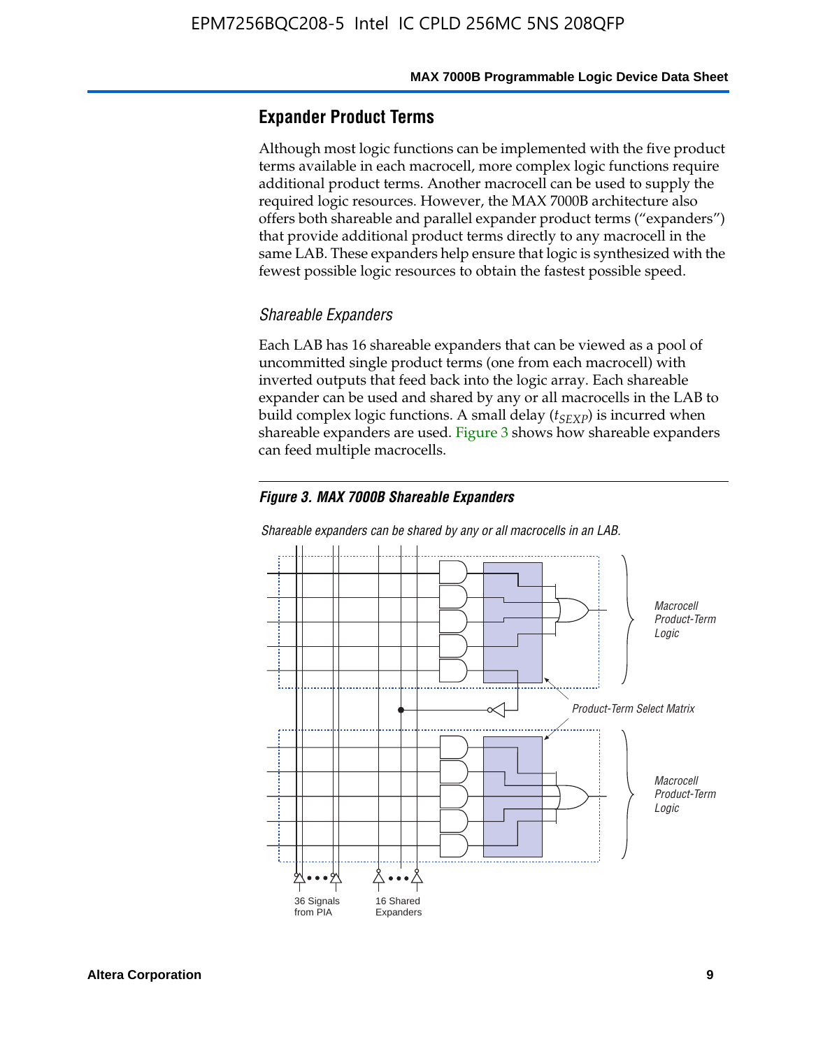## Expander Product Terms

Although most logic functions can be implemented with the five product terms available in each macrocell, more complex logic functions require additional product terms. Another macrocell can be used to supply the required logic resources. However, the MAX 7000B architecture also offers both shareable and parallel expander product terms ("expanders") that provide additional product terms directly to any macrocell in the same LAB. These expanders help ensure that logic is synthesized with the fewest possible logic resources to obtain the fastest possible speed.

### *Shareable Expanders*

Each LAB has 16 shareable expanders that can be viewed as a pool of uncommitted single product terms (one from each macrocell) with inverted outputs that feed back into the logic array. Each shareable expander can be used and shared by any or all macrocells in the LAB to build complex logic functions. A small delay ($t_{SEXP}$) is incurred when shareable expanders are used. Figure 3 shows how shareable expanders can feed multiple macrocells.

***Figure 3. MAX 7000B Shareable Expanders***

*Shareable expanders can be shared by any or all macrocells in an LAB.*

Macrocell Product-Term Logic

Product-Term Select Matrix

Macrocell Product-Term Logic

36 Signals from PIA

16 Shared Expanders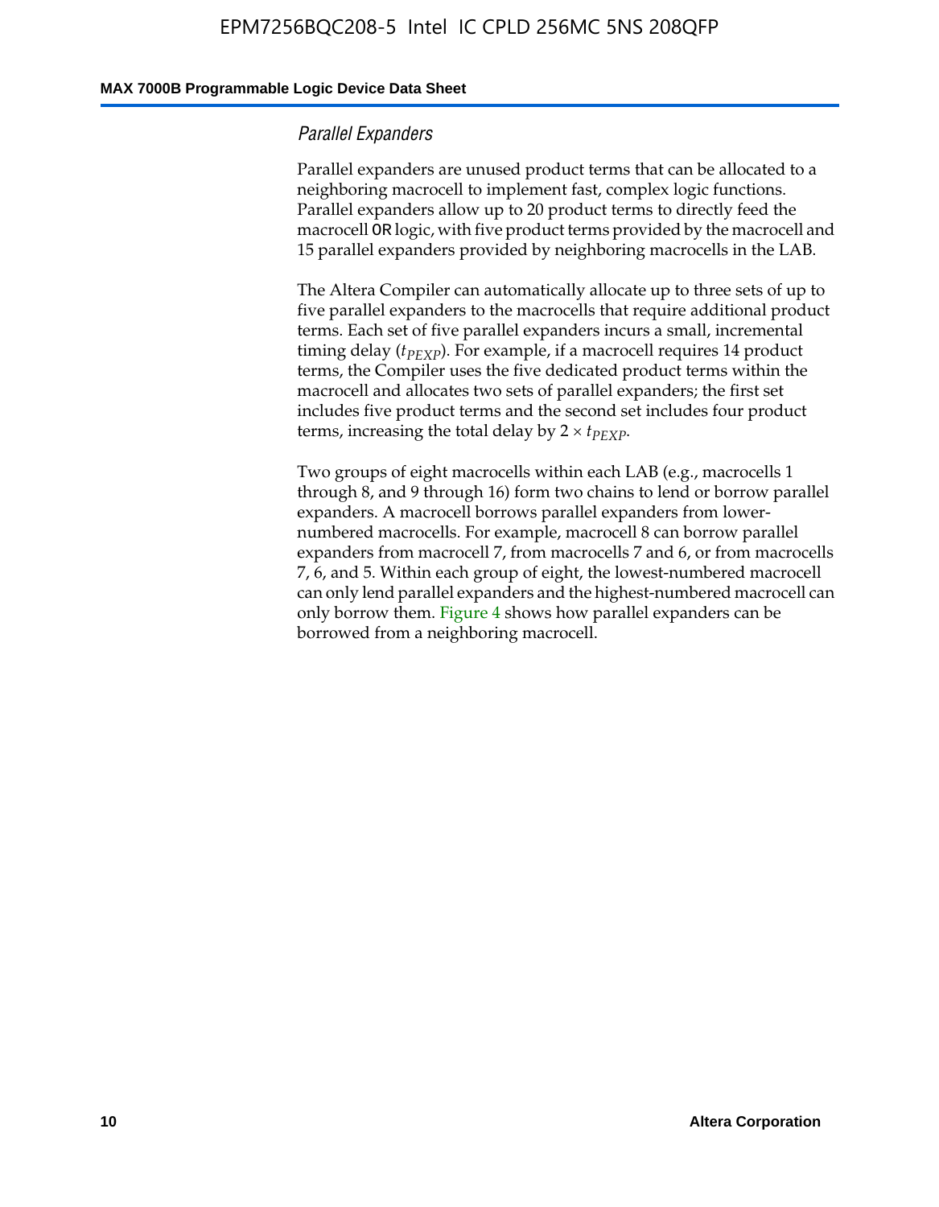### *Parallel Expanders*

Parallel expanders are unused product terms that can be allocated to a neighboring macrocell to implement fast, complex logic functions. Parallel expanders allow up to 20 product terms to directly feed the macrocell `OR` logic, with five product terms provided by the macrocell and 15 parallel expanders provided by neighboring macrocells in the LAB.

The Altera Compiler can automatically allocate up to three sets of up to five parallel expanders to the macrocells that require additional product terms. Each set of five parallel expanders incurs a small, incremental timing delay ($t_{PEXP}$). For example, if a macrocell requires 14 product terms, the Compiler uses the five dedicated product terms within the macrocell and allocates two sets of parallel expanders; the first set includes five product terms and the second set includes four product terms, increasing the total delay by $2 \times t_{PEXP}$.

Two groups of eight macrocells within each LAB (e.g., macrocells 1 through 8, and 9 through 16) form two chains to lend or borrow parallel expanders. A macrocell borrows parallel expanders from lower-numbered macrocells. For example, macrocell 8 can borrow parallel expanders from macrocell 7, from macrocells 7 and 6, or from macrocells 7, 6, and 5. Within each group of eight, the lowest-numbered macrocell can only lend parallel expanders and the highest-numbered macrocell can only borrow them. Figure 4 shows how parallel expanders can be borrowed from a neighboring macrocell.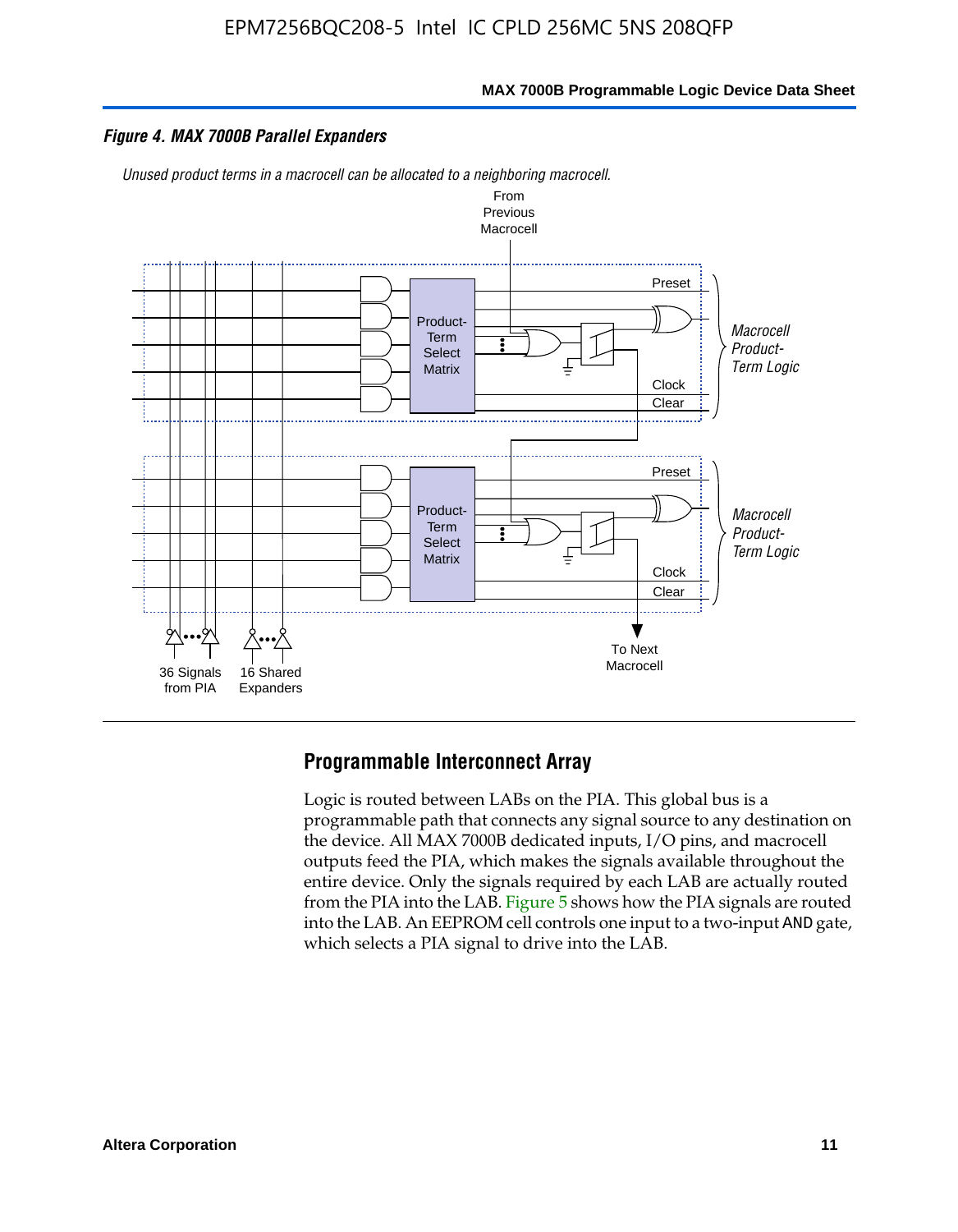*Figure 4. MAX 7000B Parallel Expanders*

*Unused product terms in a macrocell can be allocated to a neighboring macrocell.*

From Previous Macrocell

Preset

Product-Term Select Matrix

Clock

Clear

*Macrocell Product-Term Logic*

Preset

Product-Term Select Matrix

Clock

Clear

*Macrocell Product-Term Logic*

36 Signals from PIA

16 Shared Expanders

To Next Macrocell

## Programmable Interconnect Array

Logic is routed between LABs on the PIA. This global bus is a programmable path that connects any signal source to any destination on the device. All MAX 7000B dedicated inputs, I/O pins, and macrocell outputs feed the PIA, which makes the signals available throughout the entire device. Only the signals required by each LAB are actually routed from the PIA into the LAB. Figure 5 shows how the PIA signals are routed into the LAB. An EEPROM cell controls one input to a two-input AND gate, which selects a PIA signal to drive into the LAB.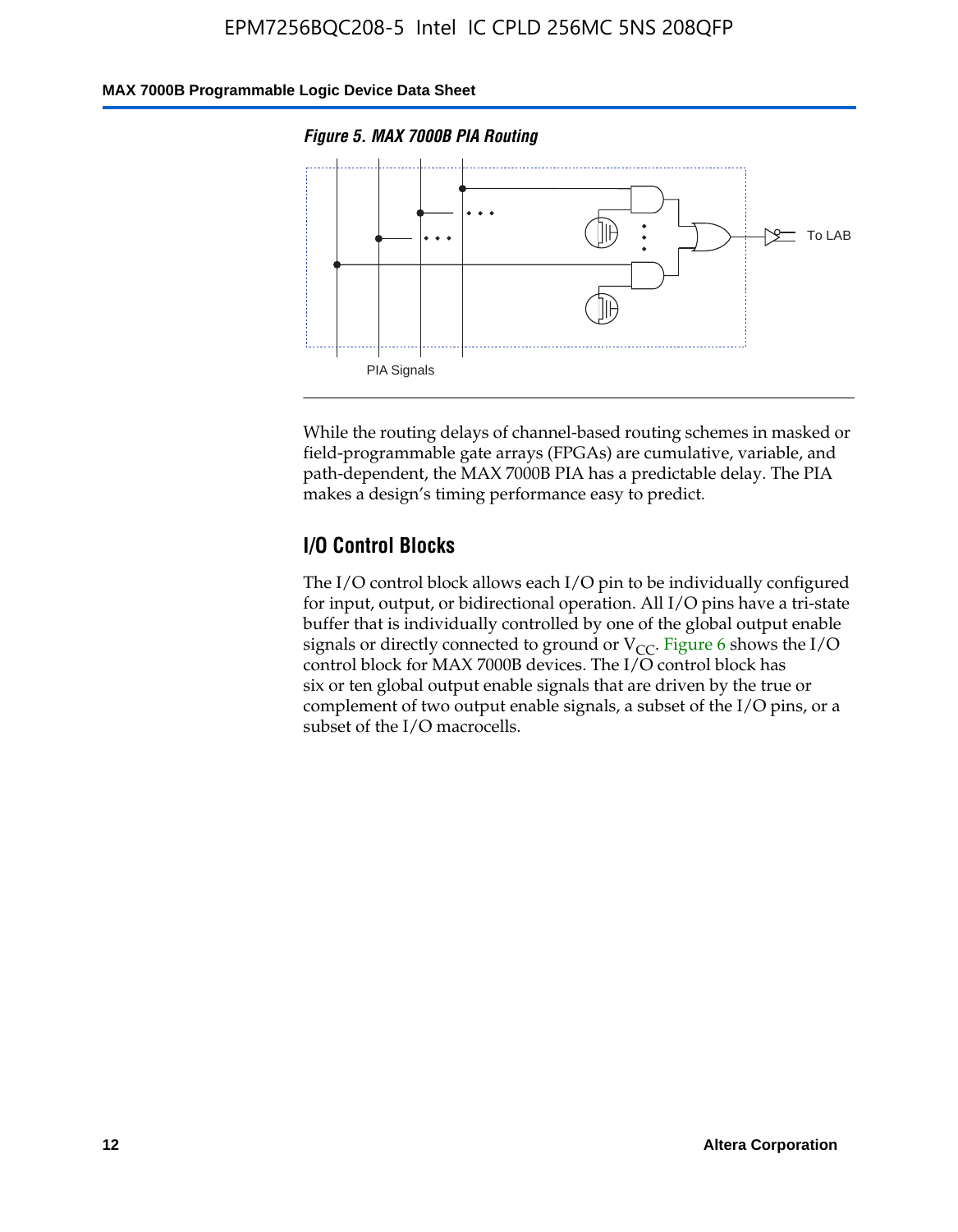*Figure 5. MAX 7000B PIA Routing*

To LAB

PIA Signals

While the routing delays of channel-based routing schemes in masked or field-programmable gate arrays (FPGAs) are cumulative, variable, and path-dependent, the MAX 7000B PIA has a predictable delay. The PIA makes a design's timing performance easy to predict.

## I/O Control Blocks

The I/O control block allows each I/O pin to be individually configured for input, output, or bidirectional operation. All I/O pins have a tri-state buffer that is individually controlled by one of the global output enable signals or directly connected to ground or $V_{CC}$. Figure 6 shows the I/O control block for MAX 7000B devices. The I/O control block has six or ten global output enable signals that are driven by the true or complement of two output enable signals, a subset of the I/O pins, or a subset of the I/O macrocells.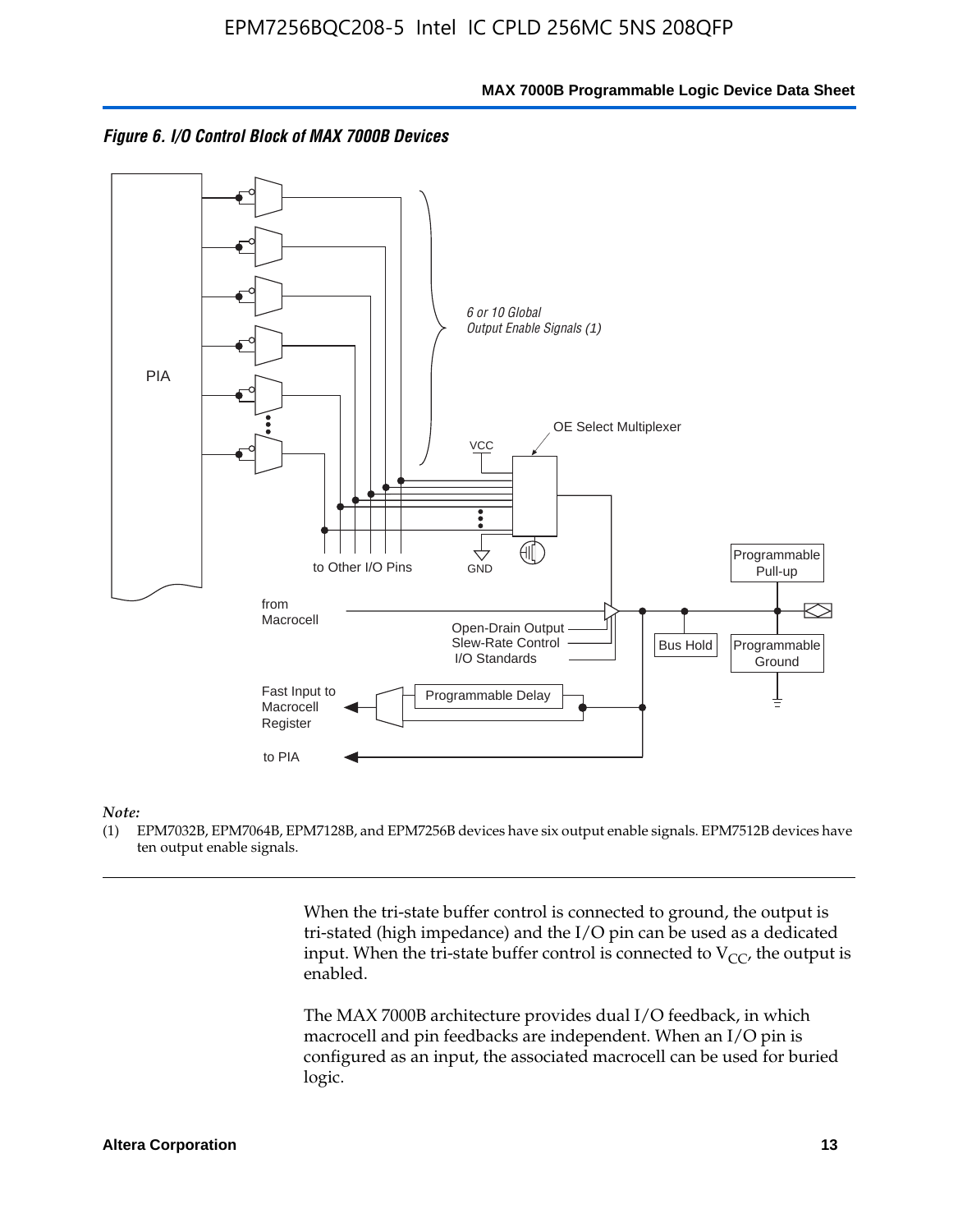*Figure 6. I/O Control Block of MAX 7000B Devices*

*Note:*

(1) EPM7032B, EPM7064B, EPM7128B, and EPM7256B devices have six output enable signals. EPM7512B devices have ten output enable signals.

When the tri-state buffer control is connected to ground, the output is tri-stated (high impedance) and the I/O pin can be used as a dedicated input. When the tri-state buffer control is connected to $V_{CC}$, the output is enabled.

The MAX 7000B architecture provides dual I/O feedback, in which macrocell and pin feedbacks are independent. When an I/O pin is configured as an input, the associated macrocell can be used for buried logic.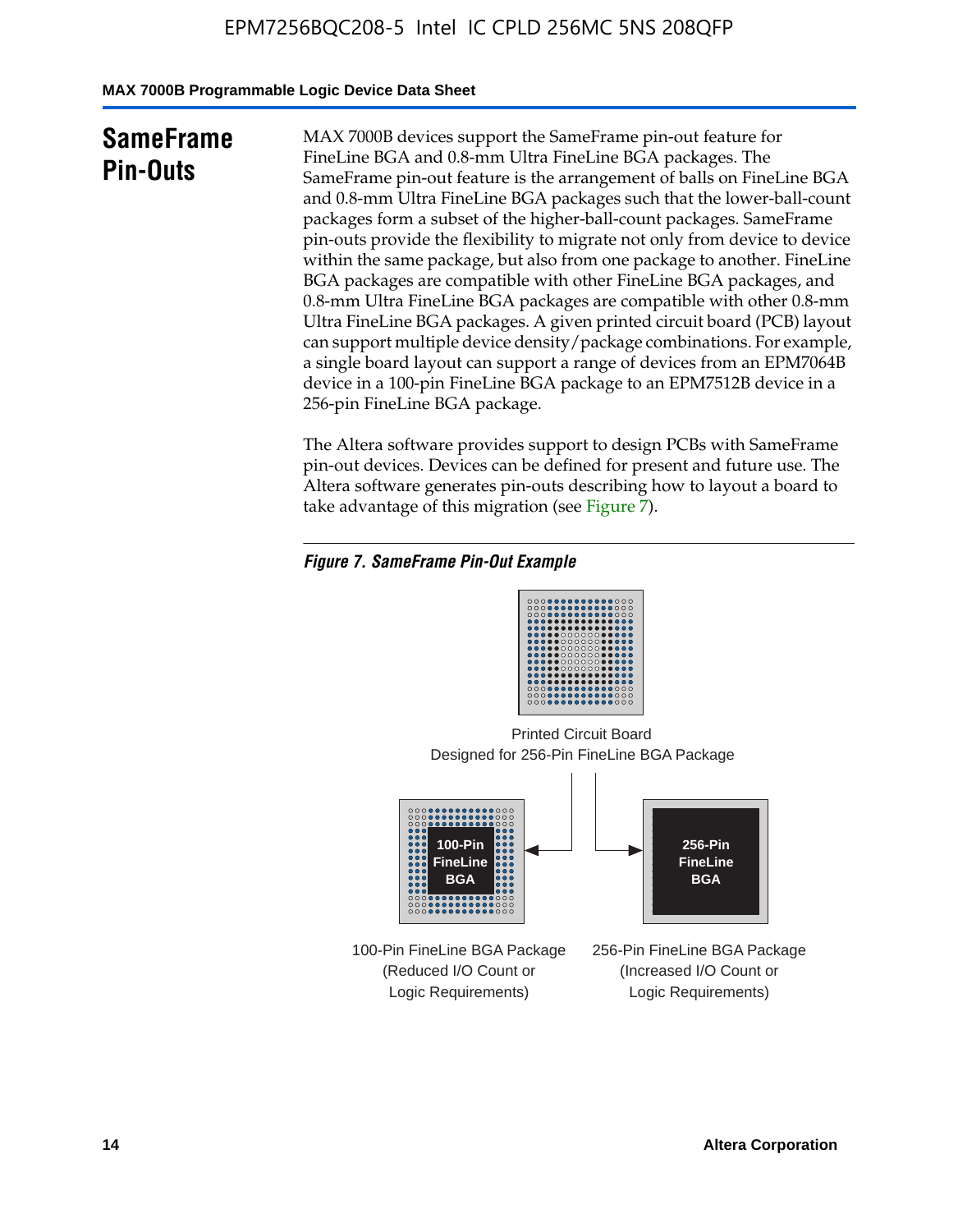## SameFrame Pin-Outs

MAX 7000B devices support the SameFrame pin-out feature for FineLine BGA and 0.8-mm Ultra FineLine BGA packages. The SameFrame pin-out feature is the arrangement of balls on FineLine BGA and 0.8-mm Ultra FineLine BGA packages such that the lower-ball-count packages form a subset of the higher-ball-count packages. SameFrame pin-outs provide the flexibility to migrate not only from device to device within the same package, but also from one package to another. FineLine BGA packages are compatible with other FineLine BGA packages, and 0.8-mm Ultra FineLine BGA packages are compatible with other 0.8-mm Ultra FineLine BGA packages. A given printed circuit board (PCB) layout can support multiple device density/package combinations. For example, a single board layout can support a range of devices from an EPM7064B device in a 100-pin FineLine BGA package to an EPM7512B device in a 256-pin FineLine BGA package.

The Altera software provides support to design PCBs with SameFrame pin-out devices. Devices can be defined for present and future use. The Altera software generates pin-outs describing how to layout a board to take advantage of this migration (see Figure 7).

*Figure 7. SameFrame Pin-Out Example*

Printed Circuit Board
Designed for 256-Pin FineLine BGA Package

100-Pin FineLine BGA

256-Pin FineLine BGA

100-Pin FineLine BGA Package
(Reduced I/O Count or
Logic Requirements)

256-Pin FineLine BGA Package
(Increased I/O Count or
Logic Requirements)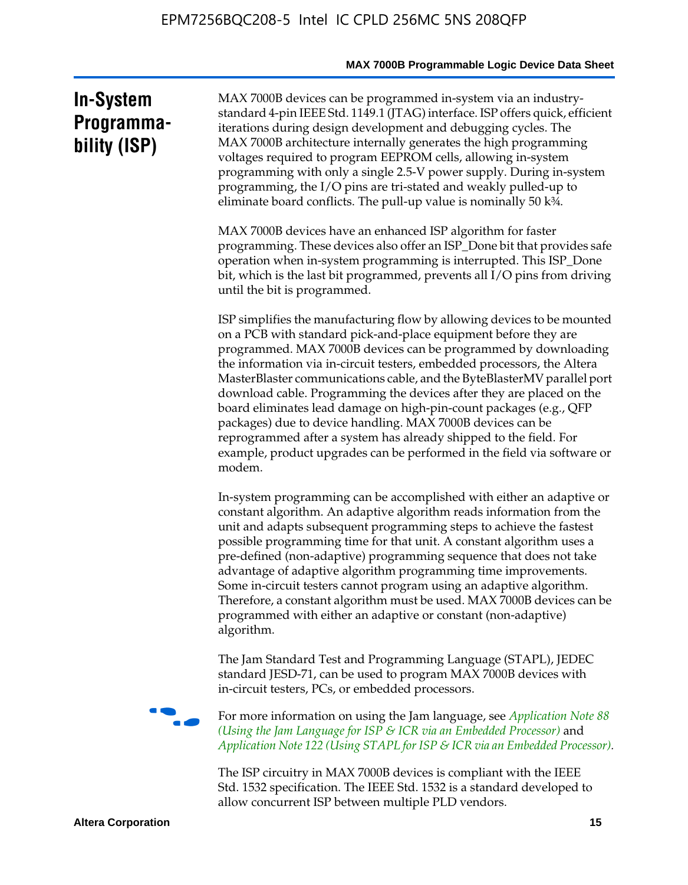## In-System Programmability (ISP)

MAX 7000B devices can be programmed in-system via an industry-standard 4-pin IEEE Std. 1149.1 (JTAG) interface. ISP offers quick, efficient iterations during design development and debugging cycles. The MAX 7000B architecture internally generates the high programming voltages required to program EEPROM cells, allowing in-system programming with only a single 2.5-V power supply. During in-system programming, the I/O pins are tri-stated and weakly pulled-up to eliminate board conflicts. The pull-up value is nominally 50 k¾.

MAX 7000B devices have an enhanced ISP algorithm for faster programming. These devices also offer an ISP_Done bit that provides safe operation when in-system programming is interrupted. This ISP_Done bit, which is the last bit programmed, prevents all I/O pins from driving until the bit is programmed.

ISP simplifies the manufacturing flow by allowing devices to be mounted on a PCB with standard pick-and-place equipment before they are programmed. MAX 7000B devices can be programmed by downloading the information via in-circuit testers, embedded processors, the Altera MasterBlaster communications cable, and the ByteBlasterMV parallel port download cable. Programming the devices after they are placed on the board eliminates lead damage on high-pin-count packages (e.g., QFP packages) due to device handling. MAX 7000B devices can be reprogrammed after a system has already shipped to the field. For example, product upgrades can be performed in the field via software or modem.

In-system programming can be accomplished with either an adaptive or constant algorithm. An adaptive algorithm reads information from the unit and adapts subsequent programming steps to achieve the fastest possible programming time for that unit. A constant algorithm uses a pre-defined (non-adaptive) programming sequence that does not take advantage of adaptive algorithm programming time improvements. Some in-circuit testers cannot program using an adaptive algorithm. Therefore, a constant algorithm must be used. MAX 7000B devices can be programmed with either an adaptive or constant (non-adaptive) algorithm.

The Jam Standard Test and Programming Language (STAPL), JEDEC standard JESD-71, can be used to program MAX 7000B devices with in-circuit testers, PCs, or embedded processors.

For more information on using the Jam language, see *Application Note 88 (Using the Jam Language for ISP & ICR via an Embedded Processor)* and *Application Note 122 (Using STAPL for ISP & ICR via an Embedded Processor)*.

The ISP circuitry in MAX 7000B devices is compliant with the IEEE Std. 1532 specification. The IEEE Std. 1532 is a standard developed to allow concurrent ISP between multiple PLD vendors.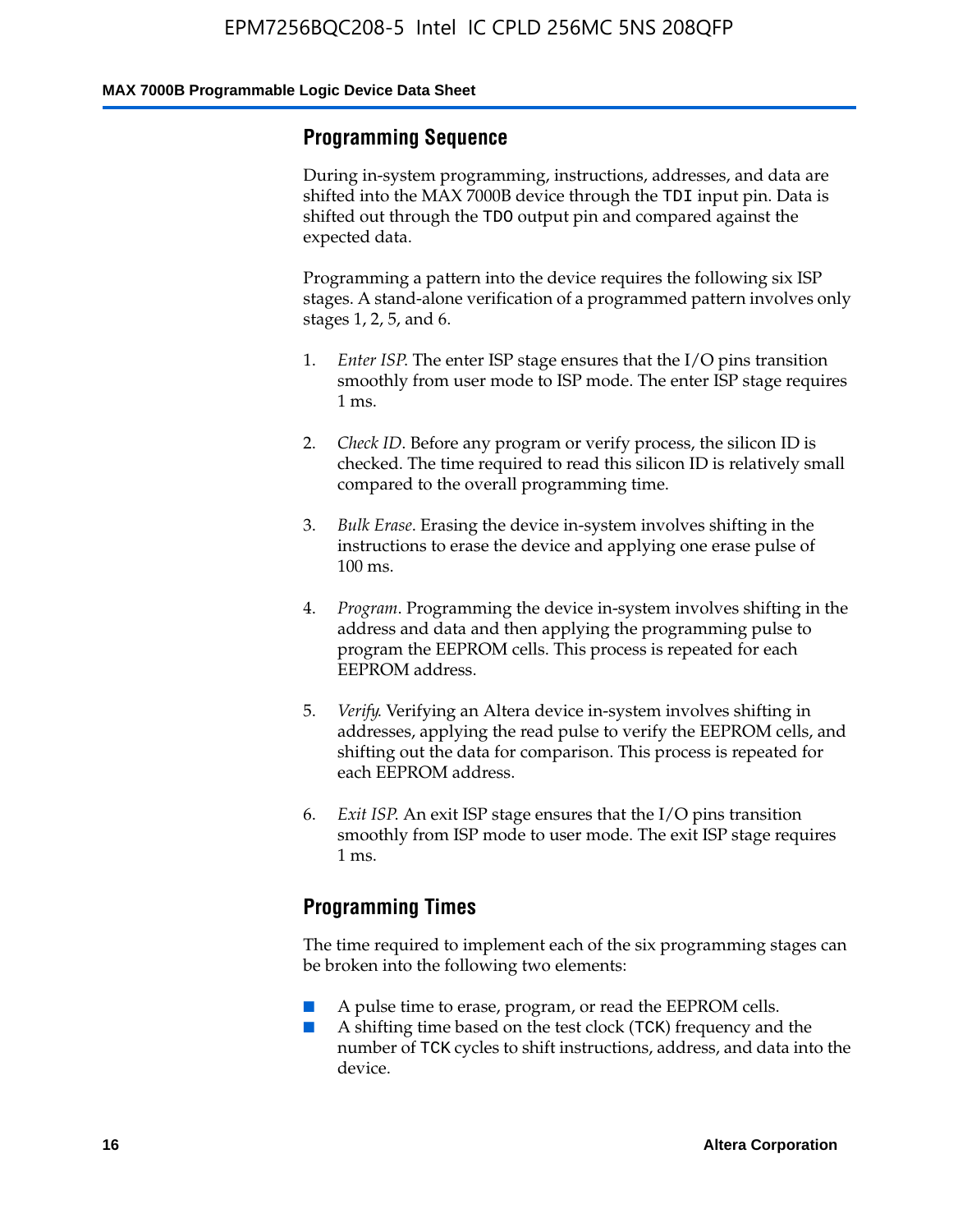## Programming Sequence

During in-system programming, instructions, addresses, and data are shifted into the MAX 7000B device through the `TDI` input pin. Data is shifted out through the `TDO` output pin and compared against the expected data.

Programming a pattern into the device requires the following six ISP stages. A stand-alone verification of a programmed pattern involves only stages 1, 2, 5, and 6.

1. *Enter ISP*. The enter ISP stage ensures that the I/O pins transition smoothly from user mode to ISP mode. The enter ISP stage requires 1 ms.

2. *Check ID*. Before any program or verify process, the silicon ID is checked. The time required to read this silicon ID is relatively small compared to the overall programming time.

3. *Bulk Erase*. Erasing the device in-system involves shifting in the instructions to erase the device and applying one erase pulse of 100 ms.

4. *Program*. Programming the device in-system involves shifting in the address and data and then applying the programming pulse to program the EEPROM cells. This process is repeated for each EEPROM address.

5. *Verify*. Verifying an Altera device in-system involves shifting in addresses, applying the read pulse to verify the EEPROM cells, and shifting out the data for comparison. This process is repeated for each EEPROM address.

6. *Exit ISP*. An exit ISP stage ensures that the I/O pins transition smoothly from ISP mode to user mode. The exit ISP stage requires 1 ms.

## Programming Times

The time required to implement each of the six programming stages can be broken into the following two elements:

- A pulse time to erase, program, or read the EEPROM cells.
- A shifting time based on the test clock (`TCK`) frequency and the number of `TCK` cycles to shift instructions, address, and data into the device.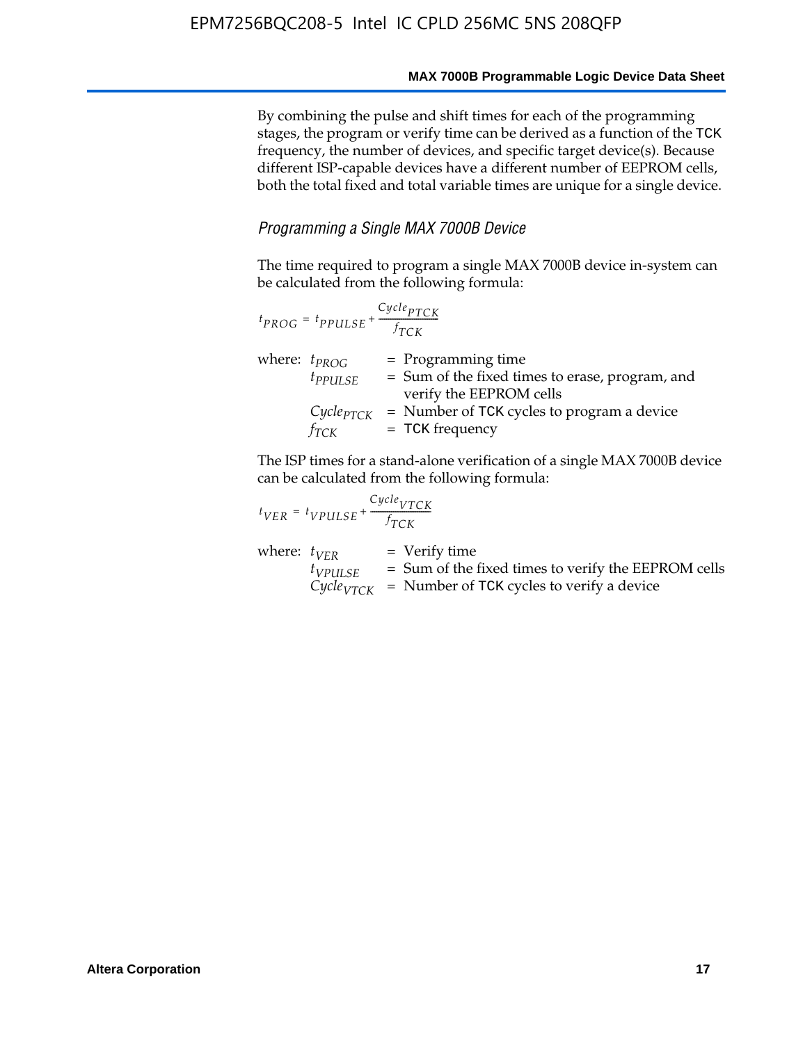By combining the pulse and shift times for each of the programming stages, the program or verify time can be derived as a function of the TCK frequency, the number of devices, and specific target device(s). Because different ISP-capable devices have a different number of EEPROM cells, both the total fixed and total variable times are unique for a single device.

### *Programming a Single MAX 7000B Device*

The time required to program a single MAX 7000B device in-system can be calculated from the following formula:

$$t_{PROG} = t_{PPULSE} + \frac{Cycle_{PTCK}}{f_{TCK}}$$

where: $t_{PROG}$ = Programming time
$t_{PPULSE}$ = Sum of the fixed times to erase, program, and verify the EEPROM cells
$Cycle_{PTCK}$ = Number of TCK cycles to program a device
$f_{TCK}$ = TCK frequency

The ISP times for a stand-alone verification of a single MAX 7000B device can be calculated from the following formula:

$$t_{VER} = t_{VPULSE} + \frac{Cycle_{VTCK}}{f_{TCK}}$$

where: $t_{VER}$ = Verify time
$t_{VPULSE}$ = Sum of the fixed times to verify the EEPROM cells
$Cycle_{VTCK}$ = Number of TCK cycles to verify a device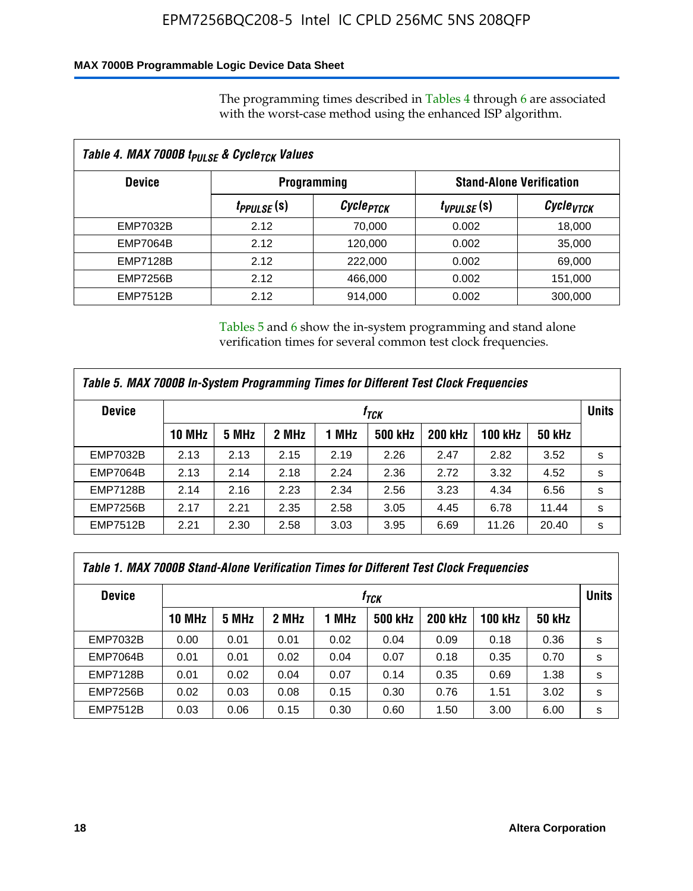The programming times described in Tables 4 through 6 are associated with the worst-case method using the enhanced ISP algorithm.

*Table 4. MAX 7000B $t_{PULSE}$ & $Cycle_{TCK}$ Values*

| Device | Programming | | Stand-Alone Verification | |
|---|---|---|---|---|
| | $t_{PPULSE}$ (s) | $Cycle_{PTCK}$ | $t_{VPULSE}$ (s) | $Cycle_{VTCK}$ |
| EMP7032B | 2.12 | 70,000 | 0.002 | 18,000 |
| EMP7064B | 2.12 | 120,000 | 0.002 | 35,000 |
| EMP7128B | 2.12 | 222,000 | 0.002 | 69,000 |
| EMP7256B | 2.12 | 466,000 | 0.002 | 151,000 |
| EMP7512B | 2.12 | 914,000 | 0.002 | 300,000 |

Tables 5 and 6 show the in-system programming and stand alone verification times for several common test clock frequencies.

*Table 5. MAX 7000B In-System Programming Times for Different Test Clock Frequencies*

| Device | $f_{TCK}$ | | | | | | | | Units |
|---|---|---|---|---|---|---|---|---|---|
| | 10 MHz | 5 MHz | 2 MHz | 1 MHz | 500 kHz | 200 kHz | 100 kHz | 50 kHz | |
| EMP7032B | 2.13 | 2.13 | 2.15 | 2.19 | 2.26 | 2.47 | 2.82 | 3.52 | s |
| EMP7064B | 2.13 | 2.14 | 2.18 | 2.24 | 2.36 | 2.72 | 3.32 | 4.52 | s |
| EMP7128B | 2.14 | 2.16 | 2.23 | 2.34 | 2.56 | 3.23 | 4.34 | 6.56 | s |
| EMP7256B | 2.17 | 2.21 | 2.35 | 2.58 | 3.05 | 4.45 | 6.78 | 11.44 | s |
| EMP7512B | 2.21 | 2.30 | 2.58 | 3.03 | 3.95 | 6.69 | 11.26 | 20.40 | s |

*Table 1. MAX 7000B Stand-Alone Verification Times for Different Test Clock Frequencies*

| Device | $f_{TCK}$ | | | | | | | | Units |
|---|---|---|---|---|---|---|---|---|---|
| | 10 MHz | 5 MHz | 2 MHz | 1 MHz | 500 kHz | 200 kHz | 100 kHz | 50 kHz | |
| EMP7032B | 0.00 | 0.01 | 0.01 | 0.02 | 0.04 | 0.09 | 0.18 | 0.36 | s |
| EMP7064B | 0.01 | 0.01 | 0.02 | 0.04 | 0.07 | 0.18 | 0.35 | 0.70 | s |
| EMP7128B | 0.01 | 0.02 | 0.04 | 0.07 | 0.14 | 0.35 | 0.69 | 1.38 | s |
| EMP7256B | 0.02 | 0.03 | 0.08 | 0.15 | 0.30 | 0.76 | 1.51 | 3.02 | s |
| EMP7512B | 0.03 | 0.06 | 0.15 | 0.30 | 0.60 | 1.50 | 3.00 | 6.00 | s |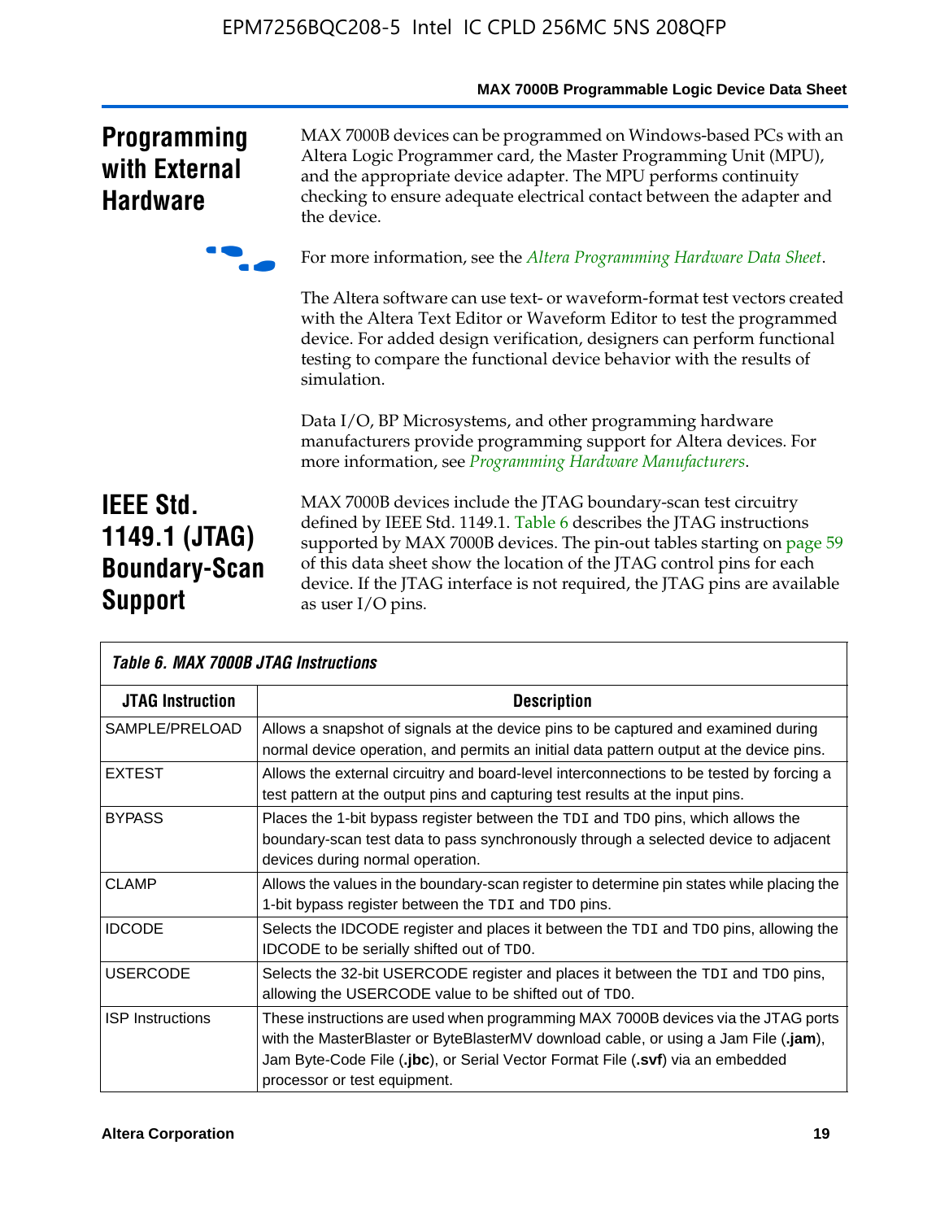## Programming with External Hardware

MAX 7000B devices can be programmed on Windows-based PCs with an Altera Logic Programmer card, the Master Programming Unit (MPU), and the appropriate device adapter. The MPU performs continuity checking to ensure adequate electrical contact between the adapter and the device.

For more information, see the *Altera Programming Hardware Data Sheet*.

The Altera software can use text- or waveform-format test vectors created with the Altera Text Editor or Waveform Editor to test the programmed device. For added design verification, designers can perform functional testing to compare the functional device behavior with the results of simulation.

Data I/O, BP Microsystems, and other programming hardware manufacturers provide programming support for Altera devices. For more information, see *Programming Hardware Manufacturers*.

## IEEE Std. 1149.1 (JTAG) Boundary-Scan Support

MAX 7000B devices include the JTAG boundary-scan test circuitry defined by IEEE Std. 1149.1. Table 6 describes the JTAG instructions supported by MAX 7000B devices. The pin-out tables starting on page 59 of this data sheet show the location of the JTAG control pins for each device. If the JTAG interface is not required, the JTAG pins are available as user I/O pins.

**Table 6. MAX 7000B JTAG Instructions**

| JTAG Instruction | Description |
|---|---|
| SAMPLE/PRELOAD | Allows a snapshot of signals at the device pins to be captured and examined during normal device operation, and permits an initial data pattern output at the device pins. |
| EXTEST | Allows the external circuitry and board-level interconnections to be tested by forcing a test pattern at the output pins and capturing test results at the input pins. |
| BYPASS | Places the 1-bit bypass register between the `TDI` and `TDO` pins, which allows the boundary-scan test data to pass synchronously through a selected device to adjacent devices during normal operation. |
| CLAMP | Allows the values in the boundary-scan register to determine pin states while placing the 1-bit bypass register between the `TDI` and `TDO` pins. |
| IDCODE | Selects the IDCODE register and places it between the `TDI` and `TDO` pins, allowing the IDCODE to be serially shifted out of `TDO`. |
| USERCODE | Selects the 32-bit USERCODE register and places it between the `TDI` and `TDO` pins, allowing the USERCODE value to be shifted out of `TDO`. |
| ISP Instructions | These instructions are used when programming MAX 7000B devices via the JTAG ports with the MasterBlaster or ByteBlasterMV download cable, or using a Jam File (**.jam**), Jam Byte-Code File (**.jbc**), or Serial Vector Format File (**.svf**) via an embedded processor or test equipment. |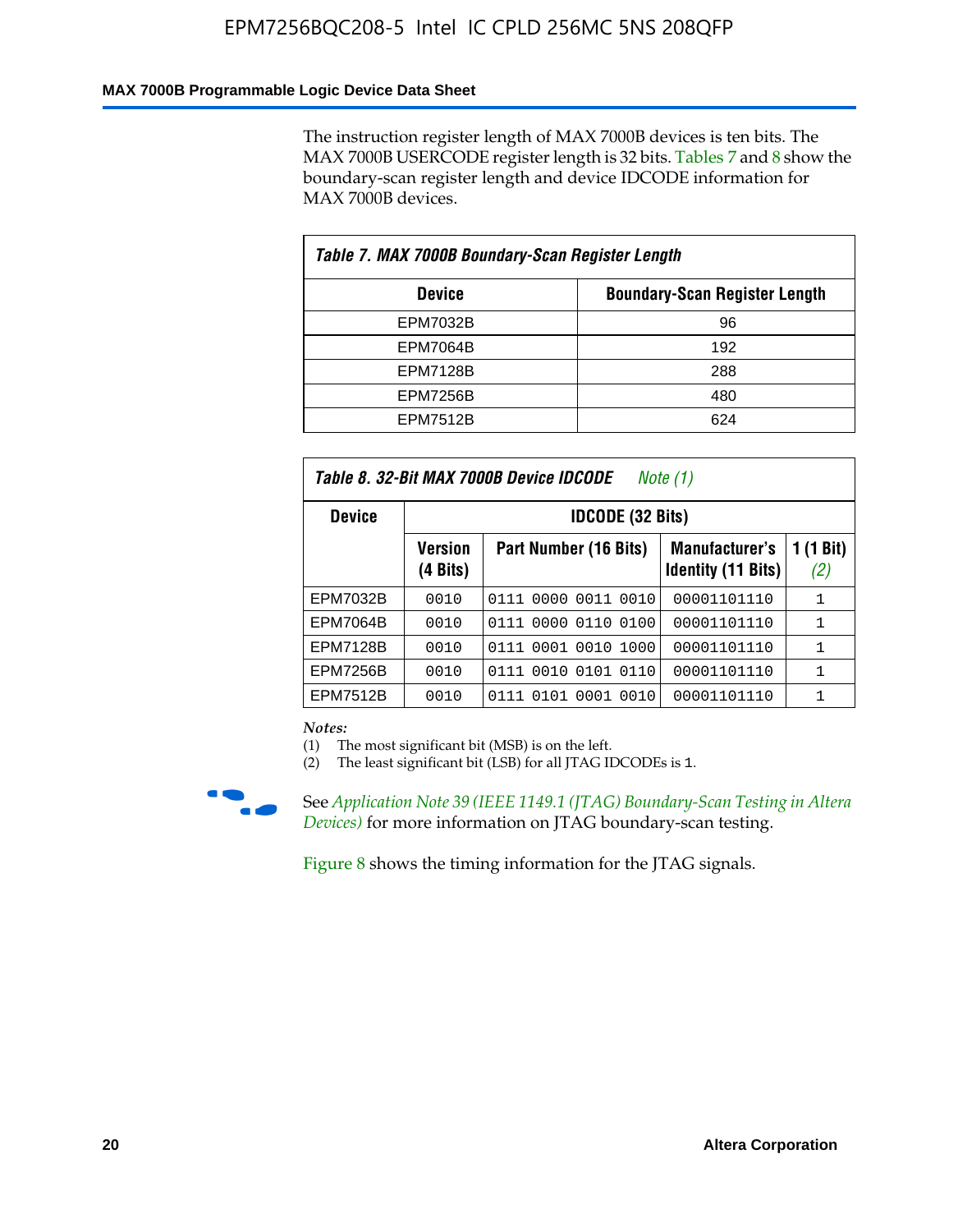The instruction register length of MAX 7000B devices is ten bits. The MAX 7000B USERCODE register length is 32 bits. Tables 7 and 8 show the boundary-scan register length and device IDCODE information for MAX 7000B devices.

**Table 7. MAX 7000B Boundary-Scan Register Length**

| Device | Boundary-Scan Register Length |
|---|---|
| EPM7032B | 96 |
| EPM7064B | 192 |
| EPM7128B | 288 |
| EPM7256B | 480 |
| EPM7512B | 624 |

**Table 8. 32-Bit MAX 7000B Device IDCODE** *Note (1)*

| Device | IDCODE (32 Bits) | | | |
|---|---|---|---|---|
| | Version (4 Bits) | Part Number (16 Bits) | Manufacturer's Identity (11 Bits) | 1 (1 Bit) *(2)* |
| EPM7032B | 0010 | 0111 0000 0011 0010 | 00001101110 | 1 |
| EPM7064B | 0010 | 0111 0000 0110 0100 | 00001101110 | 1 |
| EPM7128B | 0010 | 0111 0001 0010 1000 | 00001101110 | 1 |
| EPM7256B | 0010 | 0111 0010 0101 0110 | 00001101110 | 1 |
| EPM7512B | 0010 | 0111 0101 0001 0010 | 00001101110 | 1 |

*Notes:*

(1) The most significant bit (MSB) is on the left.

(2) The least significant bit (LSB) for all JTAG IDCODEs is 1.

See *Application Note 39 (IEEE 1149.1 (JTAG) Boundary-Scan Testing in Altera Devices)* for more information on JTAG boundary-scan testing.

Figure 8 shows the timing information for the JTAG signals.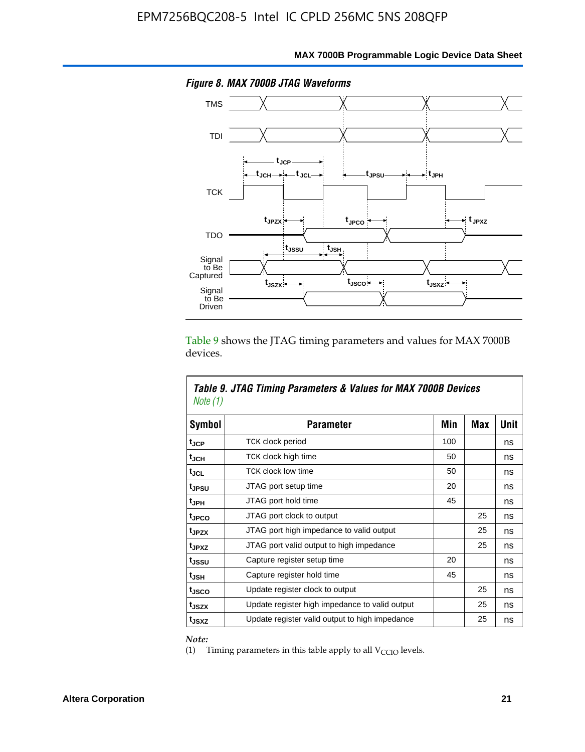*Figure 8. MAX 7000B JTAG Waveforms*

Table 9 shows the JTAG timing parameters and values for MAX 7000B devices.

*Table 9. JTAG Timing Parameters & Values for MAX 7000B Devices* *Note (1)*

| Symbol | Parameter | Min | Max | Unit |
|---|---|---|---|---|
| $t_{JCP}$ | TCK clock period | 100 | | ns |
| $t_{JCH}$ | TCK clock high time | 50 | | ns |
| $t_{JCL}$ | TCK clock low time | 50 | | ns |
| $t_{JPSU}$ | JTAG port setup time | 20 | | ns |
| $t_{JPH}$ | JTAG port hold time | 45 | | ns |
| $t_{JPCO}$ | JTAG port clock to output | | 25 | ns |
| $t_{JPZX}$ | JTAG port high impedance to valid output | | 25 | ns |
| $t_{JPXZ}$ | JTAG port valid output to high impedance | | 25 | ns |
| $t_{JSSU}$ | Capture register setup time | 20 | | ns |
| $t_{JSH}$ | Capture register hold time | 45 | | ns |
| $t_{JSCO}$ | Update register clock to output | | 25 | ns |
| $t_{JSZX}$ | Update register high impedance to valid output | | 25 | ns |
| $t_{JSXZ}$ | Update register valid output to high impedance | | 25 | ns |

*Note:*

(1) Timing parameters in this table apply to all $V_{CCIO}$ levels.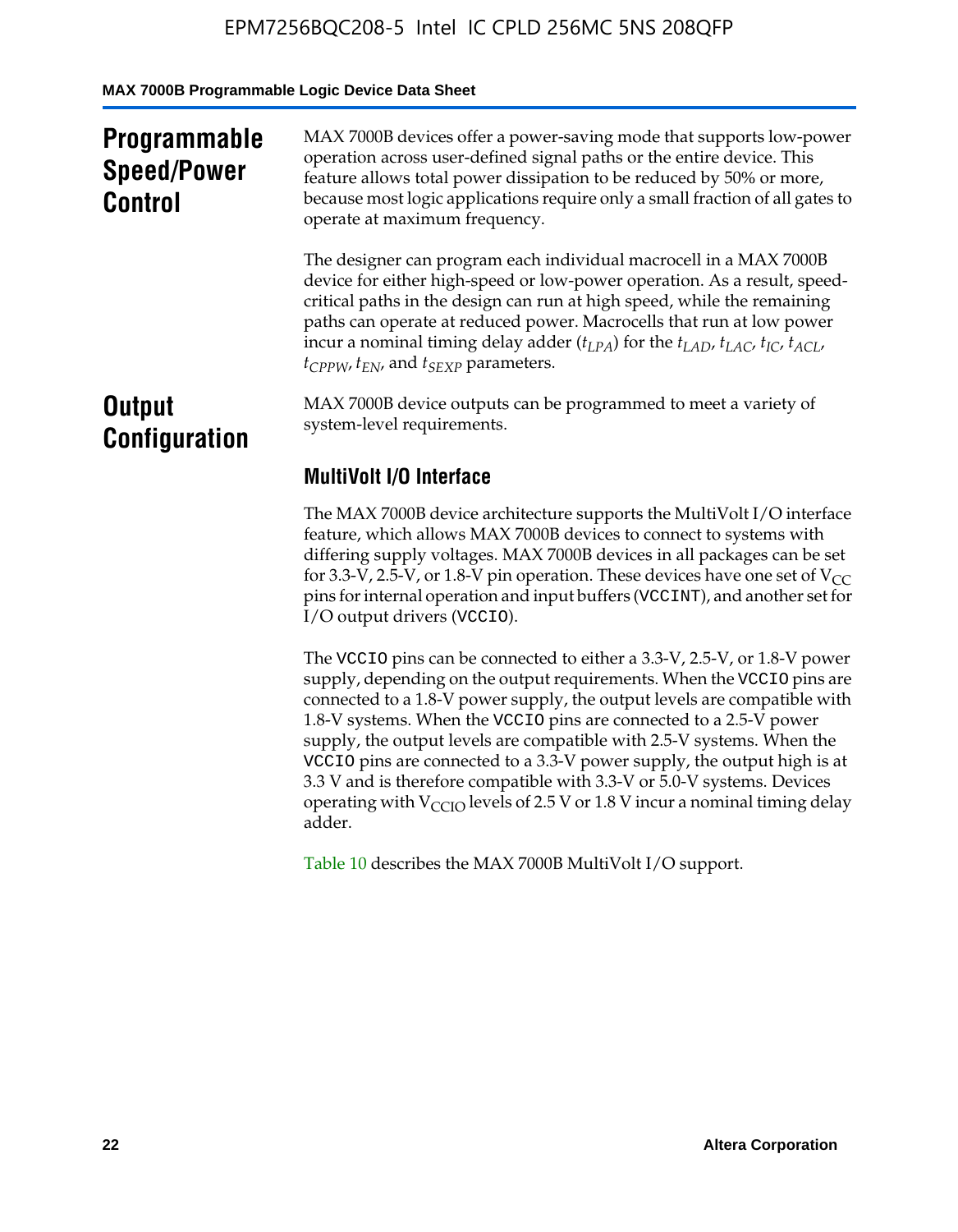## Programmable Speed/Power Control

MAX 7000B devices offer a power-saving mode that supports low-power operation across user-defined signal paths or the entire device. This feature allows total power dissipation to be reduced by 50% or more, because most logic applications require only a small fraction of all gates to operate at maximum frequency.

The designer can program each individual macrocell in a MAX 7000B device for either high-speed or low-power operation. As a result, speed-critical paths in the design can run at high speed, while the remaining paths can operate at reduced power. Macrocells that run at low power incur a nominal timing delay adder ($t_{LPA}$) for the $t_{LAD}$, $t_{LAC}$, $t_{IC}$, $t_{ACL}$, $t_{CPPW}$, $t_{EN}$, and $t_{SEXP}$ parameters.

## Output Configuration

MAX 7000B device outputs can be programmed to meet a variety of system-level requirements.

### MultiVolt I/O Interface

The MAX 7000B device architecture supports the MultiVolt I/O interface feature, which allows MAX 7000B devices to connect to systems with differing supply voltages. MAX 7000B devices in all packages can be set for 3.3-V, 2.5-V, or 1.8-V pin operation. These devices have one set of $V_{CC}$ pins for internal operation and input buffers (`VCCINT`), and another set for I/O output drivers (`VCCIO`).

The `VCCIO` pins can be connected to either a 3.3-V, 2.5-V, or 1.8-V power supply, depending on the output requirements. When the `VCCIO` pins are connected to a 1.8-V power supply, the output levels are compatible with 1.8-V systems. When the `VCCIO` pins are connected to a 2.5-V power supply, the output levels are compatible with 2.5-V systems. When the `VCCIO` pins are connected to a 3.3-V power supply, the output high is at 3.3 V and is therefore compatible with 3.3-V or 5.0-V systems. Devices operating with $V_{CCIO}$ levels of 2.5 V or 1.8 V incur a nominal timing delay adder.

Table 10 describes the MAX 7000B MultiVolt I/O support.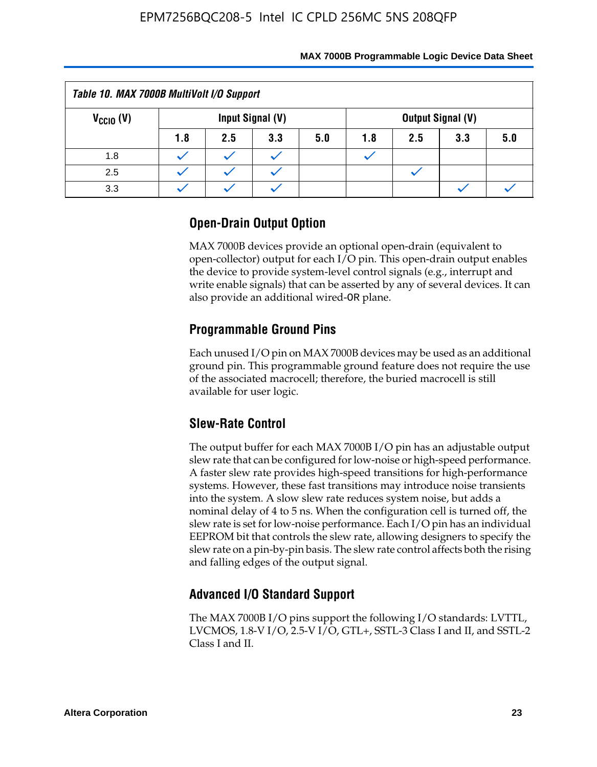*Table 10. MAX 7000B MultiVolt I/O Support*

| $V_{CCIO}$ (V) | Input Signal (V) | | | | Output Signal (V) | | | |
|---|---|---|---|---|---|---|---|---|
| | 1.8 | 2.5 | 3.3 | 5.0 | 1.8 | 2.5 | 3.3 | 5.0 |
| 1.8 | ✓ | ✓ | ✓ | | ✓ | | | |
| 2.5 | ✓ | ✓ | ✓ | | | ✓ | | |
| 3.3 | ✓ | ✓ | ✓ | | | | ✓ | ✓ |

### Open-Drain Output Option

MAX 7000B devices provide an optional open-drain (equivalent to open-collector) output for each I/O pin. This open-drain output enables the device to provide system-level control signals (e.g., interrupt and write enable signals) that can be asserted by any of several devices. It can also provide an additional wired-OR plane.

### Programmable Ground Pins

Each unused I/O pin on MAX 7000B devices may be used as an additional ground pin. This programmable ground feature does not require the use of the associated macrocell; therefore, the buried macrocell is still available for user logic.

### Slew-Rate Control

The output buffer for each MAX 7000B I/O pin has an adjustable output slew rate that can be configured for low-noise or high-speed performance. A faster slew rate provides high-speed transitions for high-performance systems. However, these fast transitions may introduce noise transients into the system. A slow slew rate reduces system noise, but adds a nominal delay of 4 to 5 ns. When the configuration cell is turned off, the slew rate is set for low-noise performance. Each I/O pin has an individual EEPROM bit that controls the slew rate, allowing designers to specify the slew rate on a pin-by-pin basis. The slew rate control affects both the rising and falling edges of the output signal.

### Advanced I/O Standard Support

The MAX 7000B I/O pins support the following I/O standards: LVTTL, LVCMOS, 1.8-V I/O, 2.5-V I/O, GTL+, SSTL-3 Class I and II, and SSTL-2 Class I and II.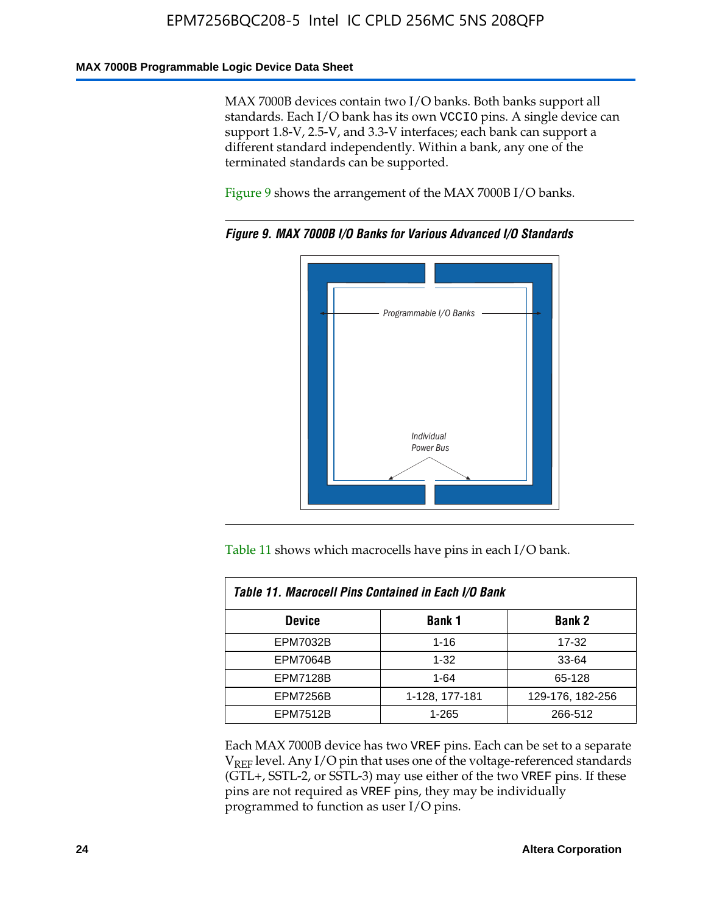MAX 7000B devices contain two I/O banks. Both banks support all standards. Each I/O bank has its own VCCIO pins. A single device can support 1.8-V, 2.5-V, and 3.3-V interfaces; each bank can support a different standard independently. Within a bank, any one of the terminated standards can be supported.

Figure 9 shows the arrangement of the MAX 7000B I/O banks.

*Figure 9. MAX 7000B I/O Banks for Various Advanced I/O Standards*

Programmable I/O Banks

Individual Power Bus

Table 11 shows which macrocells have pins in each I/O bank.

*Table 11. Macrocell Pins Contained in Each I/O Bank*

| Device | Bank 1 | Bank 2 |
|---|---|---|
| EPM7032B | 1-16 | 17-32 |
| EPM7064B | 1-32 | 33-64 |
| EPM7128B | 1-64 | 65-128 |
| EPM7256B | 1-128, 177-181 | 129-176, 182-256 |
| EPM7512B | 1-265 | 266-512 |

Each MAX 7000B device has two VREF pins. Each can be set to a separate $V_{REF}$ level. Any I/O pin that uses one of the voltage-referenced standards (GTL+, SSTL-2, or SSTL-3) may use either of the two VREF pins. If these pins are not required as VREF pins, they may be individually programmed to function as user I/O pins.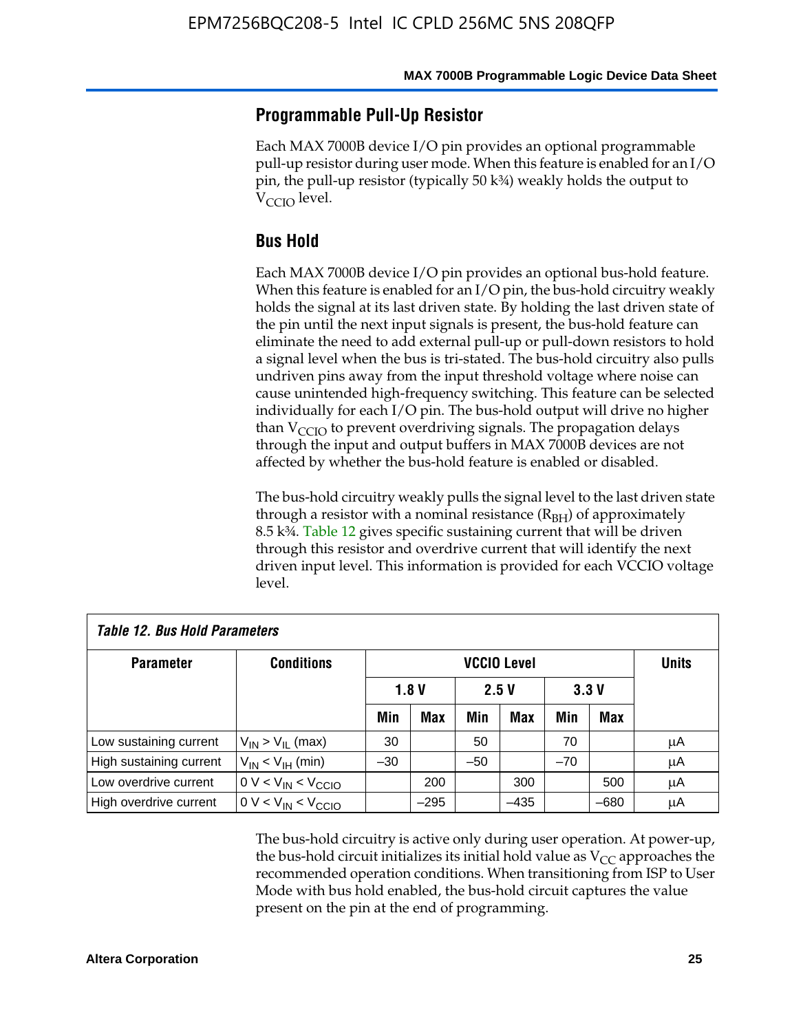## Programmable Pull-Up Resistor

Each MAX 7000B device I/O pin provides an optional programmable pull-up resistor during user mode. When this feature is enabled for an I/O pin, the pull-up resistor (typically 50 k¾) weakly holds the output to $V_{CCIO}$ level.

## Bus Hold

Each MAX 7000B device I/O pin provides an optional bus-hold feature. When this feature is enabled for an I/O pin, the bus-hold circuitry weakly holds the signal at its last driven state. By holding the last driven state of the pin until the next input signals is present, the bus-hold feature can eliminate the need to add external pull-up or pull-down resistors to hold a signal level when the bus is tri-stated. The bus-hold circuitry also pulls undriven pins away from the input threshold voltage where noise can cause unintended high-frequency switching. This feature can be selected individually for each I/O pin. The bus-hold output will drive no higher than $V_{CCIO}$ to prevent overdriving signals. The propagation delays through the input and output buffers in MAX 7000B devices are not affected by whether the bus-hold feature is enabled or disabled.

The bus-hold circuitry weakly pulls the signal level to the last driven state through a resistor with a nominal resistance ($R_{BH}$) of approximately 8.5 k¾. Table 12 gives specific sustaining current that will be driven through this resistor and overdrive current that will identify the next driven input level. This information is provided for each VCCIO voltage level.

*Table 12. Bus Hold Parameters*

| Parameter | Conditions | VCCIO Level | | | | | | Units |
|---|---|---|---|---|---|---|---|---|
| | | 1.8 V | | 2.5 V | | 3.3 V | | |
| | | Min | Max | Min | Max | Min | Max | |
| Low sustaining current | $V_{IN} > V_{IL}$ (max) | 30 | | 50 | | 70 | | μA |
| High sustaining current | $V_{IN} < V_{IH}$ (min) | –30 | | –50 | | –70 | | μA |
| Low overdrive current | $0 V < V_{IN} < V_{CCIO}$ | | 200 | | 300 | | 500 | μA |
| High overdrive current | $0 V < V_{IN} < V_{CCIO}$ | | –295 | | –435 | | –680 | μA |

The bus-hold circuitry is active only during user operation. At power-up, the bus-hold circuit initializes its initial hold value as $V_{CC}$ approaches the recommended operation conditions. When transitioning from ISP to User Mode with bus hold enabled, the bus-hold circuit captures the value present on the pin at the end of programming.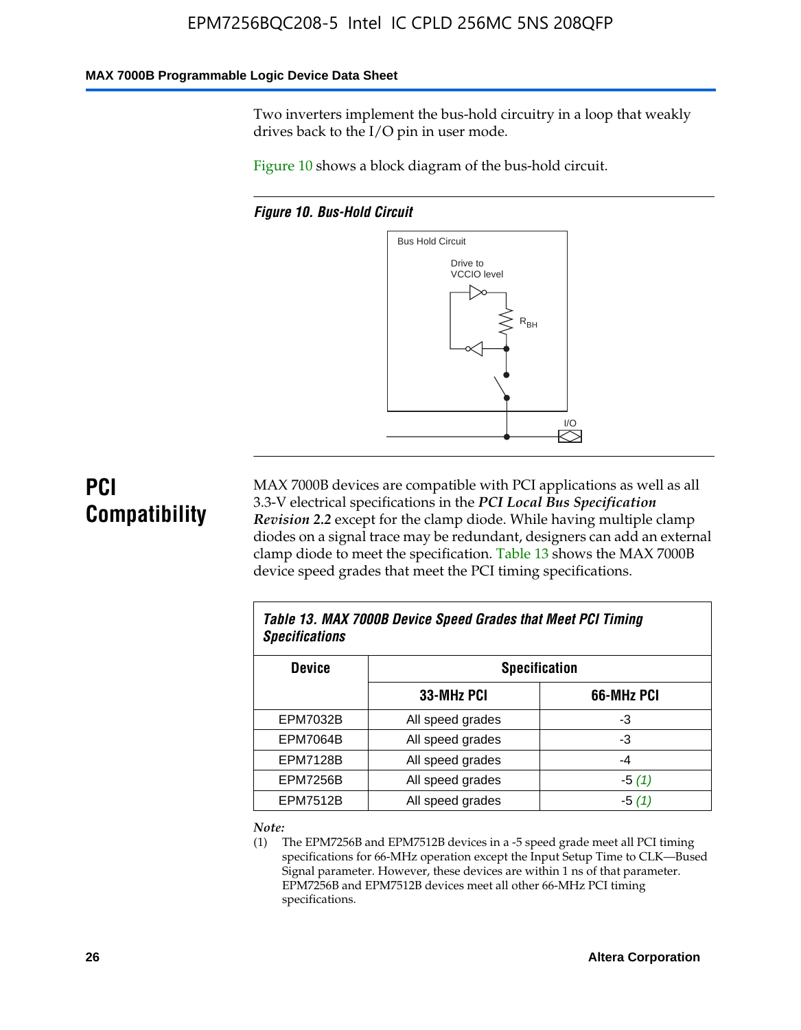Two inverters implement the bus-hold circuitry in a loop that weakly drives back to the I/O pin in user mode.

Figure 10 shows a block diagram of the bus-hold circuit.

*Figure 10. Bus-Hold Circuit*

Bus Hold Circuit

Drive to VCCIO level

$R_{BH}$

I/O

## PCI Compatibility

MAX 7000B devices are compatible with PCI applications as well as all 3.3-V electrical specifications in the ***PCI Local Bus Specification Revision 2.2*** except for the clamp diode. While having multiple clamp diodes on a signal trace may be redundant, designers can add an external clamp diode to meet the specification. Table 13 shows the MAX 7000B device speed grades that meet the PCI timing specifications.

*Table 13. MAX 7000B Device Speed Grades that Meet PCI Timing Specifications*

| Device | Specification | |
|---|---|---|
| | 33-MHz PCI | 66-MHz PCI |
| EPM7032B | All speed grades | -3 |
| EPM7064B | All speed grades | -3 |
| EPM7128B | All speed grades | -4 |
| EPM7256B | All speed grades | -5 *(1)* |
| EPM7512B | All speed grades | -5 *(1)* |

*Note:*

(1) The EPM7256B and EPM7512B devices in a -5 speed grade meet all PCI timing specifications for 66-MHz operation except the Input Setup Time to CLK—Bused Signal parameter. However, these devices are within 1 ns of that parameter. EPM7256B and EPM7512B devices meet all other 66-MHz PCI timing specifications.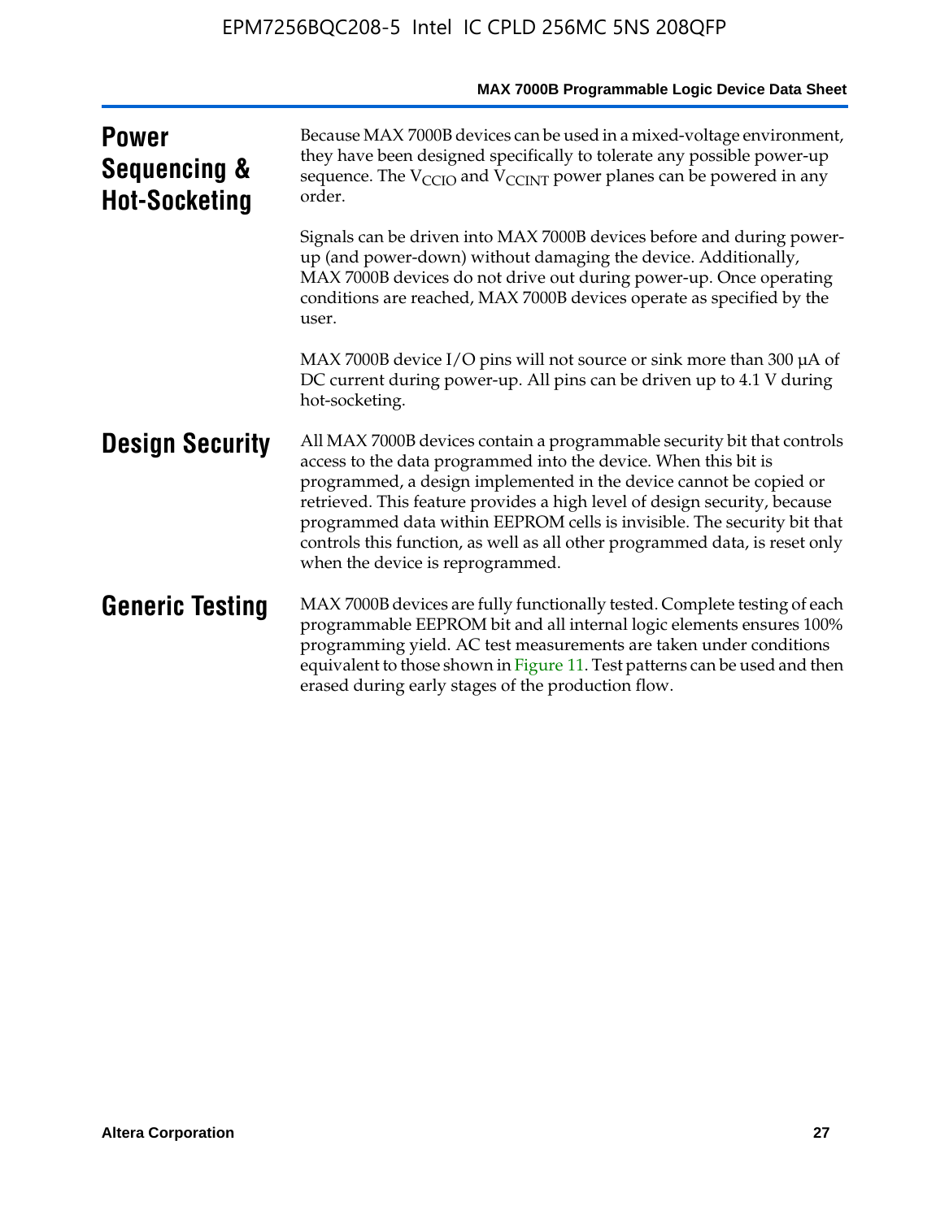## Power Sequencing & Hot-Socketing

Because MAX 7000B devices can be used in a mixed-voltage environment, they have been designed specifically to tolerate any possible power-up sequence. The $V_{CCIO}$ and $V_{CCINT}$ power planes can be powered in any order.

Signals can be driven into MAX 7000B devices before and during power-up (and power-down) without damaging the device. Additionally, MAX 7000B devices do not drive out during power-up. Once operating conditions are reached, MAX 7000B devices operate as specified by the user.

MAX 7000B device I/O pins will not source or sink more than 300 µA of DC current during power-up. All pins can be driven up to 4.1 V during hot-socketing.

## Design Security

All MAX 7000B devices contain a programmable security bit that controls access to the data programmed into the device. When this bit is programmed, a design implemented in the device cannot be copied or retrieved. This feature provides a high level of design security, because programmed data within EEPROM cells is invisible. The security bit that controls this function, as well as all other programmed data, is reset only when the device is reprogrammed.

## Generic Testing

MAX 7000B devices are fully functionally tested. Complete testing of each programmable EEPROM bit and all internal logic elements ensures 100% programming yield. AC test measurements are taken under conditions equivalent to those shown in Figure 11. Test patterns can be used and then erased during early stages of the production flow.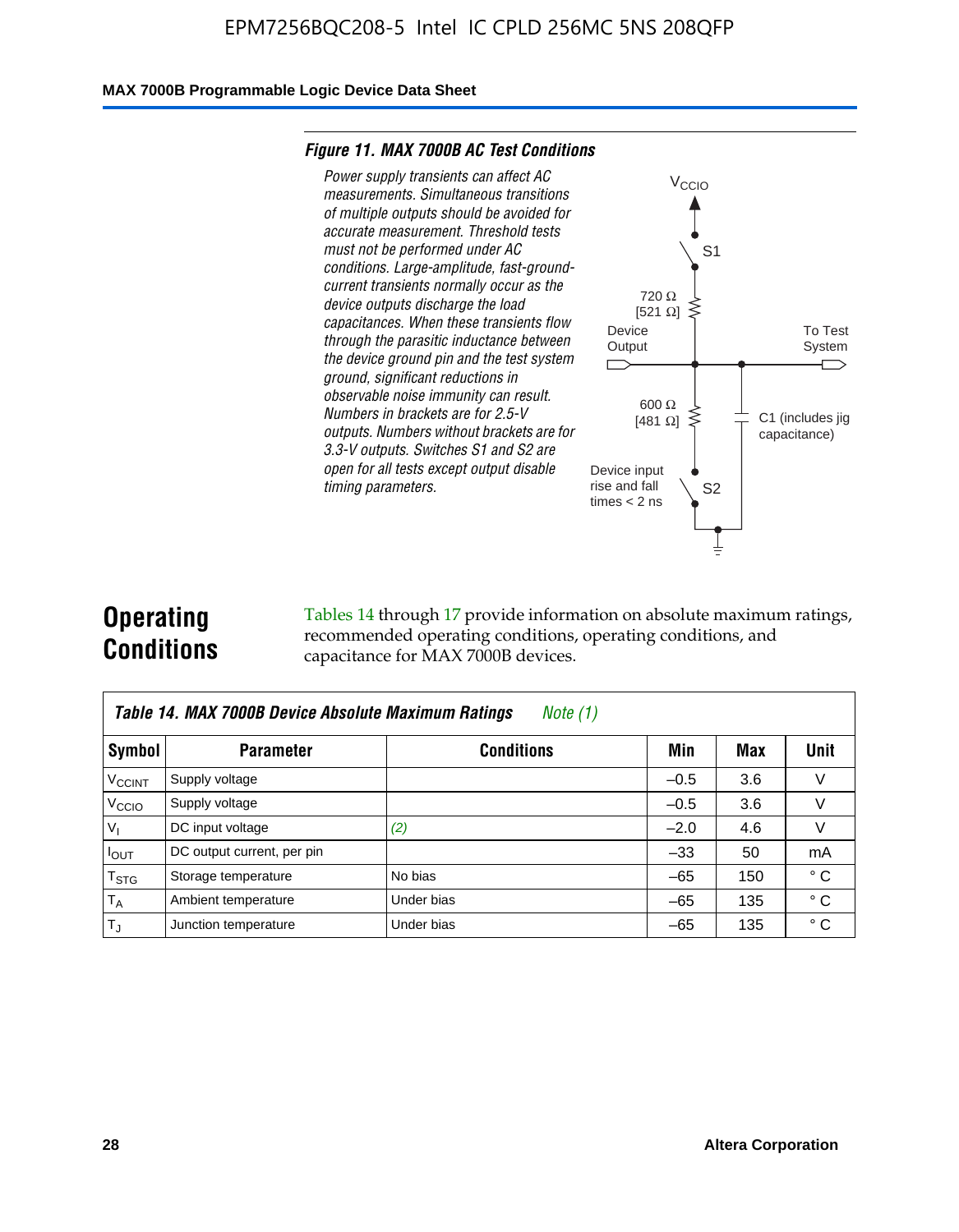**Figure 11. MAX 7000B AC Test Conditions**

*Power supply transients can affect AC measurements. Simultaneous transitions of multiple outputs should be avoided for accurate measurement. Threshold tests must not be performed under AC conditions. Large-amplitude, fast-ground-current transients normally occur as the device outputs discharge the load capacitances. When these transients flow through the parasitic inductance between the device ground pin and the test system ground, significant reductions in observable noise immunity can result. Numbers in brackets are for 2.5-V outputs. Numbers without brackets are for 3.3-V outputs. Switches S1 and S2 are open for all tests except output disable timing parameters.*

$V_{CCIO}$

S1

720 Ω [521 Ω]

Device Output

To Test System

600 Ω [481 Ω]

C1 (includes jig capacitance)

Device input rise and fall times < 2 ns

S2

## Operating Conditions

Tables 14 through 17 provide information on absolute maximum ratings, recommended operating conditions, operating conditions, and capacitance for MAX 7000B devices.

**Table 14. MAX 7000B Device Absolute Maximum Ratings** *Note (1)*

| Symbol | Parameter | Conditions | Min | Max | Unit |
|---|---|---|---|---|---|
| $V_{CCINT}$ | Supply voltage | | –0.5 | 3.6 | V |
| $V_{CCIO}$ | Supply voltage | | –0.5 | 3.6 | V |
| $V_I$ | DC input voltage | *(2)* | –2.0 | 4.6 | V |
| $I_{OUT}$ | DC output current, per pin | | –33 | 50 | mA |
| $T_{STG}$ | Storage temperature | No bias | –65 | 150 | ° C |
| $T_A$ | Ambient temperature | Under bias | –65 | 135 | ° C |
| $T_J$ | Junction temperature | Under bias | –65 | 135 | ° C |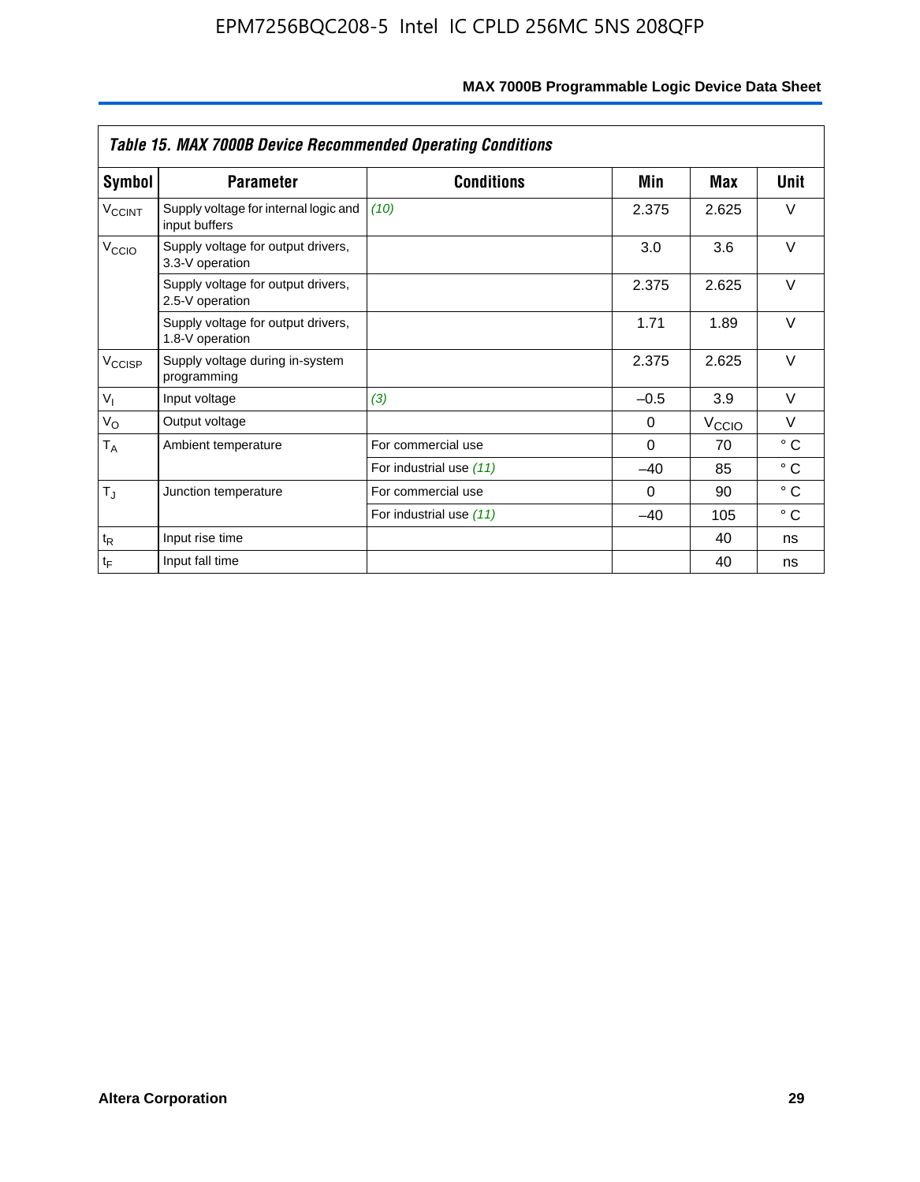**Table 15. MAX 7000B Device Recommended Operating Conditions**

| Symbol | Parameter | Conditions | Min | Max | Unit |
|---|---|---|---|---|---|
| $V_{CCINT}$ | Supply voltage for internal logic and input buffers | *(10)* | 2.375 | 2.625 | V |
| $V_{CCIO}$ | Supply voltage for output drivers, 3.3-V operation | | 3.0 | 3.6 | V |
| | Supply voltage for output drivers, 2.5-V operation | | 2.375 | 2.625 | V |
| | Supply voltage for output drivers, 1.8-V operation | | 1.71 | 1.89 | V |
| $V_{CCISP}$ | Supply voltage during in-system programming | | 2.375 | 2.625 | V |
| $V_I$ | Input voltage | *(3)* | –0.5 | 3.9 | V |
| $V_O$ | Output voltage | | 0 | $V_{CCIO}$ | V |
| $T_A$ | Ambient temperature | For commercial use | 0 | 70 | ° C |
| | | For industrial use *(11)* | –40 | 85 | ° C |
| $T_J$ | Junction temperature | For commercial use | 0 | 90 | ° C |
| | | For industrial use *(11)* | –40 | 105 | ° C |
| $t_R$ | Input rise time | | | 40 | ns |
| $t_F$ | Input fall time | | | 40 | ns |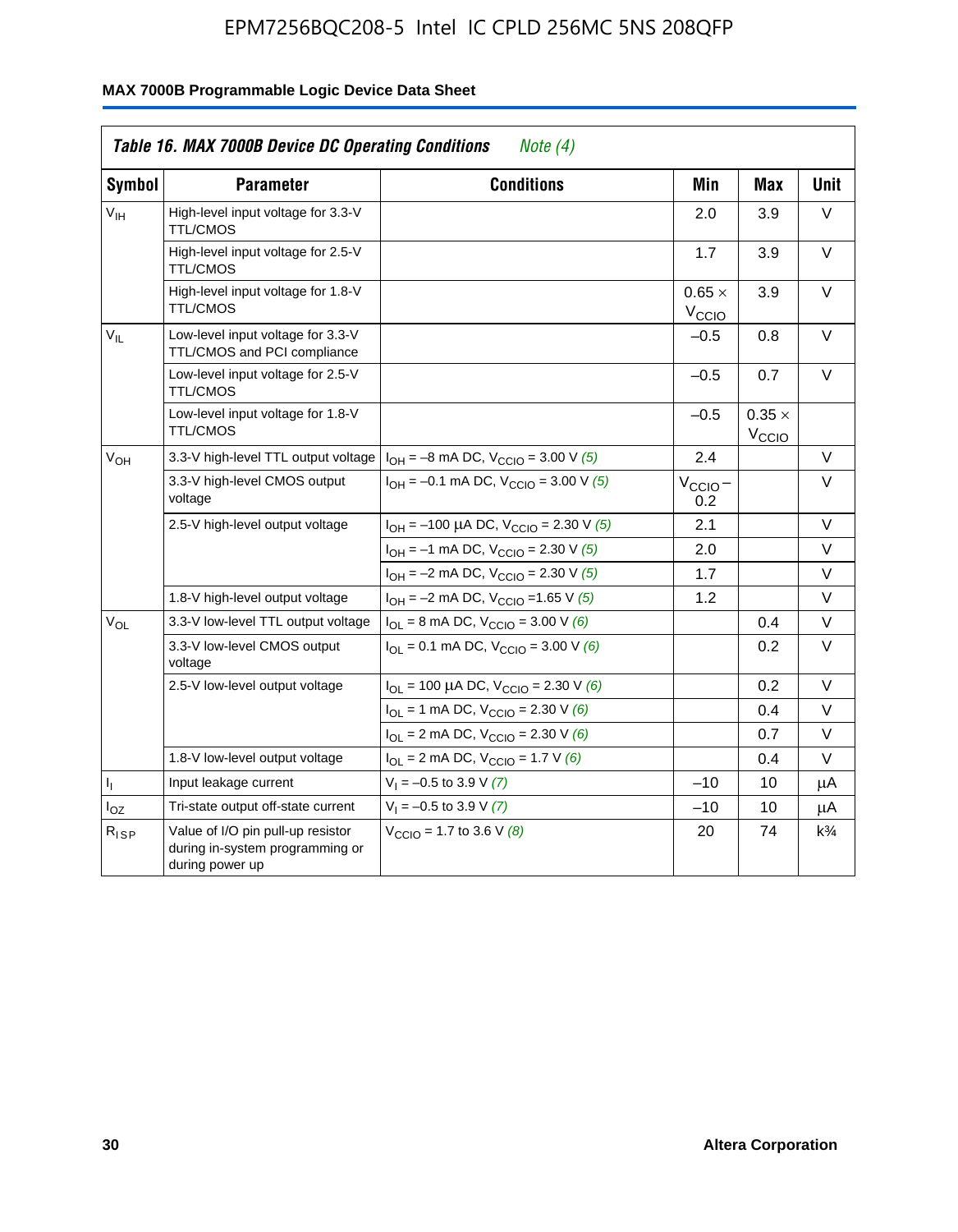## Table 16. MAX 7000B Device DC Operating Conditions *Note (4)*

| Symbol | Parameter | Conditions | Min | Max | Unit |
|---|---|---|---|---|---|
| $V_{IH}$ | High-level input voltage for 3.3-V TTL/CMOS | | 2.0 | 3.9 | V |
| | High-level input voltage for 2.5-V TTL/CMOS | | 1.7 | 3.9 | V |
| | High-level input voltage for 1.8-V TTL/CMOS | | $0.65 \times V_{CCIO}$ | 3.9 | V |
| $V_{IL}$ | Low-level input voltage for 3.3-V TTL/CMOS and PCI compliance | | –0.5 | 0.8 | V |
| | Low-level input voltage for 2.5-V TTL/CMOS | | –0.5 | 0.7 | V |
| | Low-level input voltage for 1.8-V TTL/CMOS | | –0.5 | $0.35 \times V_{CCIO}$ | |
| $V_{OH}$ | 3.3-V high-level TTL output voltage | $I_{OH}$ = –8 mA DC, $V_{CCIO}$ = 3.00 V *(5)* | 2.4 | | V |
| | 3.3-V high-level CMOS output voltage | $I_{OH}$ = –0.1 mA DC, $V_{CCIO}$ = 3.00 V *(5)* | $V_{CCIO}$ – 0.2 | | V |
| | 2.5-V high-level output voltage | $I_{OH}$ = –100 µA DC, $V_{CCIO}$ = 2.30 V *(5)* | 2.1 | | V |
| | | $I_{OH}$ = –1 mA DC, $V_{CCIO}$ = 2.30 V *(5)* | 2.0 | | V |
| | | $I_{OH}$ = –2 mA DC, $V_{CCIO}$ = 2.30 V *(5)* | 1.7 | | V |
| | 1.8-V high-level output voltage | $I_{OH}$ = –2 mA DC, $V_{CCIO}$ =1.65 V *(5)* | 1.2 | | V |
| $V_{OL}$ | 3.3-V low-level TTL output voltage | $I_{OL}$ = 8 mA DC, $V_{CCIO}$ = 3.00 V *(6)* | | 0.4 | V |
| | 3.3-V low-level CMOS output voltage | $I_{OL}$ = 0.1 mA DC, $V_{CCIO}$ = 3.00 V *(6)* | | 0.2 | V |
| | 2.5-V low-level output voltage | $I_{OL}$ = 100 µA DC, $V_{CCIO}$ = 2.30 V *(6)* | | 0.2 | V |
| | | $I_{OL}$ = 1 mA DC, $V_{CCIO}$ = 2.30 V *(6)* | | 0.4 | V |
| | | $I_{OL}$ = 2 mA DC, $V_{CCIO}$ = 2.30 V *(6)* | | 0.7 | V |
| | 1.8-V low-level output voltage | $I_{OL}$ = 2 mA DC, $V_{CCIO}$ = 1.7 V *(6)* | | 0.4 | V |
| $I_I$ | Input leakage current | $V_I$ = –0.5 to 3.9 V *(7)* | –10 | 10 | µA |
| $I_{OZ}$ | Tri-state output off-state current | $V_I$ = –0.5 to 3.9 V *(7)* | –10 | 10 | µA |
| $R_{ISP}$ | Value of I/O pin pull-up resistor during in-system programming or during power up | $V_{CCIO}$ = 1.7 to 3.6 V *(8)* | 20 | 74 | k¾ |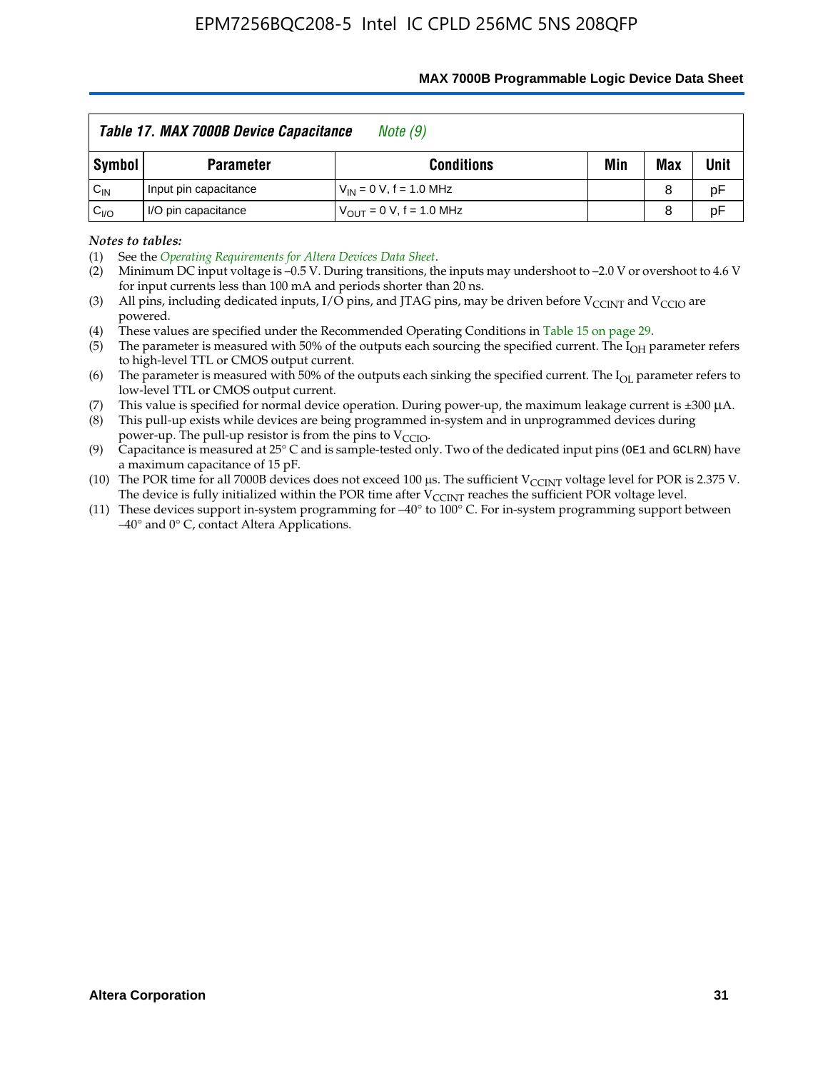*Table 17. MAX 7000B Device Capacitance* *Note (9)*

| Symbol | Parameter | Conditions | Min | Max | Unit |
|---|---|---|---|---|---|
| $C_{IN}$ | Input pin capacitance | $V_{IN}$ = 0 V, f = 1.0 MHz | | 8 | pF |
| $C_{I/O}$ | I/O pin capacitance | $V_{OUT}$ = 0 V, f = 1.0 MHz | | 8 | pF |

*Notes to tables:*

(1) See the *Operating Requirements for Altera Devices Data Sheet*.

(2) Minimum DC input voltage is –0.5 V. During transitions, the inputs may undershoot to –2.0 V or overshoot to 4.6 V for input currents less than 100 mA and periods shorter than 20 ns.

(3) All pins, including dedicated inputs, I/O pins, and JTAG pins, may be driven before $V_{CCINT}$ and $V_{CCIO}$ are powered.

(4) These values are specified under the Recommended Operating Conditions in Table 15 on page 29.

(5) The parameter is measured with 50% of the outputs each sourcing the specified current. The $I_{OH}$ parameter refers to high-level TTL or CMOS output current.

(6) The parameter is measured with 50% of the outputs each sinking the specified current. The $I_{OL}$ parameter refers to low-level TTL or CMOS output current.

(7) This value is specified for normal device operation. During power-up, the maximum leakage current is ±300 µA.

(8) This pull-up exists while devices are being programmed in-system and in unprogrammed devices during power-up. The pull-up resistor is from the pins to $V_{CCIO}$.

(9) Capacitance is measured at 25° C and is sample-tested only. Two of the dedicated input pins (OE1 and GCLRN) have a maximum capacitance of 15 pF.

(10) The POR time for all 7000B devices does not exceed 100 µs. The sufficient $V_{CCINT}$ voltage level for POR is 2.375 V. The device is fully initialized within the POR time after $V_{CCINT}$ reaches the sufficient POR voltage level.

(11) These devices support in-system programming for –40° to 100° C. For in-system programming support between –40° and 0° C, contact Altera Applications.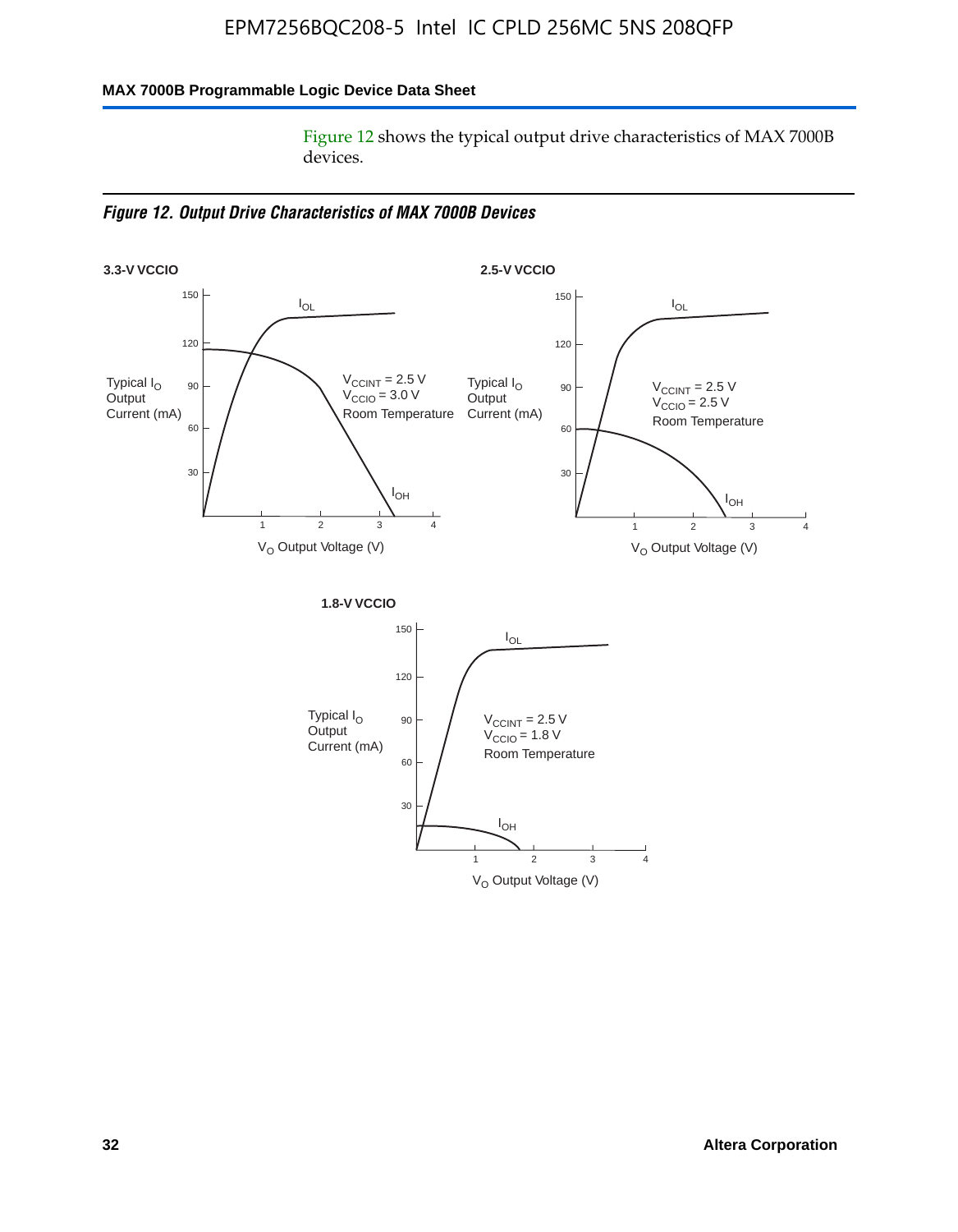Figure 12 shows the typical output drive characteristics of MAX 7000B devices.

*Figure 12. Output Drive Characteristics of MAX 7000B Devices*

**3.3-V VCCIO**

Typical $I_O$ Output Current (mA)

$I_{OL}$

$I_{OH}$

$V_{CCINT}$ = 2.5 V
$V_{CCIO}$ = 3.0 V
Room Temperature

$V_O$ Output Voltage (V)

**2.5-V VCCIO**

Typical $I_O$ Output Current (mA)

$I_{OL}$

$I_{OH}$

$V_{CCINT}$ = 2.5 V
$V_{CCIO}$ = 2.5 V
Room Temperature

$V_O$ Output Voltage (V)

**1.8-V VCCIO**

Typical $I_O$ Output Current (mA)

$I_{OL}$

$I_{OH}$

$V_{CCINT}$ = 2.5 V
$V_{CCIO}$ = 1.8 V
Room Temperature

$V_O$ Output Voltage (V)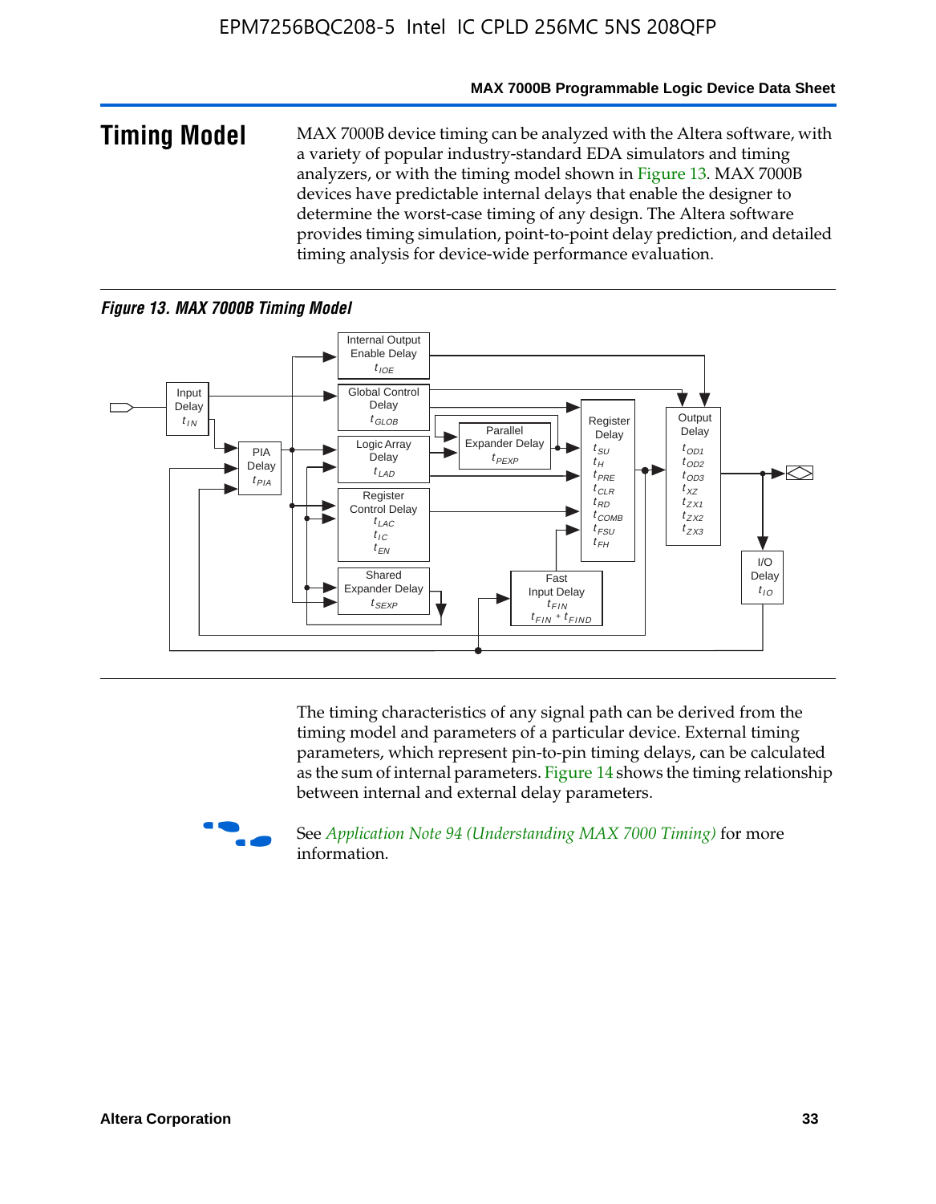## Timing Model

MAX 7000B device timing can be analyzed with the Altera software, with a variety of popular industry-standard EDA simulators and timing analyzers, or with the timing model shown in Figure 13. MAX 7000B devices have predictable internal delays that enable the designer to determine the worst-case timing of any design. The Altera software provides timing simulation, point-to-point delay prediction, and detailed timing analysis for device-wide performance evaluation.

*Figure 13. MAX 7000B Timing Model*

The timing characteristics of any signal path can be derived from the timing model and parameters of a particular device. External timing parameters, which represent pin-to-pin timing delays, can be calculated as the sum of internal parameters. Figure 14 shows the timing relationship between internal and external delay parameters.

See *Application Note 94 (Understanding MAX 7000 Timing)* for more information.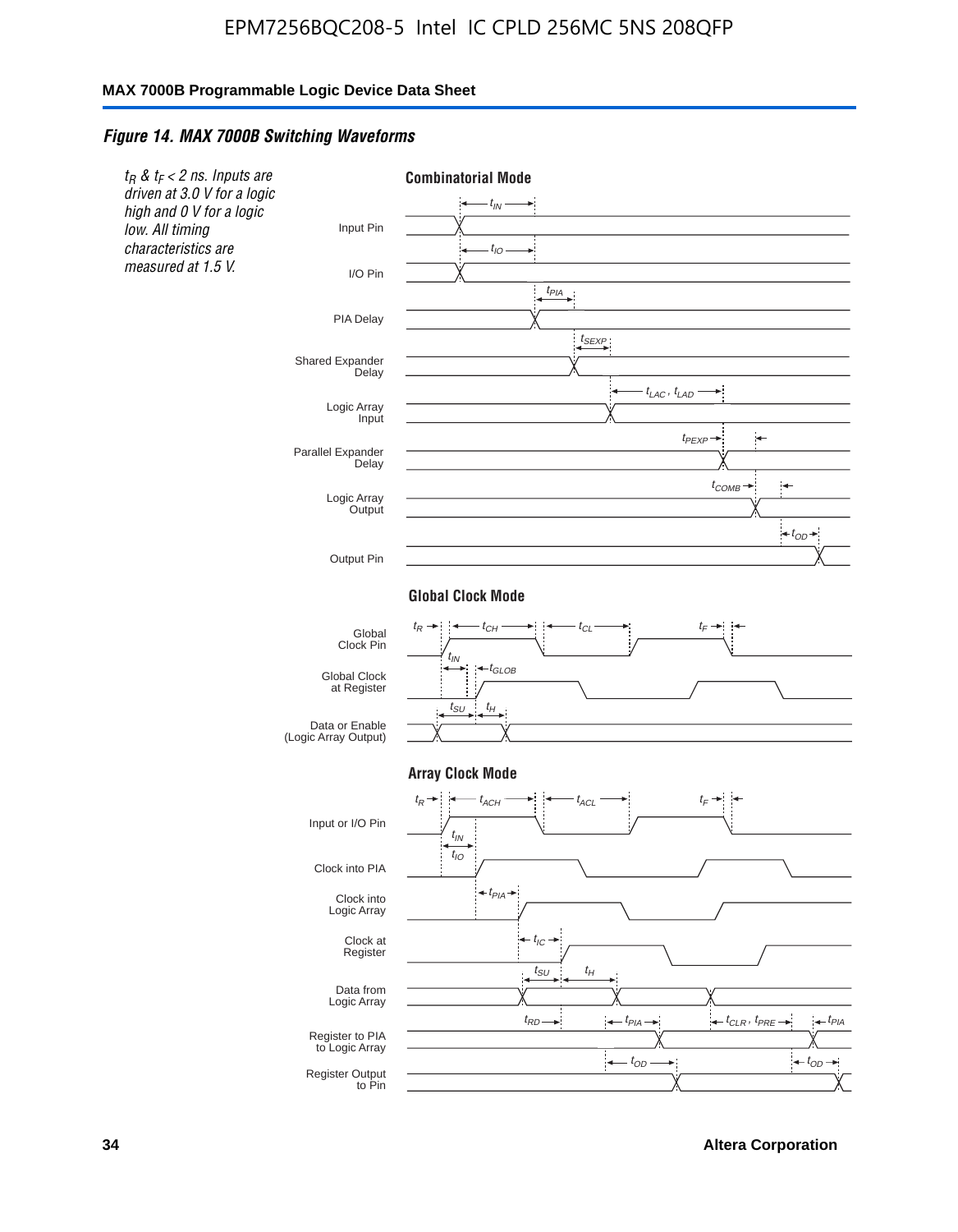### Figure 14. MAX 7000B Switching Waveforms

$t_R$ & $t_F$ < 2 ns. Inputs are driven at 3.0 V for a logic high and 0 V for a logic low. All timing characteristics are measured at 1.5 V.

**Combinatorial Mode**

Input Pin — $t_{IN}$
I/O Pin — $t_{IO}$
PIA Delay — $t_{PIA}$
Shared Expander Delay — $t_{SEXP}$
Logic Array Input — $t_{LAC}$, $t_{LAD}$
Parallel Expander Delay — $t_{PEXP}$
Logic Array Output — $t_{COMB}$
Output Pin — $t_{OD}$

**Global Clock Mode**

Global Clock Pin — $t_R$, $t_{CH}$, $t_{CL}$, $t_F$
Global Clock at Register — $t_{IN}$, $t_{GLOB}$
Data or Enable (Logic Array Output) — $t_{SU}$, $t_H$

**Array Clock Mode**

Input or I/O Pin — $t_R$, $t_{ACH}$, $t_{ACL}$, $t_F$
Clock into PIA — $t_{IN}$, $t_{IO}$
Clock into Logic Array — $t_{PIA}$
Clock at Register — $t_{IC}$
Data from Logic Array — $t_{SU}$, $t_H$
Register to PIA to Logic Array — $t_{RD}$, $t_{PIA}$, $t_{CLR}$, $t_{PRE}$, $t_{PIA}$
Register Output to Pin — $t_{OD}$, $t_{OD}$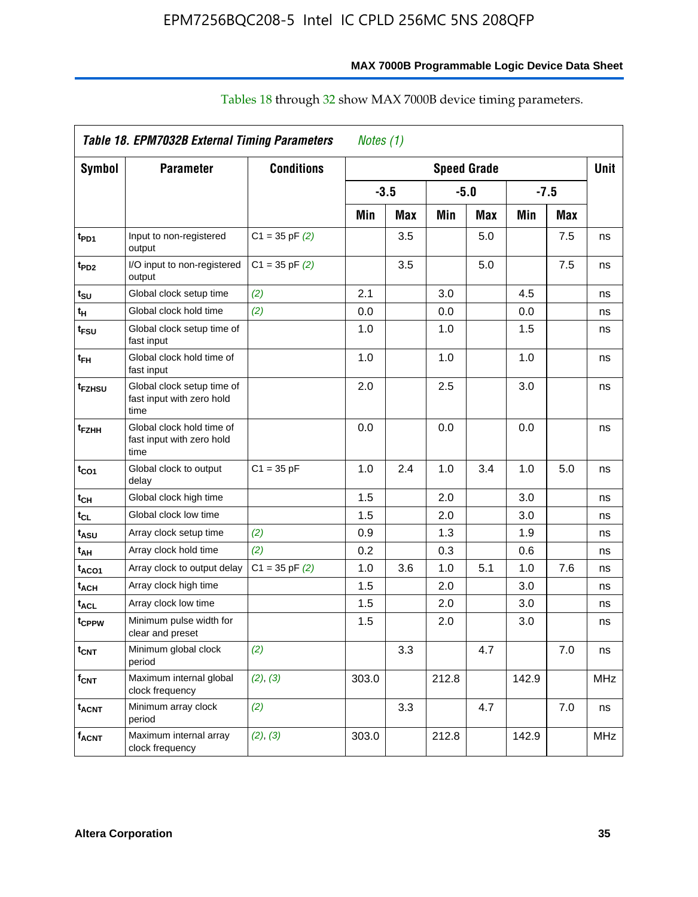Tables 18 through 32 show MAX 7000B device timing parameters.

| *Table 18. EPM7032B External Timing Parameters* *Notes (1)* | | | | | | | | | |
|---|---|---|---|---|---|---|---|---|---|
| **Symbol** | **Parameter** | **Conditions** | **Speed Grade** | | | | | | **Unit** |
| | | | **-3.5** | | **-5.0** | | **-7.5** | | |
| | | | **Min** | **Max** | **Min** | **Max** | **Min** | **Max** | |
| $t_{PD1}$ | Input to non-registered output | C1 = 35 pF *(2)* | | 3.5 | | 5.0 | | 7.5 | ns |
| $t_{PD2}$ | I/O input to non-registered output | C1 = 35 pF *(2)* | | 3.5 | | 5.0 | | 7.5 | ns |
| $t_{SU}$ | Global clock setup time | *(2)* | 2.1 | | 3.0 | | 4.5 | | ns |
| $t_{H}$ | Global clock hold time | *(2)* | 0.0 | | 0.0 | | 0.0 | | ns |
| $t_{FSU}$ | Global clock setup time of fast input | | 1.0 | | 1.0 | | 1.5 | | ns |
| $t_{FH}$ | Global clock hold time of fast input | | 1.0 | | 1.0 | | 1.0 | | ns |
| $t_{FZHSU}$ | Global clock setup time of fast input with zero hold time | | 2.0 | | 2.5 | | 3.0 | | ns |
| $t_{FZHH}$ | Global clock hold time of fast input with zero hold time | | 0.0 | | 0.0 | | 0.0 | | ns |
| $t_{CO1}$ | Global clock to output delay | C1 = 35 pF | 1.0 | 2.4 | 1.0 | 3.4 | 1.0 | 5.0 | ns |
| $t_{CH}$ | Global clock high time | | 1.5 | | 2.0 | | 3.0 | | ns |
| $t_{CL}$ | Global clock low time | | 1.5 | | 2.0 | | 3.0 | | ns |
| $t_{ASU}$ | Array clock setup time | *(2)* | 0.9 | | 1.3 | | 1.9 | | ns |
| $t_{AH}$ | Array clock hold time | *(2)* | 0.2 | | 0.3 | | 0.6 | | ns |
| $t_{ACO1}$ | Array clock to output delay | C1 = 35 pF *(2)* | 1.0 | 3.6 | 1.0 | 5.1 | 1.0 | 7.6 | ns |
| $t_{ACH}$ | Array clock high time | | 1.5 | | 2.0 | | 3.0 | | ns |
| $t_{ACL}$ | Array clock low time | | 1.5 | | 2.0 | | 3.0 | | ns |
| $t_{CPPW}$ | Minimum pulse width for clear and preset | | 1.5 | | 2.0 | | 3.0 | | ns |
| $t_{CNT}$ | Minimum global clock period | *(2)* | | 3.3 | | 4.7 | | 7.0 | ns |
| $f_{CNT}$ | Maximum internal global clock frequency | *(2)*, *(3)* | 303.0 | | 212.8 | | 142.9 | | MHz |
| $t_{ACNT}$ | Minimum array clock period | *(2)* | | 3.3 | | 4.7 | | 7.0 | ns |
| $f_{ACNT}$ | Maximum internal array clock frequency | *(2)*, *(3)* | 303.0 | | 212.8 | | 142.9 | | MHz |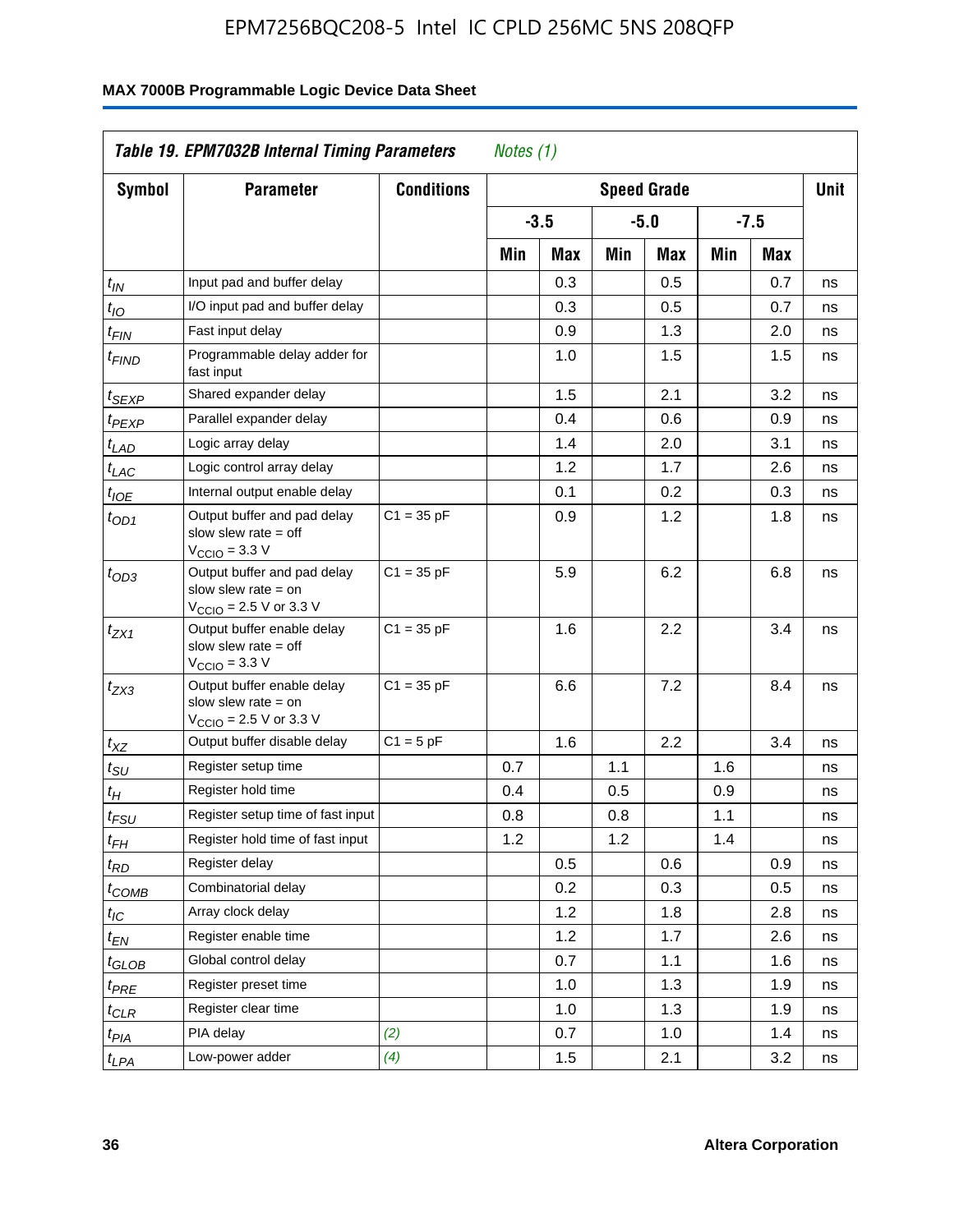**Table 19. EPM7032B Internal Timing Parameters** *Notes (1)*

| Symbol | Parameter | Conditions | Speed Grade | | | | | | Unit |
|---|---|---|---|---|---|---|---|---|---|
| | | | -3.5 | | -5.0 | | -7.5 | | |
| | | | Min | Max | Min | Max | Min | Max | |
| $t_{IN}$ | Input pad and buffer delay | | | 0.3 | | 0.5 | | 0.7 | ns |
| $t_{IO}$ | I/O input pad and buffer delay | | | 0.3 | | 0.5 | | 0.7 | ns |
| $t_{FIN}$ | Fast input delay | | | 0.9 | | 1.3 | | 2.0 | ns |
| $t_{FIND}$ | Programmable delay adder for fast input | | | 1.0 | | 1.5 | | 1.5 | ns |
| $t_{SEXP}$ | Shared expander delay | | | 1.5 | | 2.1 | | 3.2 | ns |
| $t_{PEXP}$ | Parallel expander delay | | | 0.4 | | 0.6 | | 0.9 | ns |
| $t_{LAD}$ | Logic array delay | | | 1.4 | | 2.0 | | 3.1 | ns |
| $t_{LAC}$ | Logic control array delay | | | 1.2 | | 1.7 | | 2.6 | ns |
| $t_{IOE}$ | Internal output enable delay | | | 0.1 | | 0.2 | | 0.3 | ns |
| $t_{OD1}$ | Output buffer and pad delay slow slew rate = off $V_{CCIO}$ = 3.3 V | C1 = 35 pF | | 0.9 | | 1.2 | | 1.8 | ns |
| $t_{OD3}$ | Output buffer and pad delay slow slew rate = on $V_{CCIO}$ = 2.5 V or 3.3 V | C1 = 35 pF | | 5.9 | | 6.2 | | 6.8 | ns |
| $t_{ZX1}$ | Output buffer enable delay slow slew rate = off $V_{CCIO}$ = 3.3 V | C1 = 35 pF | | 1.6 | | 2.2 | | 3.4 | ns |
| $t_{ZX3}$ | Output buffer enable delay slow slew rate = on $V_{CCIO}$ = 2.5 V or 3.3 V | C1 = 35 pF | | 6.6 | | 7.2 | | 8.4 | ns |
| $t_{XZ}$ | Output buffer disable delay | C1 = 5 pF | | 1.6 | | 2.2 | | 3.4 | ns |
| $t_{SU}$ | Register setup time | | 0.7 | | 1.1 | | 1.6 | | ns |
| $t_{H}$ | Register hold time | | 0.4 | | 0.5 | | 0.9 | | ns |
| $t_{FSU}$ | Register setup time of fast input | | 0.8 | | 0.8 | | 1.1 | | ns |
| $t_{FH}$ | Register hold time of fast input | | 1.2 | | 1.2 | | 1.4 | | ns |
| $t_{RD}$ | Register delay | | | 0.5 | | 0.6 | | 0.9 | ns |
| $t_{COMB}$ | Combinatorial delay | | | 0.2 | | 0.3 | | 0.5 | ns |
| $t_{IC}$ | Array clock delay | | | 1.2 | | 1.8 | | 2.8 | ns |
| $t_{EN}$ | Register enable time | | | 1.2 | | 1.7 | | 2.6 | ns |
| $t_{GLOB}$ | Global control delay | | | 0.7 | | 1.1 | | 1.6 | ns |
| $t_{PRE}$ | Register preset time | | | 1.0 | | 1.3 | | 1.9 | ns |
| $t_{CLR}$ | Register clear time | | | 1.0 | | 1.3 | | 1.9 | ns |
| $t_{PIA}$ | PIA delay | *(2)* | | 0.7 | | 1.0 | | 1.4 | ns |
| $t_{LPA}$ | Low-power adder | *(4)* | | 1.5 | | 2.1 | | 3.2 | ns |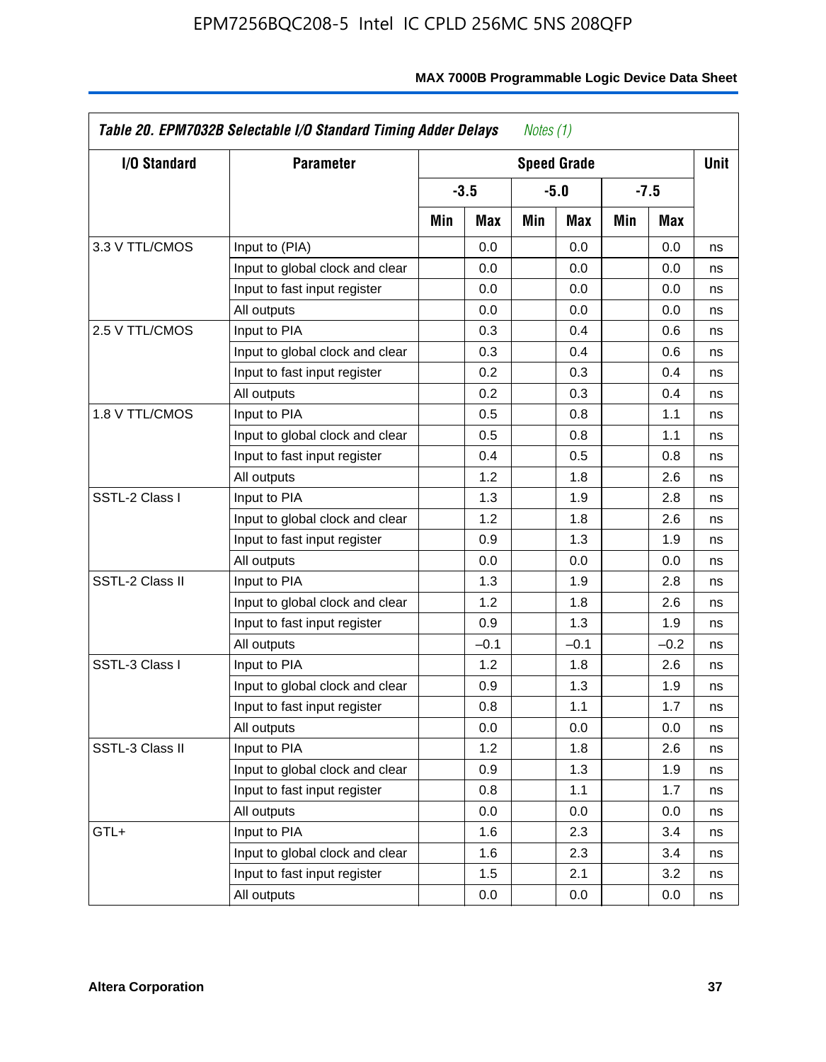**Table 20. EPM7032B Selectable I/O Standard Timing Adder Delays** *Notes (1)*

| I/O Standard | Parameter | Speed Grade | | | | | | Unit |
|---|---|---|---|---|---|---|---|---|
| | | -3.5 | | -5.0 | | -7.5 | | |
| | | Min | Max | Min | Max | Min | Max | |
| 3.3 V TTL/CMOS | Input to (PIA) | | 0.0 | | 0.0 | | 0.0 | ns |
| | Input to global clock and clear | | 0.0 | | 0.0 | | 0.0 | ns |
| | Input to fast input register | | 0.0 | | 0.0 | | 0.0 | ns |
| | All outputs | | 0.0 | | 0.0 | | 0.0 | ns |
| 2.5 V TTL/CMOS | Input to PIA | | 0.3 | | 0.4 | | 0.6 | ns |
| | Input to global clock and clear | | 0.3 | | 0.4 | | 0.6 | ns |
| | Input to fast input register | | 0.2 | | 0.3 | | 0.4 | ns |
| | All outputs | | 0.2 | | 0.3 | | 0.4 | ns |
| 1.8 V TTL/CMOS | Input to PIA | | 0.5 | | 0.8 | | 1.1 | ns |
| | Input to global clock and clear | | 0.5 | | 0.8 | | 1.1 | ns |
| | Input to fast input register | | 0.4 | | 0.5 | | 0.8 | ns |
| | All outputs | | 1.2 | | 1.8 | | 2.6 | ns |
| SSTL-2 Class I | Input to PIA | | 1.3 | | 1.9 | | 2.8 | ns |
| | Input to global clock and clear | | 1.2 | | 1.8 | | 2.6 | ns |
| | Input to fast input register | | 0.9 | | 1.3 | | 1.9 | ns |
| | All outputs | | 0.0 | | 0.0 | | 0.0 | ns |
| SSTL-2 Class II | Input to PIA | | 1.3 | | 1.9 | | 2.8 | ns |
| | Input to global clock and clear | | 1.2 | | 1.8 | | 2.6 | ns |
| | Input to fast input register | | 0.9 | | 1.3 | | 1.9 | ns |
| | All outputs | | –0.1 | | –0.1 | | –0.2 | ns |
| SSTL-3 Class I | Input to PIA | | 1.2 | | 1.8 | | 2.6 | ns |
| | Input to global clock and clear | | 0.9 | | 1.3 | | 1.9 | ns |
| | Input to fast input register | | 0.8 | | 1.1 | | 1.7 | ns |
| | All outputs | | 0.0 | | 0.0 | | 0.0 | ns |
| SSTL-3 Class II | Input to PIA | | 1.2 | | 1.8 | | 2.6 | ns |
| | Input to global clock and clear | | 0.9 | | 1.3 | | 1.9 | ns |
| | Input to fast input register | | 0.8 | | 1.1 | | 1.7 | ns |
| | All outputs | | 0.0 | | 0.0 | | 0.0 | ns |
| GTL+ | Input to PIA | | 1.6 | | 2.3 | | 3.4 | ns |
| | Input to global clock and clear | | 1.6 | | 2.3 | | 3.4 | ns |
| | Input to fast input register | | 1.5 | | 2.1 | | 3.2 | ns |
| | All outputs | | 0.0 | | 0.0 | | 0.0 | ns |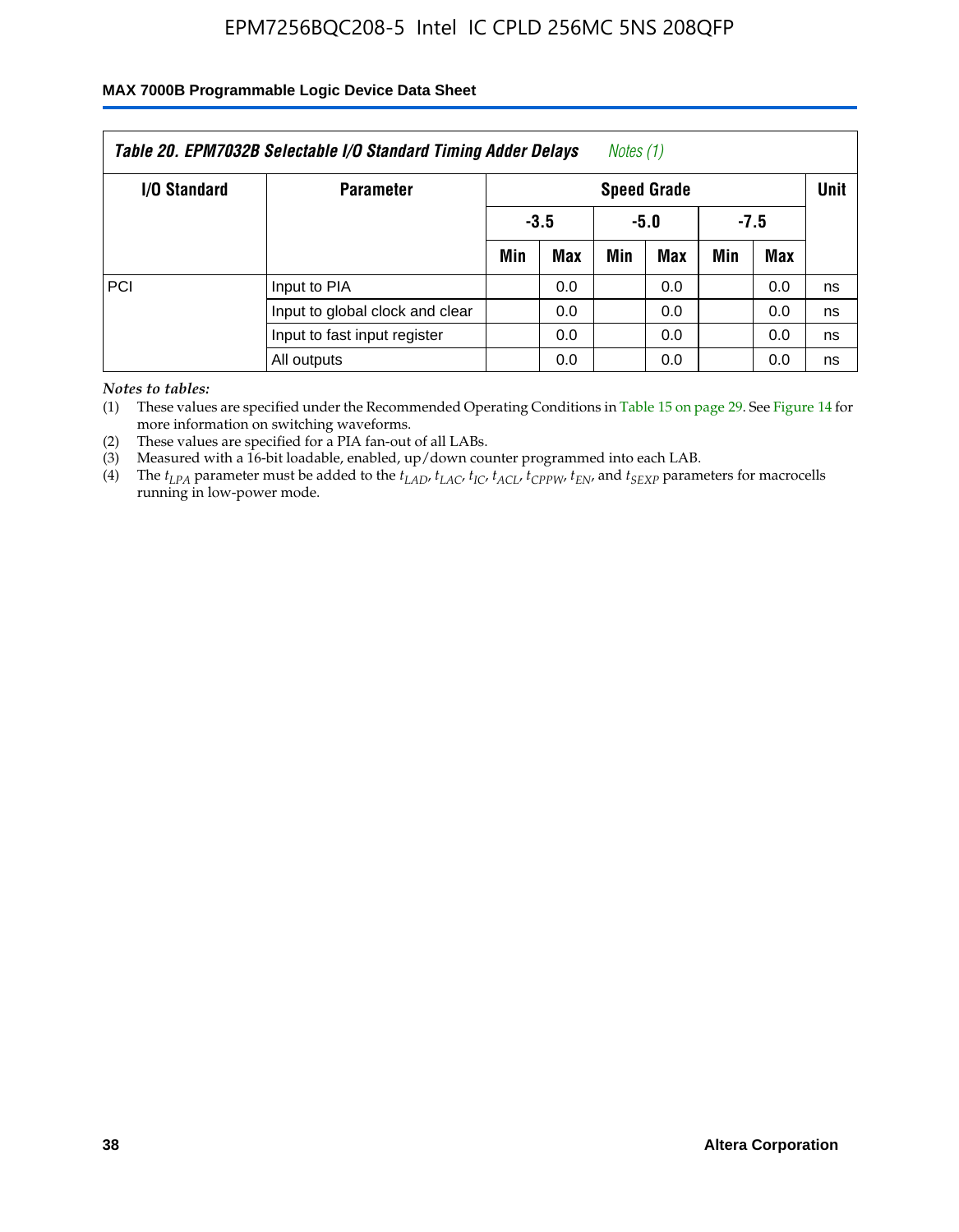*Table 20. EPM7032B Selectable I/O Standard Timing Adder Delays* *Notes (1)*

| I/O Standard | Parameter | Speed Grade | | | | | | Unit |
|---|---|---|---|---|---|---|---|---|
| | | -3.5 | | -5.0 | | -7.5 | | |
| | | Min | Max | Min | Max | Min | Max | |
| PCI | Input to PIA | | 0.0 | | 0.0 | | 0.0 | ns |
| | Input to global clock and clear | | 0.0 | | 0.0 | | 0.0 | ns |
| | Input to fast input register | | 0.0 | | 0.0 | | 0.0 | ns |
| | All outputs | | 0.0 | | 0.0 | | 0.0 | ns |

*Notes to tables:*

(1) These values are specified under the Recommended Operating Conditions in Table 15 on page 29. See Figure 14 for more information on switching waveforms.

(2) These values are specified for a PIA fan-out of all LABs.

(3) Measured with a 16-bit loadable, enabled, up/down counter programmed into each LAB.

(4) The $t_{LPA}$ parameter must be added to the $t_{LAD}$, $t_{LAC}$, $t_{IC}$, $t_{ACL}$, $t_{CPPW}$, $t_{EN}$, and $t_{SEXP}$ parameters for macrocells running in low-power mode.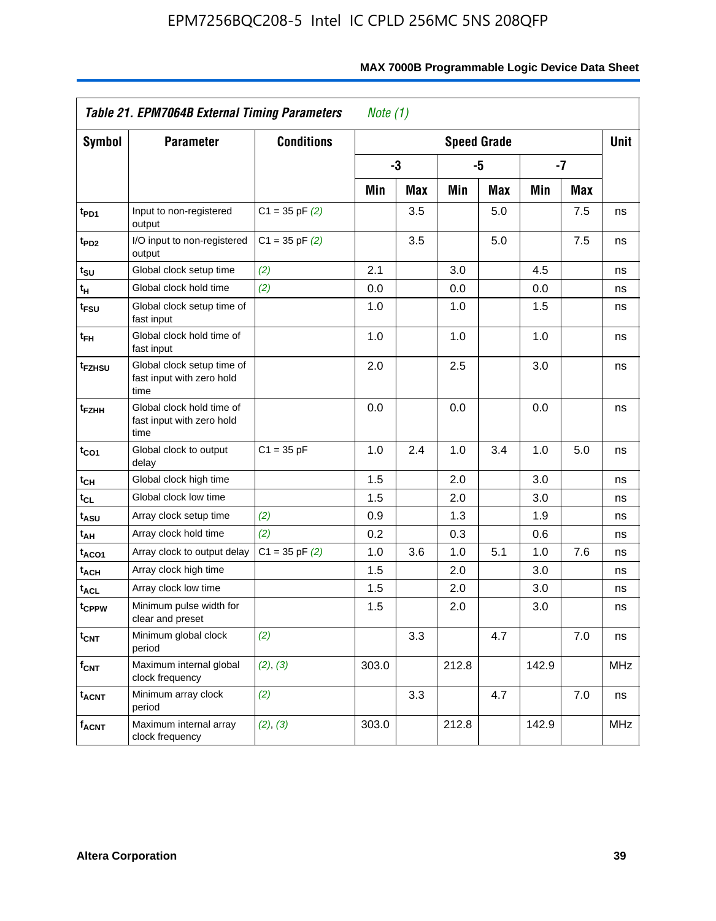**Table 21. EPM7064B External Timing Parameters** *Note (1)*

| Symbol | Parameter | Conditions | Speed Grade | | | | | | Unit |
|---|---|---|---|---|---|---|---|---|---|
| | | | -3 | | -5 | | -7 | | |
| | | | Min | Max | Min | Max | Min | Max | |
| $t_{PD1}$ | Input to non-registered output | C1 = 35 pF *(2)* | | 3.5 | | 5.0 | | 7.5 | ns |
| $t_{PD2}$ | I/O input to non-registered output | C1 = 35 pF *(2)* | | 3.5 | | 5.0 | | 7.5 | ns |
| $t_{SU}$ | Global clock setup time | *(2)* | 2.1 | | 3.0 | | 4.5 | | ns |
| $t_{H}$ | Global clock hold time | *(2)* | 0.0 | | 0.0 | | 0.0 | | ns |
| $t_{FSU}$ | Global clock setup time of fast input | | 1.0 | | 1.0 | | 1.5 | | ns |
| $t_{FH}$ | Global clock hold time of fast input | | 1.0 | | 1.0 | | 1.0 | | ns |
| $t_{FZHSU}$ | Global clock setup time of fast input with zero hold time | | 2.0 | | 2.5 | | 3.0 | | ns |
| $t_{FZHH}$ | Global clock hold time of fast input with zero hold time | | 0.0 | | 0.0 | | 0.0 | | ns |
| $t_{CO1}$ | Global clock to output delay | C1 = 35 pF | 1.0 | 2.4 | 1.0 | 3.4 | 1.0 | 5.0 | ns |
| $t_{CH}$ | Global clock high time | | 1.5 | | 2.0 | | 3.0 | | ns |
| $t_{CL}$ | Global clock low time | | 1.5 | | 2.0 | | 3.0 | | ns |
| $t_{ASU}$ | Array clock setup time | *(2)* | 0.9 | | 1.3 | | 1.9 | | ns |
| $t_{AH}$ | Array clock hold time | *(2)* | 0.2 | | 0.3 | | 0.6 | | ns |
| $t_{ACO1}$ | Array clock to output delay | C1 = 35 pF *(2)* | 1.0 | 3.6 | 1.0 | 5.1 | 1.0 | 7.6 | ns |
| $t_{ACH}$ | Array clock high time | | 1.5 | | 2.0 | | 3.0 | | ns |
| $t_{ACL}$ | Array clock low time | | 1.5 | | 2.0 | | 3.0 | | ns |
| $t_{CPPW}$ | Minimum pulse width for clear and preset | | 1.5 | | 2.0 | | 3.0 | | ns |
| $t_{CNT}$ | Minimum global clock period | *(2)* | | 3.3 | | 4.7 | | 7.0 | ns |
| $f_{CNT}$ | Maximum internal global clock frequency | *(2)*, *(3)* | 303.0 | | 212.8 | | 142.9 | | MHz |
| $t_{ACNT}$ | Minimum array clock period | *(2)* | | 3.3 | | 4.7 | | 7.0 | ns |
| $f_{ACNT}$ | Maximum internal array clock frequency | *(2)*, *(3)* | 303.0 | | 212.8 | | 142.9 | | MHz |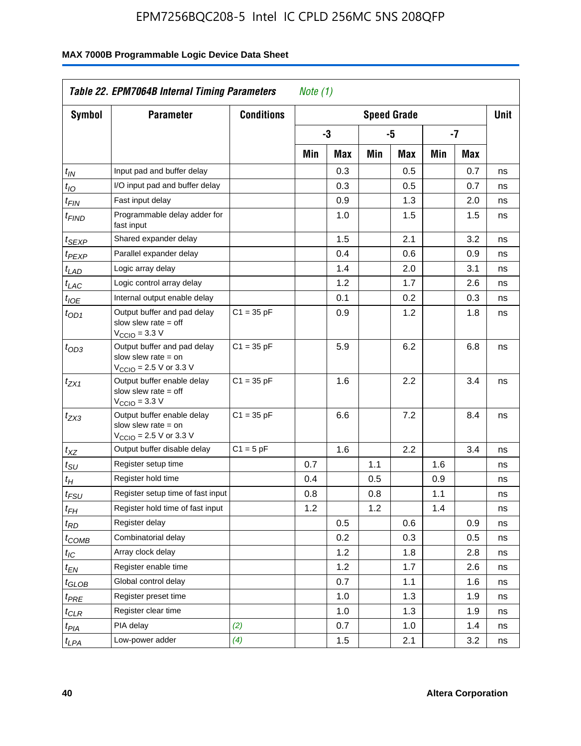**Table 22. EPM7064B Internal Timing Parameters** *Note (1)*

| Symbol | Parameter | Conditions | Speed Grade | | | | | | Unit |
|---|---|---|---|---|---|---|---|---|---|
| | | | -3 | | -5 | | -7 | | |
| | | | Min | Max | Min | Max | Min | Max | |
| $t_{IN}$ | Input pad and buffer delay | | | 0.3 | | 0.5 | | 0.7 | ns |
| $t_{IO}$ | I/O input pad and buffer delay | | | 0.3 | | 0.5 | | 0.7 | ns |
| $t_{FIN}$ | Fast input delay | | | 0.9 | | 1.3 | | 2.0 | ns |
| $t_{FIND}$ | Programmable delay adder for fast input | | | 1.0 | | 1.5 | | 1.5 | ns |
| $t_{SEXP}$ | Shared expander delay | | | 1.5 | | 2.1 | | 3.2 | ns |
| $t_{PEXP}$ | Parallel expander delay | | | 0.4 | | 0.6 | | 0.9 | ns |
| $t_{LAD}$ | Logic array delay | | | 1.4 | | 2.0 | | 3.1 | ns |
| $t_{LAC}$ | Logic control array delay | | | 1.2 | | 1.7 | | 2.6 | ns |
| $t_{IOE}$ | Internal output enable delay | | | 0.1 | | 0.2 | | 0.3 | ns |
| $t_{OD1}$ | Output buffer and pad delay slow slew rate = off $V_{CCIO}$ = 3.3 V | C1 = 35 pF | | 0.9 | | 1.2 | | 1.8 | ns |
| $t_{OD3}$ | Output buffer and pad delay slow slew rate = on $V_{CCIO}$ = 2.5 V or 3.3 V | C1 = 35 pF | | 5.9 | | 6.2 | | 6.8 | ns |
| $t_{ZX1}$ | Output buffer enable delay slow slew rate = off $V_{CCIO}$ = 3.3 V | C1 = 35 pF | | 1.6 | | 2.2 | | 3.4 | ns |
| $t_{ZX3}$ | Output buffer enable delay slow slew rate = on $V_{CCIO}$ = 2.5 V or 3.3 V | C1 = 35 pF | | 6.6 | | 7.2 | | 8.4 | ns |
| $t_{XZ}$ | Output buffer disable delay | C1 = 5 pF | | 1.6 | | 2.2 | | 3.4 | ns |
| $t_{SU}$ | Register setup time | | 0.7 | | 1.1 | | 1.6 | | ns |
| $t_{H}$ | Register hold time | | 0.4 | | 0.5 | | 0.9 | | ns |
| $t_{FSU}$ | Register setup time of fast input | | 0.8 | | 0.8 | | 1.1 | | ns |
| $t_{FH}$ | Register hold time of fast input | | 1.2 | | 1.2 | | 1.4 | | ns |
| $t_{RD}$ | Register delay | | | 0.5 | | 0.6 | | 0.9 | ns |
| $t_{COMB}$ | Combinatorial delay | | | 0.2 | | 0.3 | | 0.5 | ns |
| $t_{IC}$ | Array clock delay | | | 1.2 | | 1.8 | | 2.8 | ns |
| $t_{EN}$ | Register enable time | | | 1.2 | | 1.7 | | 2.6 | ns |
| $t_{GLOB}$ | Global control delay | | | 0.7 | | 1.1 | | 1.6 | ns |
| $t_{PRE}$ | Register preset time | | | 1.0 | | 1.3 | | 1.9 | ns |
| $t_{CLR}$ | Register clear time | | | 1.0 | | 1.3 | | 1.9 | ns |
| $t_{PIA}$ | PIA delay | *(2)* | | 0.7 | | 1.0 | | 1.4 | ns |
| $t_{LPA}$ | Low-power adder | *(4)* | | 1.5 | | 2.1 | | 3.2 | ns |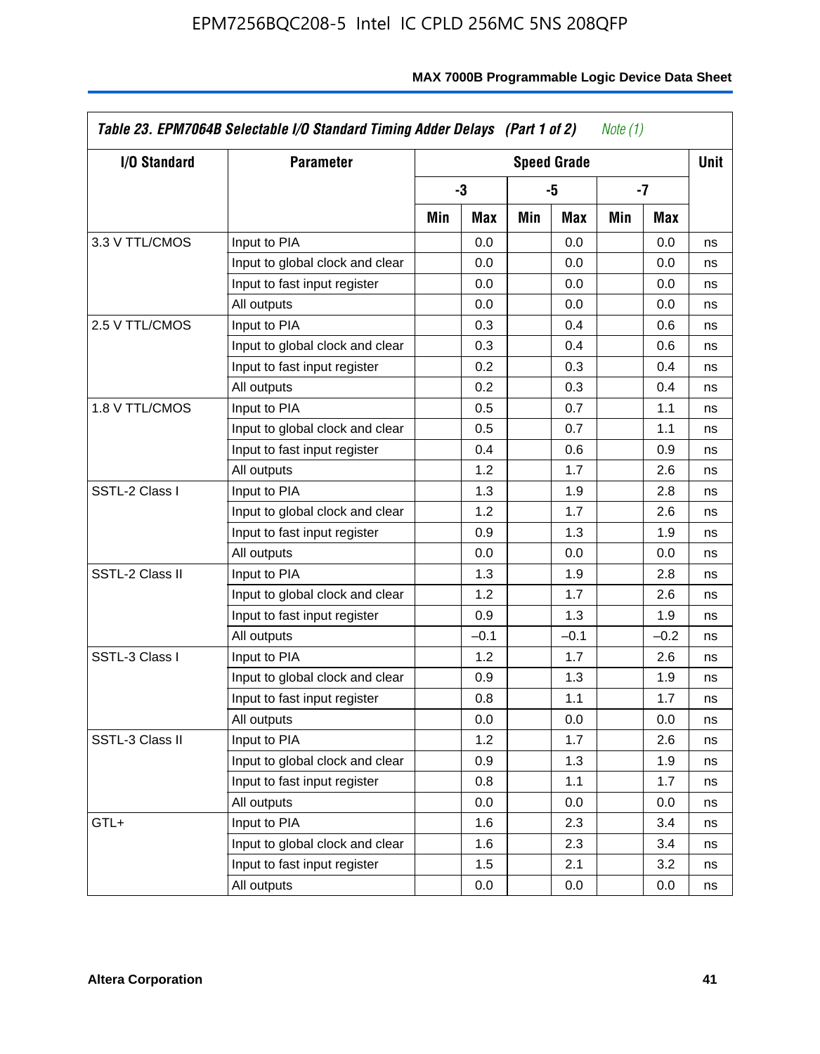**Table 23. EPM7064B Selectable I/O Standard Timing Adder Delays (Part 1 of 2)** *Note (1)*

| I/O Standard | Parameter | Speed Grade | | | | | | Unit |
|---|---|---|---|---|---|---|---|---|
| | | -3 | | -5 | | -7 | | |
| | | Min | Max | Min | Max | Min | Max | |
| 3.3 V TTL/CMOS | Input to PIA | | 0.0 | | 0.0 | | 0.0 | ns |
| | Input to global clock and clear | | 0.0 | | 0.0 | | 0.0 | ns |
| | Input to fast input register | | 0.0 | | 0.0 | | 0.0 | ns |
| | All outputs | | 0.0 | | 0.0 | | 0.0 | ns |
| 2.5 V TTL/CMOS | Input to PIA | | 0.3 | | 0.4 | | 0.6 | ns |
| | Input to global clock and clear | | 0.3 | | 0.4 | | 0.6 | ns |
| | Input to fast input register | | 0.2 | | 0.3 | | 0.4 | ns |
| | All outputs | | 0.2 | | 0.3 | | 0.4 | ns |
| 1.8 V TTL/CMOS | Input to PIA | | 0.5 | | 0.7 | | 1.1 | ns |
| | Input to global clock and clear | | 0.5 | | 0.7 | | 1.1 | ns |
| | Input to fast input register | | 0.4 | | 0.6 | | 0.9 | ns |
| | All outputs | | 1.2 | | 1.7 | | 2.6 | ns |
| SSTL-2 Class I | Input to PIA | | 1.3 | | 1.9 | | 2.8 | ns |
| | Input to global clock and clear | | 1.2 | | 1.7 | | 2.6 | ns |
| | Input to fast input register | | 0.9 | | 1.3 | | 1.9 | ns |
| | All outputs | | 0.0 | | 0.0 | | 0.0 | ns |
| SSTL-2 Class II | Input to PIA | | 1.3 | | 1.9 | | 2.8 | ns |
| | Input to global clock and clear | | 1.2 | | 1.7 | | 2.6 | ns |
| | Input to fast input register | | 0.9 | | 1.3 | | 1.9 | ns |
| | All outputs | | –0.1 | | –0.1 | | –0.2 | ns |
| SSTL-3 Class I | Input to PIA | | 1.2 | | 1.7 | | 2.6 | ns |
| | Input to global clock and clear | | 0.9 | | 1.3 | | 1.9 | ns |
| | Input to fast input register | | 0.8 | | 1.1 | | 1.7 | ns |
| | All outputs | | 0.0 | | 0.0 | | 0.0 | ns |
| SSTL-3 Class II | Input to PIA | | 1.2 | | 1.7 | | 2.6 | ns |
| | Input to global clock and clear | | 0.9 | | 1.3 | | 1.9 | ns |
| | Input to fast input register | | 0.8 | | 1.1 | | 1.7 | ns |
| | All outputs | | 0.0 | | 0.0 | | 0.0 | ns |
| GTL+ | Input to PIA | | 1.6 | | 2.3 | | 3.4 | ns |
| | Input to global clock and clear | | 1.6 | | 2.3 | | 3.4 | ns |
| | Input to fast input register | | 1.5 | | 2.1 | | 3.2 | ns |
| | All outputs | | 0.0 | | 0.0 | | 0.0 | ns |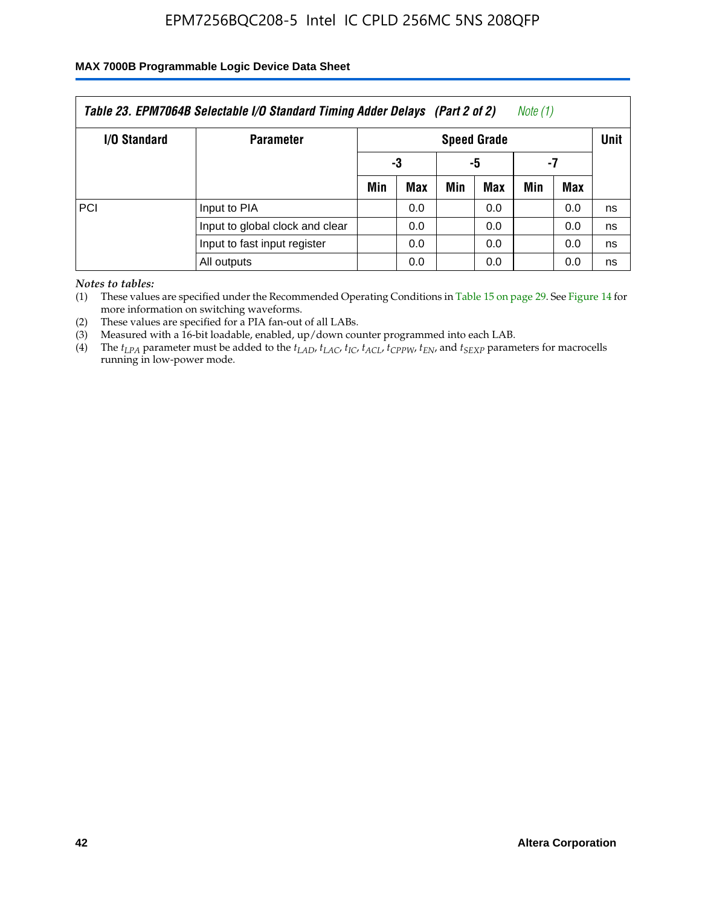| Table 23. EPM7064B Selectable I/O Standard Timing Adder Delays (Part 2 of 2) Note (1) | | | | | | | | |
|---|---|---|---|---|---|---|---|---|
| I/O Standard | Parameter | Speed Grade | | | | | | Unit |
| | | -3 | | -5 | | -7 | | |
| | | Min | Max | Min | Max | Min | Max | |
| PCI | Input to PIA | | 0.0 | | 0.0 | | 0.0 | ns |
| | Input to global clock and clear | | 0.0 | | 0.0 | | 0.0 | ns |
| | Input to fast input register | | 0.0 | | 0.0 | | 0.0 | ns |
| | All outputs | | 0.0 | | 0.0 | | 0.0 | ns |

*Notes to tables:*

(1) These values are specified under the Recommended Operating Conditions in Table 15 on page 29. See Figure 14 for more information on switching waveforms.

(2) These values are specified for a PIA fan-out of all LABs.

(3) Measured with a 16-bit loadable, enabled, up/down counter programmed into each LAB.

(4) The $t_{LPA}$ parameter must be added to the $t_{LAD}$, $t_{LAC}$, $t_{IC}$, $t_{ACL}$, $t_{CPPW}$, $t_{EN}$, and $t_{SEXP}$ parameters for macrocells running in low-power mode.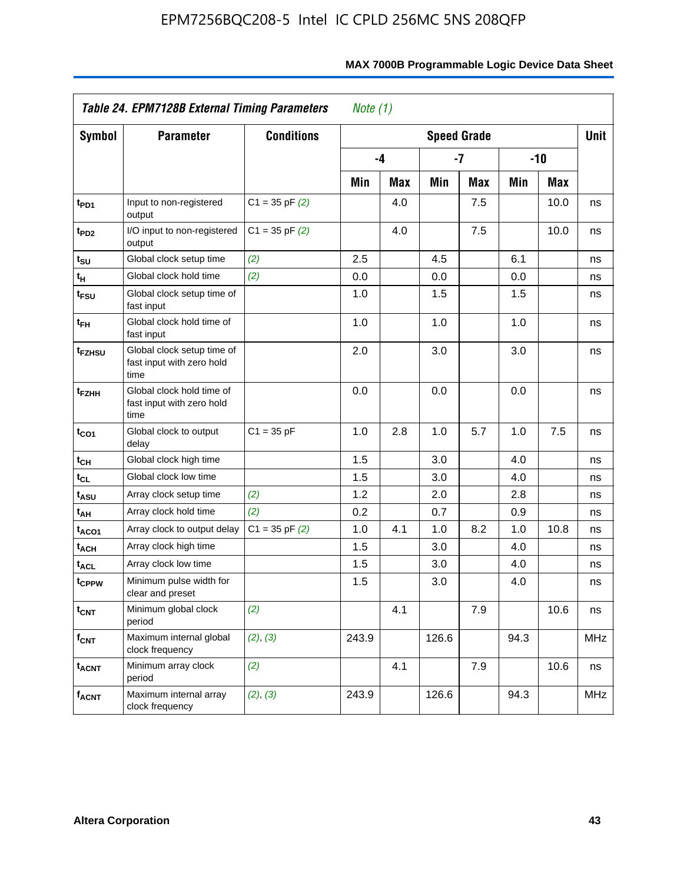**Table 24. EPM7128B External Timing Parameters** *Note (1)*

| Symbol | Parameter | Conditions | Speed Grade | | | | | | Unit |
|---|---|---|---|---|---|---|---|---|---|
| | | | -4 | | -7 | | -10 | | |
| | | | Min | Max | Min | Max | Min | Max | |
| $t_{PD1}$ | Input to non-registered output | C1 = 35 pF *(2)* | | 4.0 | | 7.5 | | 10.0 | ns |
| $t_{PD2}$ | I/O input to non-registered output | C1 = 35 pF *(2)* | | 4.0 | | 7.5 | | 10.0 | ns |
| $t_{SU}$ | Global clock setup time | *(2)* | 2.5 | | 4.5 | | 6.1 | | ns |
| $t_{H}$ | Global clock hold time | *(2)* | 0.0 | | 0.0 | | 0.0 | | ns |
| $t_{FSU}$ | Global clock setup time of fast input | | 1.0 | | 1.5 | | 1.5 | | ns |
| $t_{FH}$ | Global clock hold time of fast input | | 1.0 | | 1.0 | | 1.0 | | ns |
| $t_{FZHSU}$ | Global clock setup time of fast input with zero hold time | | 2.0 | | 3.0 | | 3.0 | | ns |
| $t_{FZHH}$ | Global clock hold time of fast input with zero hold time | | 0.0 | | 0.0 | | 0.0 | | ns |
| $t_{CO1}$ | Global clock to output delay | C1 = 35 pF | 1.0 | 2.8 | 1.0 | 5.7 | 1.0 | 7.5 | ns |
| $t_{CH}$ | Global clock high time | | 1.5 | | 3.0 | | 4.0 | | ns |
| $t_{CL}$ | Global clock low time | | 1.5 | | 3.0 | | 4.0 | | ns |
| $t_{ASU}$ | Array clock setup time | *(2)* | 1.2 | | 2.0 | | 2.8 | | ns |
| $t_{AH}$ | Array clock hold time | *(2)* | 0.2 | | 0.7 | | 0.9 | | ns |
| $t_{ACO1}$ | Array clock to output delay | C1 = 35 pF *(2)* | 1.0 | 4.1 | 1.0 | 8.2 | 1.0 | 10.8 | ns |
| $t_{ACH}$ | Array clock high time | | 1.5 | | 3.0 | | 4.0 | | ns |
| $t_{ACL}$ | Array clock low time | | 1.5 | | 3.0 | | 4.0 | | ns |
| $t_{CPPW}$ | Minimum pulse width for clear and preset | | 1.5 | | 3.0 | | 4.0 | | ns |
| $t_{CNT}$ | Minimum global clock period | *(2)* | | 4.1 | | 7.9 | | 10.6 | ns |
| $f_{CNT}$ | Maximum internal global clock frequency | *(2)*, *(3)* | 243.9 | | 126.6 | | 94.3 | | MHz |
| $t_{ACNT}$ | Minimum array clock period | *(2)* | | 4.1 | | 7.9 | | 10.6 | ns |
| $f_{ACNT}$ | Maximum internal array clock frequency | *(2)*, *(3)* | 243.9 | | 126.6 | | 94.3 | | MHz |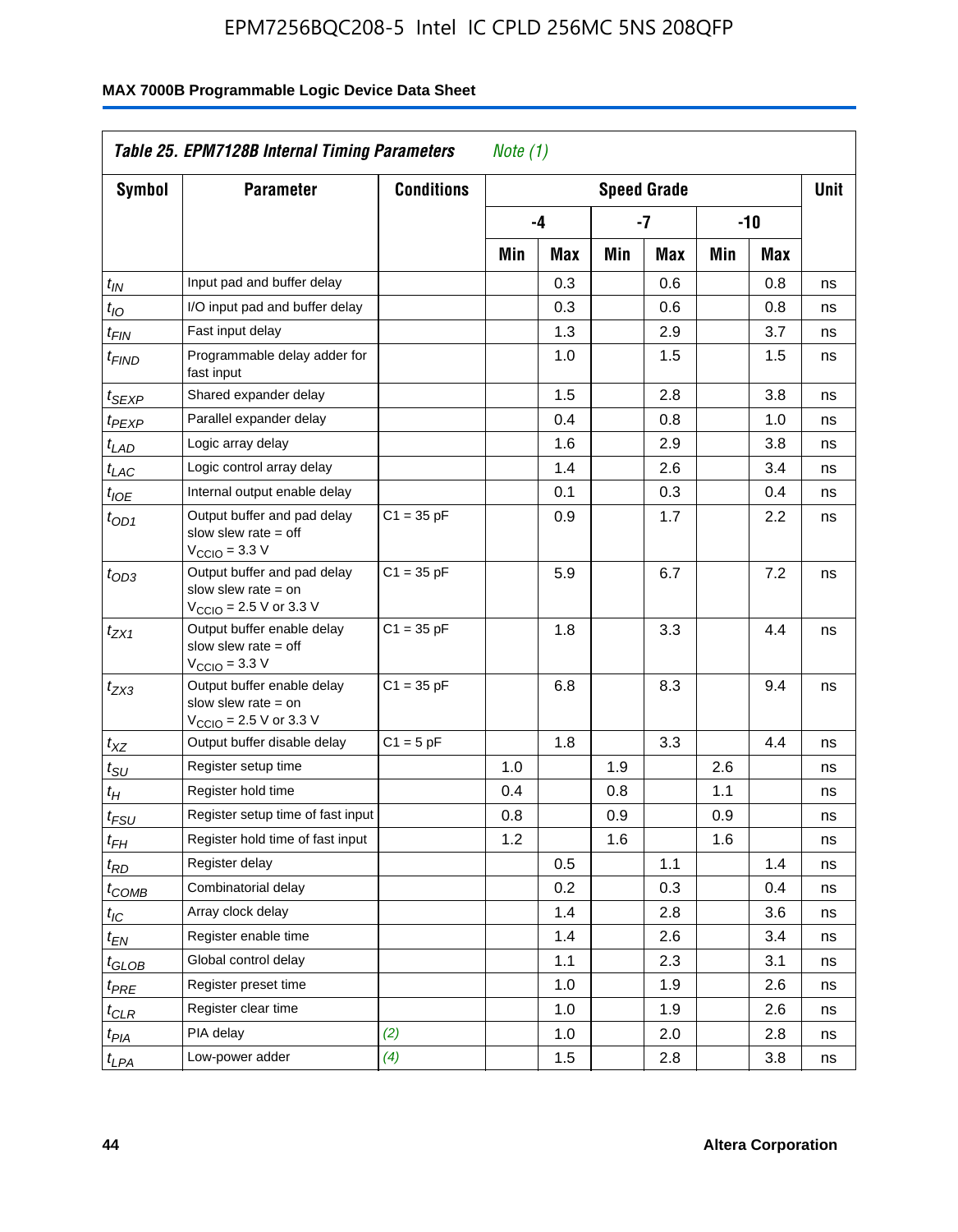**Table 25. EPM7128B Internal Timing Parameters** *Note (1)*

| Symbol | Parameter | Conditions | Speed Grade | | | | | | Unit |
|---|---|---|---|---|---|---|---|---|---|
| | | | -4 | | -7 | | -10 | | |
| | | | Min | Max | Min | Max | Min | Max | |
| $t_{IN}$ | Input pad and buffer delay | | | 0.3 | | 0.6 | | 0.8 | ns |
| $t_{IO}$ | I/O input pad and buffer delay | | | 0.3 | | 0.6 | | 0.8 | ns |
| $t_{FIN}$ | Fast input delay | | | 1.3 | | 2.9 | | 3.7 | ns |
| $t_{FIND}$ | Programmable delay adder for fast input | | | 1.0 | | 1.5 | | 1.5 | ns |
| $t_{SEXP}$ | Shared expander delay | | | 1.5 | | 2.8 | | 3.8 | ns |
| $t_{PEXP}$ | Parallel expander delay | | | 0.4 | | 0.8 | | 1.0 | ns |
| $t_{LAD}$ | Logic array delay | | | 1.6 | | 2.9 | | 3.8 | ns |
| $t_{LAC}$ | Logic control array delay | | | 1.4 | | 2.6 | | 3.4 | ns |
| $t_{IOE}$ | Internal output enable delay | | | 0.1 | | 0.3 | | 0.4 | ns |
| $t_{OD1}$ | Output buffer and pad delay slow slew rate = off $V_{CCIO}$ = 3.3 V | C1 = 35 pF | | 0.9 | | 1.7 | | 2.2 | ns |
| $t_{OD3}$ | Output buffer and pad delay slow slew rate = on $V_{CCIO}$ = 2.5 V or 3.3 V | C1 = 35 pF | | 5.9 | | 6.7 | | 7.2 | ns |
| $t_{ZX1}$ | Output buffer enable delay slow slew rate = off $V_{CCIO}$ = 3.3 V | C1 = 35 pF | | 1.8 | | 3.3 | | 4.4 | ns |
| $t_{ZX3}$ | Output buffer enable delay slow slew rate = on $V_{CCIO}$ = 2.5 V or 3.3 V | C1 = 35 pF | | 6.8 | | 8.3 | | 9.4 | ns |
| $t_{XZ}$ | Output buffer disable delay | C1 = 5 pF | | 1.8 | | 3.3 | | 4.4 | ns |
| $t_{SU}$ | Register setup time | | 1.0 | | 1.9 | | 2.6 | | ns |
| $t_{H}$ | Register hold time | | 0.4 | | 0.8 | | 1.1 | | ns |
| $t_{FSU}$ | Register setup time of fast input | | 0.8 | | 0.9 | | 0.9 | | ns |
| $t_{FH}$ | Register hold time of fast input | | 1.2 | | 1.6 | | 1.6 | | ns |
| $t_{RD}$ | Register delay | | | 0.5 | | 1.1 | | 1.4 | ns |
| $t_{COMB}$ | Combinatorial delay | | | 0.2 | | 0.3 | | 0.4 | ns |
| $t_{IC}$ | Array clock delay | | | 1.4 | | 2.8 | | 3.6 | ns |
| $t_{EN}$ | Register enable time | | | 1.4 | | 2.6 | | 3.4 | ns |
| $t_{GLOB}$ | Global control delay | | | 1.1 | | 2.3 | | 3.1 | ns |
| $t_{PRE}$ | Register preset time | | | 1.0 | | 1.9 | | 2.6 | ns |
| $t_{CLR}$ | Register clear time | | | 1.0 | | 1.9 | | 2.6 | ns |
| $t_{PIA}$ | PIA delay | *(2)* | | 1.0 | | 2.0 | | 2.8 | ns |
| $t_{LPA}$ | Low-power adder | *(4)* | | 1.5 | | 2.8 | | 3.8 | ns |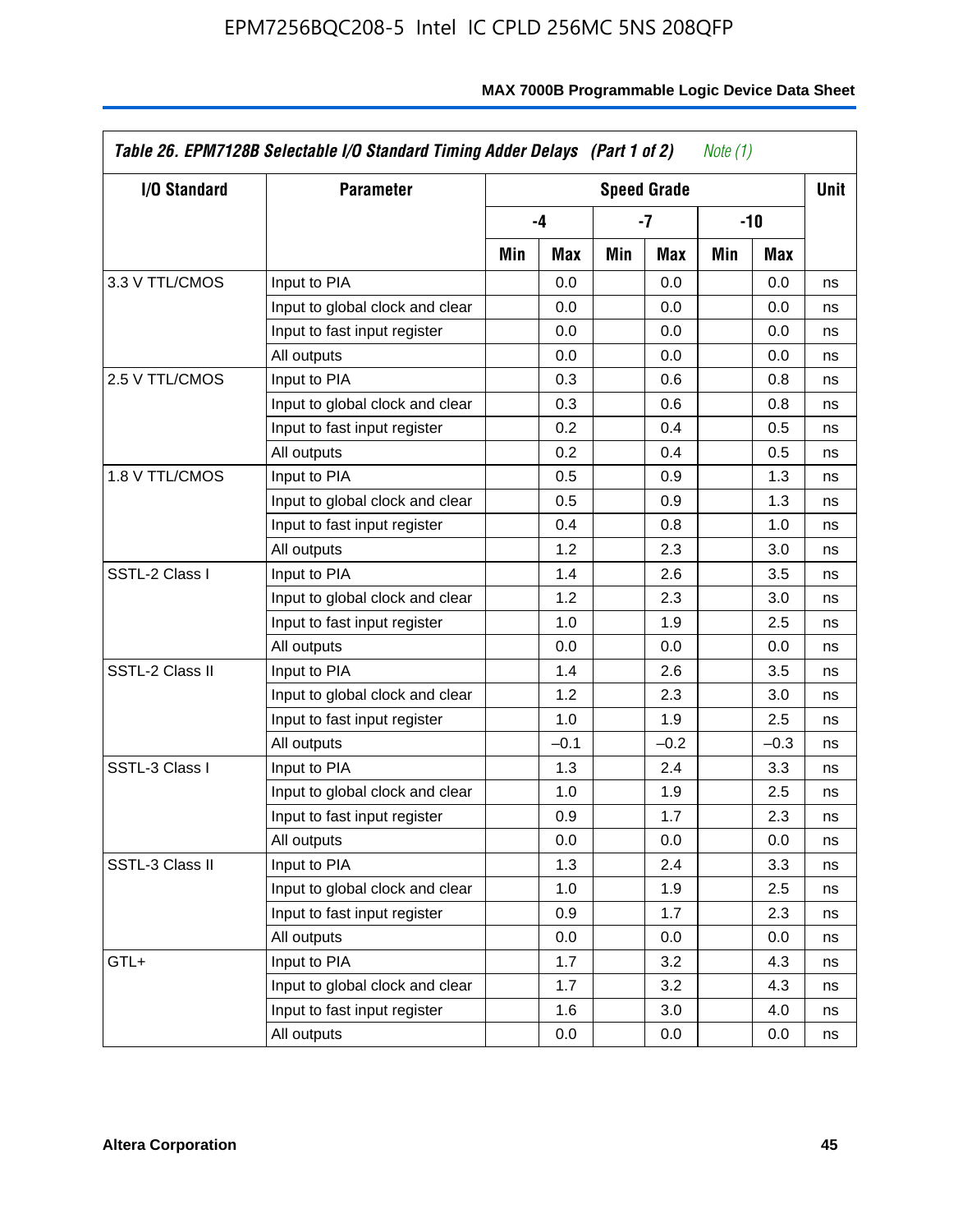**Table 26. EPM7128B Selectable I/O Standard Timing Adder Delays (Part 1 of 2)** *Note (1)*

| I/O Standard | Parameter | Speed Grade | | | | | | Unit |
|---|---|---|---|---|---|---|---|---|
| | | -4 | | -7 | | -10 | | |
| | | Min | Max | Min | Max | Min | Max | |
| 3.3 V TTL/CMOS | Input to PIA | | 0.0 | | 0.0 | | 0.0 | ns |
| | Input to global clock and clear | | 0.0 | | 0.0 | | 0.0 | ns |
| | Input to fast input register | | 0.0 | | 0.0 | | 0.0 | ns |
| | All outputs | | 0.0 | | 0.0 | | 0.0 | ns |
| 2.5 V TTL/CMOS | Input to PIA | | 0.3 | | 0.6 | | 0.8 | ns |
| | Input to global clock and clear | | 0.3 | | 0.6 | | 0.8 | ns |
| | Input to fast input register | | 0.2 | | 0.4 | | 0.5 | ns |
| | All outputs | | 0.2 | | 0.4 | | 0.5 | ns |
| 1.8 V TTL/CMOS | Input to PIA | | 0.5 | | 0.9 | | 1.3 | ns |
| | Input to global clock and clear | | 0.5 | | 0.9 | | 1.3 | ns |
| | Input to fast input register | | 0.4 | | 0.8 | | 1.0 | ns |
| | All outputs | | 1.2 | | 2.3 | | 3.0 | ns |
| SSTL-2 Class I | Input to PIA | | 1.4 | | 2.6 | | 3.5 | ns |
| | Input to global clock and clear | | 1.2 | | 2.3 | | 3.0 | ns |
| | Input to fast input register | | 1.0 | | 1.9 | | 2.5 | ns |
| | All outputs | | 0.0 | | 0.0 | | 0.0 | ns |
| SSTL-2 Class II | Input to PIA | | 1.4 | | 2.6 | | 3.5 | ns |
| | Input to global clock and clear | | 1.2 | | 2.3 | | 3.0 | ns |
| | Input to fast input register | | 1.0 | | 1.9 | | 2.5 | ns |
| | All outputs | | –0.1 | | –0.2 | | –0.3 | ns |
| SSTL-3 Class I | Input to PIA | | 1.3 | | 2.4 | | 3.3 | ns |
| | Input to global clock and clear | | 1.0 | | 1.9 | | 2.5 | ns |
| | Input to fast input register | | 0.9 | | 1.7 | | 2.3 | ns |
| | All outputs | | 0.0 | | 0.0 | | 0.0 | ns |
| SSTL-3 Class II | Input to PIA | | 1.3 | | 2.4 | | 3.3 | ns |
| | Input to global clock and clear | | 1.0 | | 1.9 | | 2.5 | ns |
| | Input to fast input register | | 0.9 | | 1.7 | | 2.3 | ns |
| | All outputs | | 0.0 | | 0.0 | | 0.0 | ns |
| GTL+ | Input to PIA | | 1.7 | | 3.2 | | 4.3 | ns |
| | Input to global clock and clear | | 1.7 | | 3.2 | | 4.3 | ns |
| | Input to fast input register | | 1.6 | | 3.0 | | 4.0 | ns |
| | All outputs | | 0.0 | | 0.0 | | 0.0 | ns |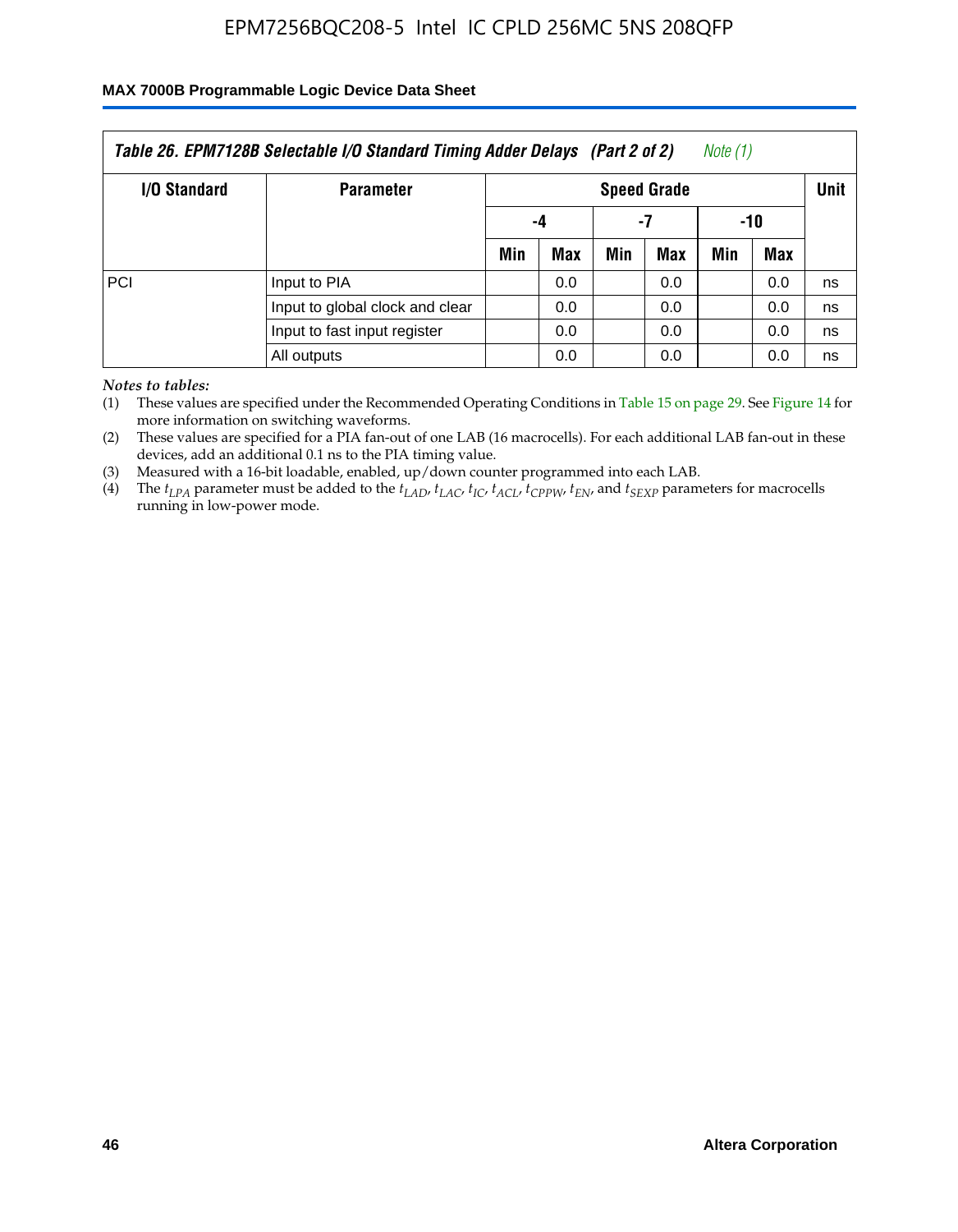| Table 26. EPM7128B Selectable I/O Standard Timing Adder Delays (Part 2 of 2) Note (1) | | | | | | | | |
|---|---|---|---|---|---|---|---|---|
| I/O Standard | Parameter | Speed Grade | | | | | | Unit |
| | | -4 | | -7 | | -10 | | |
| | | Min | Max | Min | Max | Min | Max | |
| PCI | Input to PIA | | 0.0 | | 0.0 | | 0.0 | ns |
| | Input to global clock and clear | | 0.0 | | 0.0 | | 0.0 | ns |
| | Input to fast input register | | 0.0 | | 0.0 | | 0.0 | ns |
| | All outputs | | 0.0 | | 0.0 | | 0.0 | ns |

*Notes to tables:*

(1) These values are specified under the Recommended Operating Conditions in Table 15 on page 29. See Figure 14 for more information on switching waveforms.

(2) These values are specified for a PIA fan-out of one LAB (16 macrocells). For each additional LAB fan-out in these devices, add an additional 0.1 ns to the PIA timing value.

(3) Measured with a 16-bit loadable, enabled, up/down counter programmed into each LAB.

(4) The $t_{LPA}$ parameter must be added to the $t_{LAD}$, $t_{LAC}$, $t_{IC}$, $t_{ACL}$, $t_{CPPW}$, $t_{EN}$, and $t_{SEXP}$ parameters for macrocells running in low-power mode.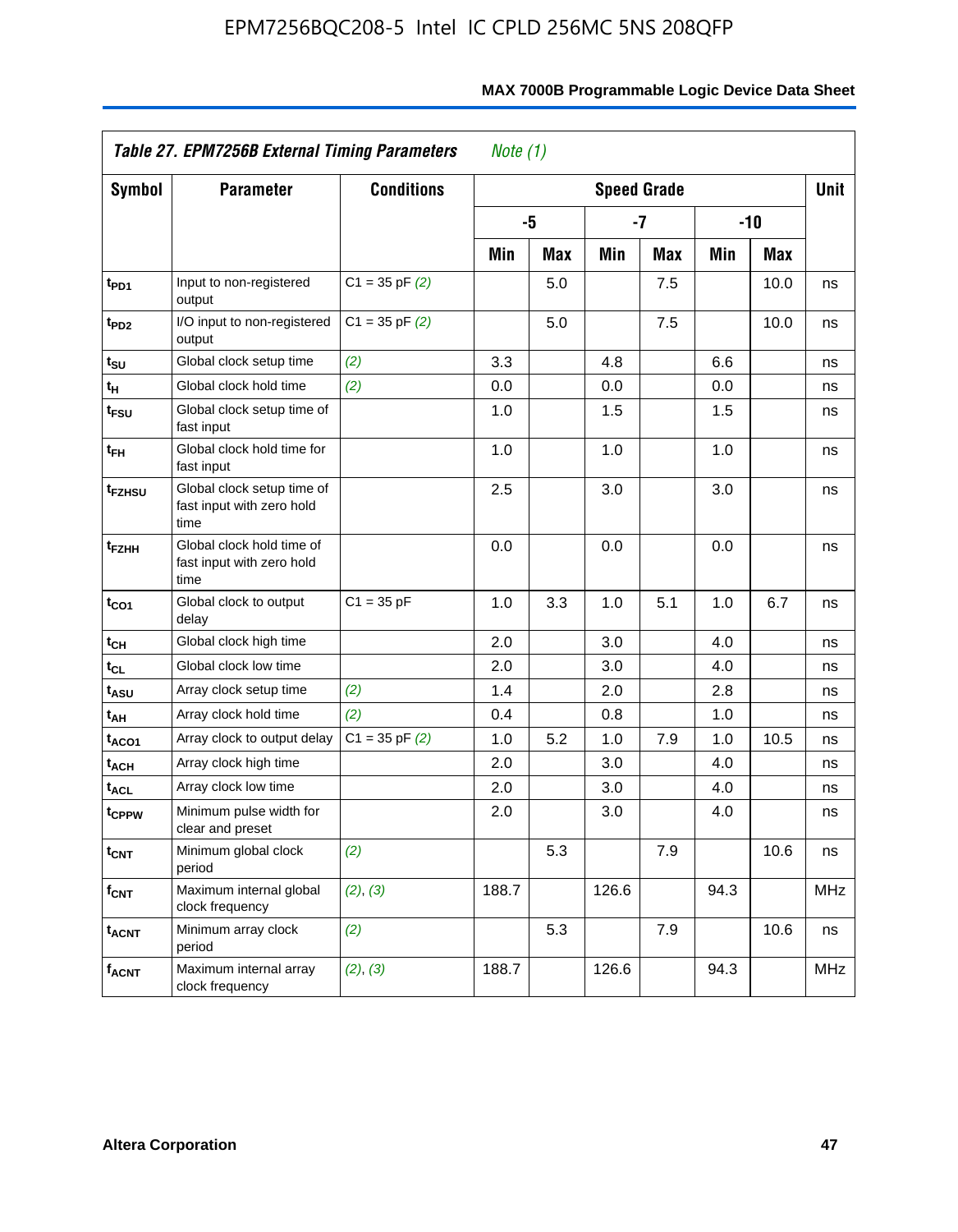**Table 27. EPM7256B External Timing Parameters** *Note (1)*

| Symbol | Parameter | Conditions | Speed Grade | | | | | | Unit |
|---|---|---|---|---|---|---|---|---|---|
| | | | -5 | | -7 | | -10 | | |
| | | | Min | Max | Min | Max | Min | Max | |
| $t_{PD1}$ | Input to non-registered output | C1 = 35 pF *(2)* | | 5.0 | | 7.5 | | 10.0 | ns |
| $t_{PD2}$ | I/O input to non-registered output | C1 = 35 pF *(2)* | | 5.0 | | 7.5 | | 10.0 | ns |
| $t_{SU}$ | Global clock setup time | *(2)* | 3.3 | | 4.8 | | 6.6 | | ns |
| $t_{H}$ | Global clock hold time | *(2)* | 0.0 | | 0.0 | | 0.0 | | ns |
| $t_{FSU}$ | Global clock setup time of fast input | | 1.0 | | 1.5 | | 1.5 | | ns |
| $t_{FH}$ | Global clock hold time for fast input | | 1.0 | | 1.0 | | 1.0 | | ns |
| $t_{FZHSU}$ | Global clock setup time of fast input with zero hold time | | 2.5 | | 3.0 | | 3.0 | | ns |
| $t_{FZHH}$ | Global clock hold time of fast input with zero hold time | | 0.0 | | 0.0 | | 0.0 | | ns |
| $t_{CO1}$ | Global clock to output delay | C1 = 35 pF | 1.0 | 3.3 | 1.0 | 5.1 | 1.0 | 6.7 | ns |
| $t_{CH}$ | Global clock high time | | 2.0 | | 3.0 | | 4.0 | | ns |
| $t_{CL}$ | Global clock low time | | 2.0 | | 3.0 | | 4.0 | | ns |
| $t_{ASU}$ | Array clock setup time | *(2)* | 1.4 | | 2.0 | | 2.8 | | ns |
| $t_{AH}$ | Array clock hold time | *(2)* | 0.4 | | 0.8 | | 1.0 | | ns |
| $t_{ACO1}$ | Array clock to output delay | C1 = 35 pF *(2)* | 1.0 | 5.2 | 1.0 | 7.9 | 1.0 | 10.5 | ns |
| $t_{ACH}$ | Array clock high time | | 2.0 | | 3.0 | | 4.0 | | ns |
| $t_{ACL}$ | Array clock low time | | 2.0 | | 3.0 | | 4.0 | | ns |
| $t_{CPPW}$ | Minimum pulse width for clear and preset | | 2.0 | | 3.0 | | 4.0 | | ns |
| $t_{CNT}$ | Minimum global clock period | *(2)* | | 5.3 | | 7.9 | | 10.6 | ns |
| $f_{CNT}$ | Maximum internal global clock frequency | *(2)*, *(3)* | 188.7 | | 126.6 | | 94.3 | | MHz |
| $t_{ACNT}$ | Minimum array clock period | *(2)* | | 5.3 | | 7.9 | | 10.6 | ns |
| $f_{ACNT}$ | Maximum internal array clock frequency | *(2)*, *(3)* | 188.7 | | 126.6 | | 94.3 | | MHz |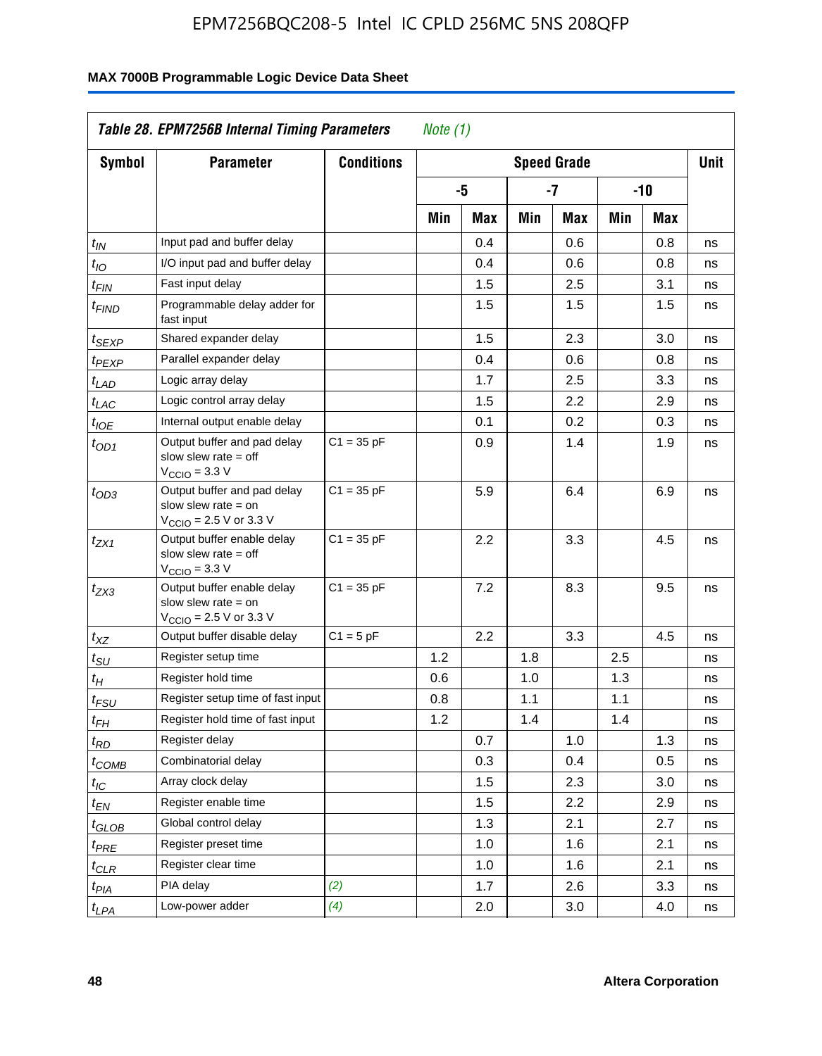**MAX 7000B Programmable Logic Device Data Sheet**

| Table 28. EPM7256B Internal Timing Parameters *Note (1)* | | | | | | | | | |
|---|---|---|---|---|---|---|---|---|---|
| Symbol | Parameter | Conditions | Speed Grade | | | | | | Unit |
| | | | -5 | | -7 | | -10 | | |
| | | | Min | Max | Min | Max | Min | Max | |
| $t_{IN}$ | Input pad and buffer delay | | | 0.4 | | 0.6 | | 0.8 | ns |
| $t_{IO}$ | I/O input pad and buffer delay | | | 0.4 | | 0.6 | | 0.8 | ns |
| $t_{FIN}$ | Fast input delay | | | 1.5 | | 2.5 | | 3.1 | ns |
| $t_{FIND}$ | Programmable delay adder for fast input | | | 1.5 | | 1.5 | | 1.5 | ns |
| $t_{SEXP}$ | Shared expander delay | | | 1.5 | | 2.3 | | 3.0 | ns |
| $t_{PEXP}$ | Parallel expander delay | | | 0.4 | | 0.6 | | 0.8 | ns |
| $t_{LAD}$ | Logic array delay | | | 1.7 | | 2.5 | | 3.3 | ns |
| $t_{LAC}$ | Logic control array delay | | | 1.5 | | 2.2 | | 2.9 | ns |
| $t_{IOE}$ | Internal output enable delay | | | 0.1 | | 0.2 | | 0.3 | ns |
| $t_{OD1}$ | Output buffer and pad delay slow slew rate = off $V_{CCIO}$ = 3.3 V | C1 = 35 pF | | 0.9 | | 1.4 | | 1.9 | ns |
| $t_{OD3}$ | Output buffer and pad delay slow slew rate = on $V_{CCIO}$ = 2.5 V or 3.3 V | C1 = 35 pF | | 5.9 | | 6.4 | | 6.9 | ns |
| $t_{ZX1}$ | Output buffer enable delay slow slew rate = off $V_{CCIO}$ = 3.3 V | C1 = 35 pF | | 2.2 | | 3.3 | | 4.5 | ns |
| $t_{ZX3}$ | Output buffer enable delay slow slew rate = on $V_{CCIO}$ = 2.5 V or 3.3 V | C1 = 35 pF | | 7.2 | | 8.3 | | 9.5 | ns |
| $t_{XZ}$ | Output buffer disable delay | C1 = 5 pF | | 2.2 | | 3.3 | | 4.5 | ns |
| $t_{SU}$ | Register setup time | | 1.2 | | 1.8 | | 2.5 | | ns |
| $t_{H}$ | Register hold time | | 0.6 | | 1.0 | | 1.3 | | ns |
| $t_{FSU}$ | Register setup time of fast input | | 0.8 | | 1.1 | | 1.1 | | ns |
| $t_{FH}$ | Register hold time of fast input | | 1.2 | | 1.4 | | 1.4 | | ns |
| $t_{RD}$ | Register delay | | | 0.7 | | 1.0 | | 1.3 | ns |
| $t_{COMB}$ | Combinatorial delay | | | 0.3 | | 0.4 | | 0.5 | ns |
| $t_{IC}$ | Array clock delay | | | 1.5 | | 2.3 | | 3.0 | ns |
| $t_{EN}$ | Register enable time | | | 1.5 | | 2.2 | | 2.9 | ns |
| $t_{GLOB}$ | Global control delay | | | 1.3 | | 2.1 | | 2.7 | ns |
| $t_{PRE}$ | Register preset time | | | 1.0 | | 1.6 | | 2.1 | ns |
| $t_{CLR}$ | Register clear time | | | 1.0 | | 1.6 | | 2.1 | ns |
| $t_{PIA}$ | PIA delay | *(2)* | | 1.7 | | 2.6 | | 3.3 | ns |
| $t_{LPA}$ | Low-power adder | *(4)* | | 2.0 | | 3.0 | | 4.0 | ns |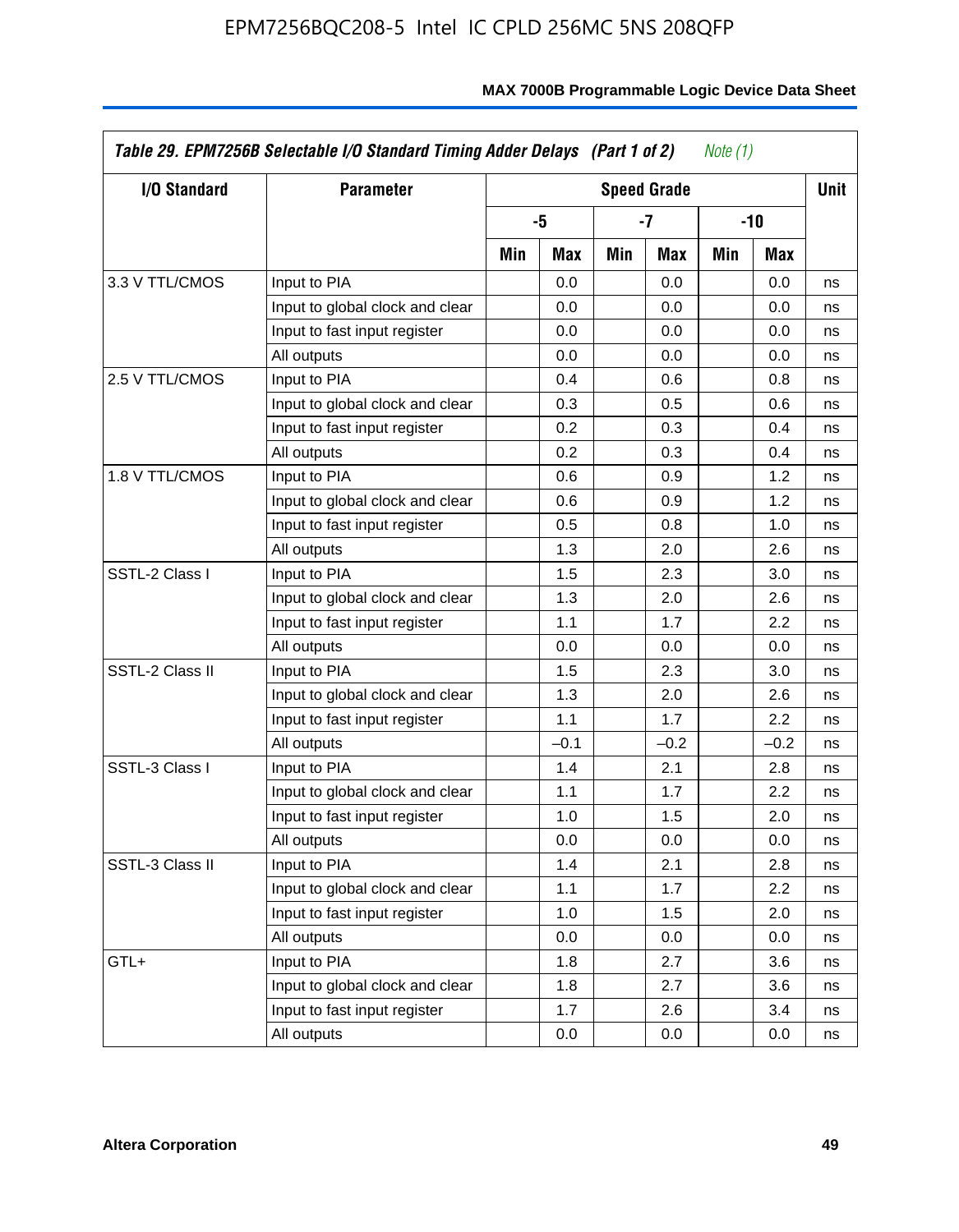**Table 29. EPM7256B Selectable I/O Standard Timing Adder Delays (Part 1 of 2)** *Note (1)*

| I/O Standard | Parameter | Speed Grade | | | | | | Unit |
|---|---|---|---|---|---|---|---|---|
| | | -5 | | -7 | | -10 | | |
| | | Min | Max | Min | Max | Min | Max | |
| 3.3 V TTL/CMOS | Input to PIA | | 0.0 | | 0.0 | | 0.0 | ns |
| | Input to global clock and clear | | 0.0 | | 0.0 | | 0.0 | ns |
| | Input to fast input register | | 0.0 | | 0.0 | | 0.0 | ns |
| | All outputs | | 0.0 | | 0.0 | | 0.0 | ns |
| 2.5 V TTL/CMOS | Input to PIA | | 0.4 | | 0.6 | | 0.8 | ns |
| | Input to global clock and clear | | 0.3 | | 0.5 | | 0.6 | ns |
| | Input to fast input register | | 0.2 | | 0.3 | | 0.4 | ns |
| | All outputs | | 0.2 | | 0.3 | | 0.4 | ns |
| 1.8 V TTL/CMOS | Input to PIA | | 0.6 | | 0.9 | | 1.2 | ns |
| | Input to global clock and clear | | 0.6 | | 0.9 | | 1.2 | ns |
| | Input to fast input register | | 0.5 | | 0.8 | | 1.0 | ns |
| | All outputs | | 1.3 | | 2.0 | | 2.6 | ns |
| SSTL-2 Class I | Input to PIA | | 1.5 | | 2.3 | | 3.0 | ns |
| | Input to global clock and clear | | 1.3 | | 2.0 | | 2.6 | ns |
| | Input to fast input register | | 1.1 | | 1.7 | | 2.2 | ns |
| | All outputs | | 0.0 | | 0.0 | | 0.0 | ns |
| SSTL-2 Class II | Input to PIA | | 1.5 | | 2.3 | | 3.0 | ns |
| | Input to global clock and clear | | 1.3 | | 2.0 | | 2.6 | ns |
| | Input to fast input register | | 1.1 | | 1.7 | | 2.2 | ns |
| | All outputs | | –0.1 | | –0.2 | | –0.2 | ns |
| SSTL-3 Class I | Input to PIA | | 1.4 | | 2.1 | | 2.8 | ns |
| | Input to global clock and clear | | 1.1 | | 1.7 | | 2.2 | ns |
| | Input to fast input register | | 1.0 | | 1.5 | | 2.0 | ns |
| | All outputs | | 0.0 | | 0.0 | | 0.0 | ns |
| SSTL-3 Class II | Input to PIA | | 1.4 | | 2.1 | | 2.8 | ns |
| | Input to global clock and clear | | 1.1 | | 1.7 | | 2.2 | ns |
| | Input to fast input register | | 1.0 | | 1.5 | | 2.0 | ns |
| | All outputs | | 0.0 | | 0.0 | | 0.0 | ns |
| GTL+ | Input to PIA | | 1.8 | | 2.7 | | 3.6 | ns |
| | Input to global clock and clear | | 1.8 | | 2.7 | | 3.6 | ns |
| | Input to fast input register | | 1.7 | | 2.6 | | 3.4 | ns |
| | All outputs | | 0.0 | | 0.0 | | 0.0 | ns |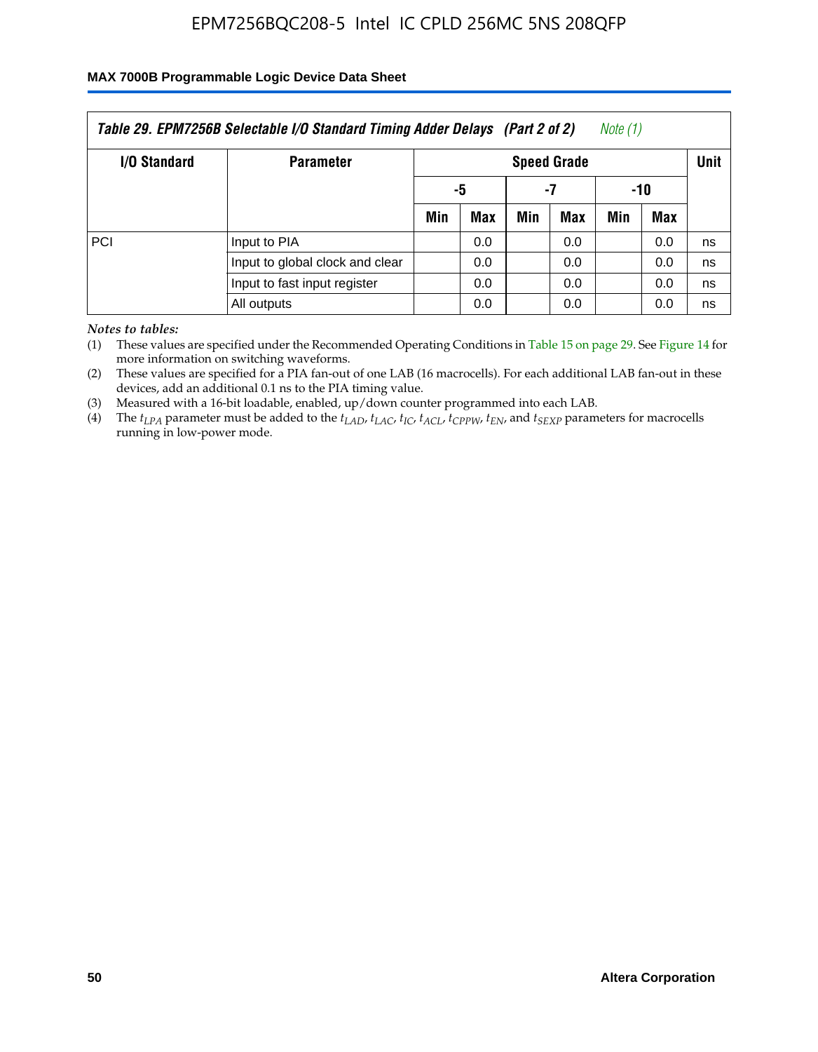**Table 29. EPM7256B Selectable I/O Standard Timing Adder Delays (Part 2 of 2)** *Note (1)*

| I/O Standard | Parameter | Speed Grade | | | | | | Unit |
|---|---|---|---|---|---|---|---|---|
| | | -5 | | -7 | | -10 | | |
| | | Min | Max | Min | Max | Min | Max | |
| PCI | Input to PIA | | 0.0 | | 0.0 | | 0.0 | ns |
| | Input to global clock and clear | | 0.0 | | 0.0 | | 0.0 | ns |
| | Input to fast input register | | 0.0 | | 0.0 | | 0.0 | ns |
| | All outputs | | 0.0 | | 0.0 | | 0.0 | ns |

*Notes to tables:*

(1) These values are specified under the Recommended Operating Conditions in Table 15 on page 29. See Figure 14 for more information on switching waveforms.

(2) These values are specified for a PIA fan-out of one LAB (16 macrocells). For each additional LAB fan-out in these devices, add an additional 0.1 ns to the PIA timing value.

(3) Measured with a 16-bit loadable, enabled, up/down counter programmed into each LAB.

(4) The $t_{LPA}$ parameter must be added to the $t_{LAD}$, $t_{LAC}$, $t_{IC}$, $t_{ACL}$, $t_{CPPW}$, $t_{EN}$, and $t_{SEXP}$ parameters for macrocells running in low-power mode.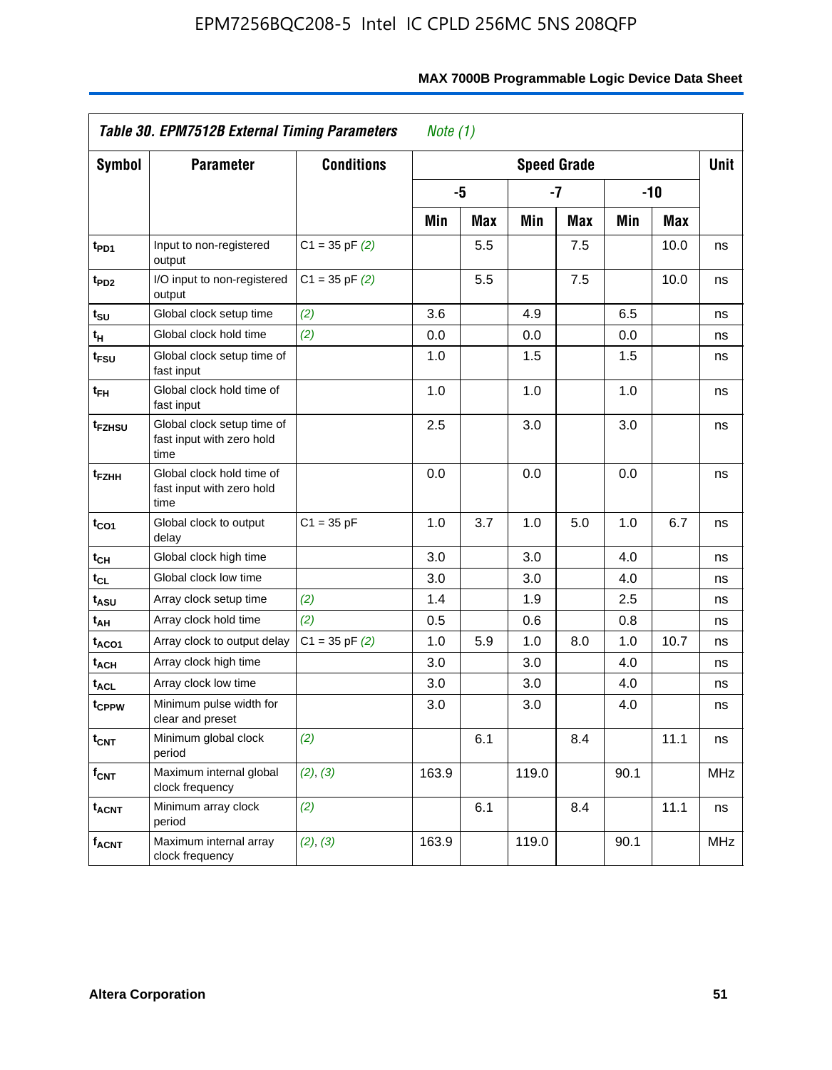Table 30. EPM7512B External Timing Parameters *Note (1)*

| Symbol | Parameter | Conditions | Speed Grade | | | | | | Unit |
|---|---|---|---|---|---|---|---|---|---|
| | | | -5 | | -7 | | -10 | | |
| | | | Min | Max | Min | Max | Min | Max | |
| $t_{PD1}$ | Input to non-registered output | C1 = 35 pF *(2)* | | 5.5 | | 7.5 | | 10.0 | ns |
| $t_{PD2}$ | I/O input to non-registered output | C1 = 35 pF *(2)* | | 5.5 | | 7.5 | | 10.0 | ns |
| $t_{SU}$ | Global clock setup time | *(2)* | 3.6 | | 4.9 | | 6.5 | | ns |
| $t_H$ | Global clock hold time | *(2)* | 0.0 | | 0.0 | | 0.0 | | ns |
| $t_{FSU}$ | Global clock setup time of fast input | | 1.0 | | 1.5 | | 1.5 | | ns |
| $t_{FH}$ | Global clock hold time of fast input | | 1.0 | | 1.0 | | 1.0 | | ns |
| $t_{FZHSU}$ | Global clock setup time of fast input with zero hold time | | 2.5 | | 3.0 | | 3.0 | | ns |
| $t_{FZHH}$ | Global clock hold time of fast input with zero hold time | | 0.0 | | 0.0 | | 0.0 | | ns |
| $t_{CO1}$ | Global clock to output delay | C1 = 35 pF | 1.0 | 3.7 | 1.0 | 5.0 | 1.0 | 6.7 | ns |
| $t_{CH}$ | Global clock high time | | 3.0 | | 3.0 | | 4.0 | | ns |
| $t_{CL}$ | Global clock low time | | 3.0 | | 3.0 | | 4.0 | | ns |
| $t_{ASU}$ | Array clock setup time | *(2)* | 1.4 | | 1.9 | | 2.5 | | ns |
| $t_{AH}$ | Array clock hold time | *(2)* | 0.5 | | 0.6 | | 0.8 | | ns |
| $t_{ACO1}$ | Array clock to output delay | C1 = 35 pF *(2)* | 1.0 | 5.9 | 1.0 | 8.0 | 1.0 | 10.7 | ns |
| $t_{ACH}$ | Array clock high time | | 3.0 | | 3.0 | | 4.0 | | ns |
| $t_{ACL}$ | Array clock low time | | 3.0 | | 3.0 | | 4.0 | | ns |
| $t_{CPPW}$ | Minimum pulse width for clear and preset | | 3.0 | | 3.0 | | 4.0 | | ns |
| $t_{CNT}$ | Minimum global clock period | *(2)* | | 6.1 | | 8.4 | | 11.1 | ns |
| $f_{CNT}$ | Maximum internal global clock frequency | *(2)*, *(3)* | 163.9 | | 119.0 | | 90.1 | | MHz |
| $t_{ACNT}$ | Minimum array clock period | *(2)* | | 6.1 | | 8.4 | | 11.1 | ns |
| $f_{ACNT}$ | Maximum internal array clock frequency | *(2)*, *(3)* | 163.9 | | 119.0 | | 90.1 | | MHz |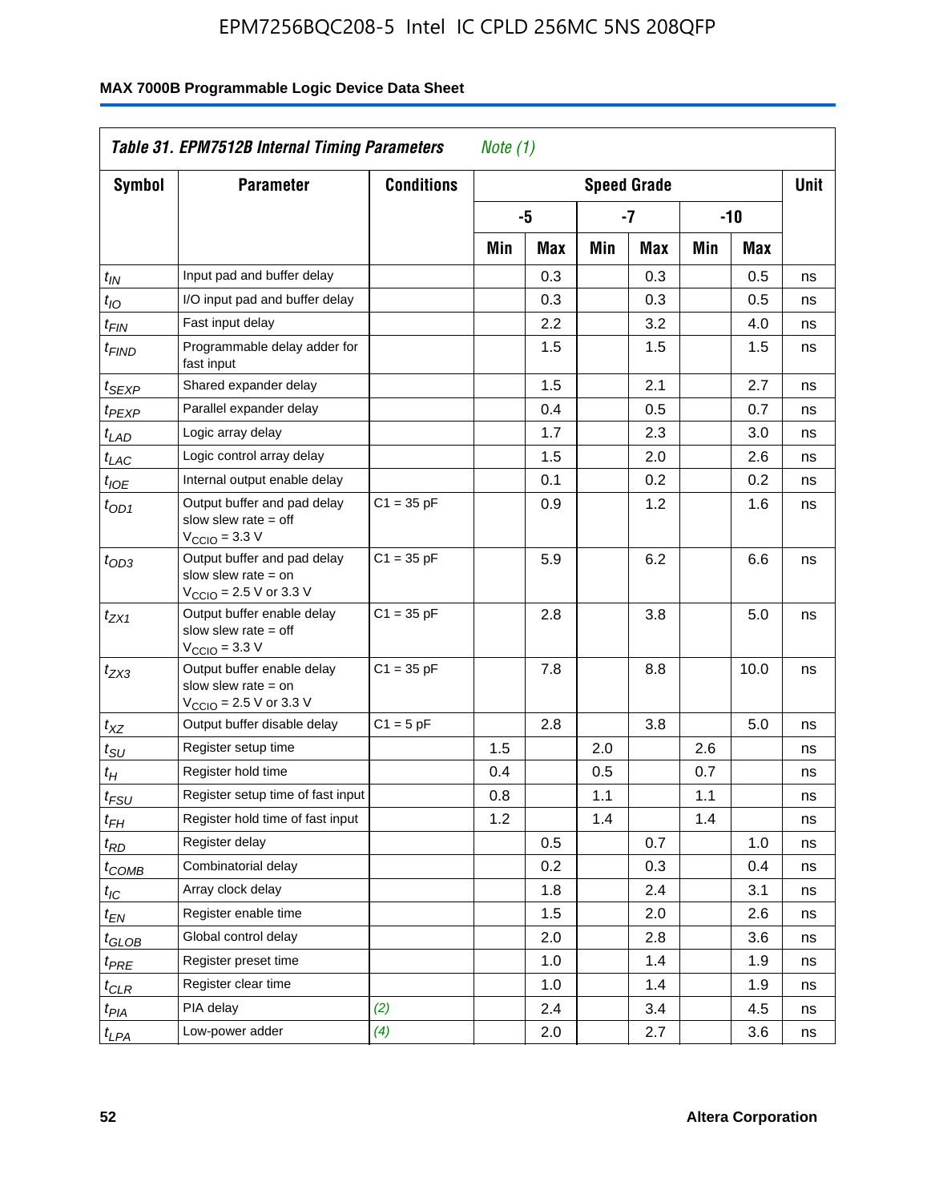**Table 31. EPM7512B Internal Timing Parameters** *Note (1)*

| Symbol | Parameter | Conditions | Speed Grade | | | | | | Unit |
|---|---|---|---|---|---|---|---|---|---|
| | | | -5 | | -7 | | -10 | | |
| | | | Min | Max | Min | Max | Min | Max | |
| $t_{IN}$ | Input pad and buffer delay | | | 0.3 | | 0.3 | | 0.5 | ns |
| $t_{IO}$ | I/O input pad and buffer delay | | | 0.3 | | 0.3 | | 0.5 | ns |
| $t_{FIN}$ | Fast input delay | | | 2.2 | | 3.2 | | 4.0 | ns |
| $t_{FIND}$ | Programmable delay adder for fast input | | | 1.5 | | 1.5 | | 1.5 | ns |
| $t_{SEXP}$ | Shared expander delay | | | 1.5 | | 2.1 | | 2.7 | ns |
| $t_{PEXP}$ | Parallel expander delay | | | 0.4 | | 0.5 | | 0.7 | ns |
| $t_{LAD}$ | Logic array delay | | | 1.7 | | 2.3 | | 3.0 | ns |
| $t_{LAC}$ | Logic control array delay | | | 1.5 | | 2.0 | | 2.6 | ns |
| $t_{IOE}$ | Internal output enable delay | | | 0.1 | | 0.2 | | 0.2 | ns |
| $t_{OD1}$ | Output buffer and pad delay slow slew rate = off $V_{CCIO}$ = 3.3 V | C1 = 35 pF | | 0.9 | | 1.2 | | 1.6 | ns |
| $t_{OD3}$ | Output buffer and pad delay slow slew rate = on $V_{CCIO}$ = 2.5 V or 3.3 V | C1 = 35 pF | | 5.9 | | 6.2 | | 6.6 | ns |
| $t_{ZX1}$ | Output buffer enable delay slow slew rate = off $V_{CCIO}$ = 3.3 V | C1 = 35 pF | | 2.8 | | 3.8 | | 5.0 | ns |
| $t_{ZX3}$ | Output buffer enable delay slow slew rate = on $V_{CCIO}$ = 2.5 V or 3.3 V | C1 = 35 pF | | 7.8 | | 8.8 | | 10.0 | ns |
| $t_{XZ}$ | Output buffer disable delay | C1 = 5 pF | | 2.8 | | 3.8 | | 5.0 | ns |
| $t_{SU}$ | Register setup time | | 1.5 | | 2.0 | | 2.6 | | ns |
| $t_{H}$ | Register hold time | | 0.4 | | 0.5 | | 0.7 | | ns |
| $t_{FSU}$ | Register setup time of fast input | | 0.8 | | 1.1 | | 1.1 | | ns |
| $t_{FH}$ | Register hold time of fast input | | 1.2 | | 1.4 | | 1.4 | | ns |
| $t_{RD}$ | Register delay | | | 0.5 | | 0.7 | | 1.0 | ns |
| $t_{COMB}$ | Combinatorial delay | | | 0.2 | | 0.3 | | 0.4 | ns |
| $t_{IC}$ | Array clock delay | | | 1.8 | | 2.4 | | 3.1 | ns |
| $t_{EN}$ | Register enable time | | | 1.5 | | 2.0 | | 2.6 | ns |
| $t_{GLOB}$ | Global control delay | | | 2.0 | | 2.8 | | 3.6 | ns |
| $t_{PRE}$ | Register preset time | | | 1.0 | | 1.4 | | 1.9 | ns |
| $t_{CLR}$ | Register clear time | | | 1.0 | | 1.4 | | 1.9 | ns |
| $t_{PIA}$ | PIA delay | *(2)* | | 2.4 | | 3.4 | | 4.5 | ns |
| $t_{LPA}$ | Low-power adder | *(4)* | | 2.0 | | 2.7 | | 3.6 | ns |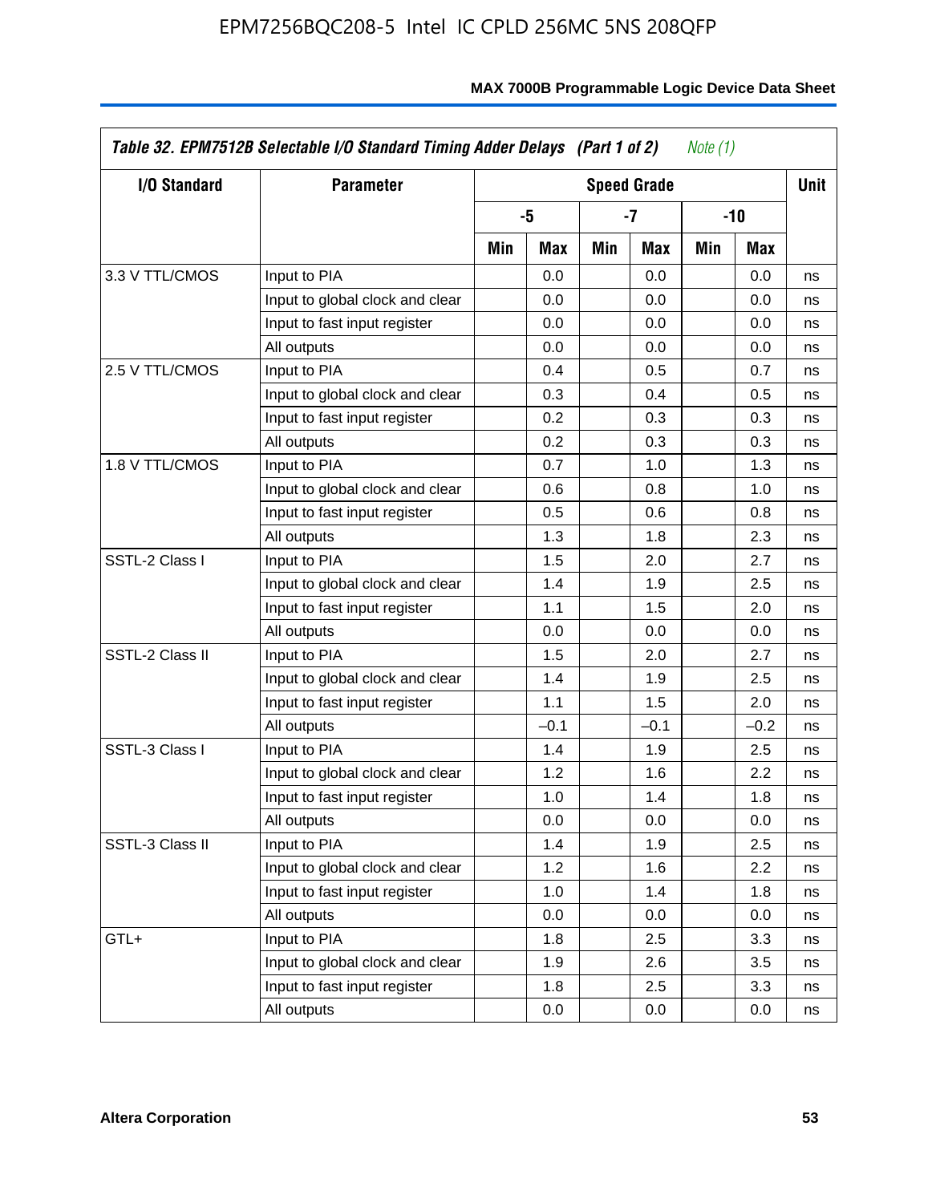*Table 32. EPM7512B Selectable I/O Standard Timing Adder Delays (Part 1 of 2) Note (1)*

| I/O Standard | Parameter | Speed Grade | | | | | | Unit |
|---|---|---|---|---|---|---|---|---|
| | | -5 | | -7 | | -10 | | |
| | | Min | Max | Min | Max | Min | Max | |
| 3.3 V TTL/CMOS | Input to PIA | | 0.0 | | 0.0 | | 0.0 | ns |
| | Input to global clock and clear | | 0.0 | | 0.0 | | 0.0 | ns |
| | Input to fast input register | | 0.0 | | 0.0 | | 0.0 | ns |
| | All outputs | | 0.0 | | 0.0 | | 0.0 | ns |
| 2.5 V TTL/CMOS | Input to PIA | | 0.4 | | 0.5 | | 0.7 | ns |
| | Input to global clock and clear | | 0.3 | | 0.4 | | 0.5 | ns |
| | Input to fast input register | | 0.2 | | 0.3 | | 0.3 | ns |
| | All outputs | | 0.2 | | 0.3 | | 0.3 | ns |
| 1.8 V TTL/CMOS | Input to PIA | | 0.7 | | 1.0 | | 1.3 | ns |
| | Input to global clock and clear | | 0.6 | | 0.8 | | 1.0 | ns |
| | Input to fast input register | | 0.5 | | 0.6 | | 0.8 | ns |
| | All outputs | | 1.3 | | 1.8 | | 2.3 | ns |
| SSTL-2 Class I | Input to PIA | | 1.5 | | 2.0 | | 2.7 | ns |
| | Input to global clock and clear | | 1.4 | | 1.9 | | 2.5 | ns |
| | Input to fast input register | | 1.1 | | 1.5 | | 2.0 | ns |
| | All outputs | | 0.0 | | 0.0 | | 0.0 | ns |
| SSTL-2 Class II | Input to PIA | | 1.5 | | 2.0 | | 2.7 | ns |
| | Input to global clock and clear | | 1.4 | | 1.9 | | 2.5 | ns |
| | Input to fast input register | | 1.1 | | 1.5 | | 2.0 | ns |
| | All outputs | | –0.1 | | –0.1 | | –0.2 | ns |
| SSTL-3 Class I | Input to PIA | | 1.4 | | 1.9 | | 2.5 | ns |
| | Input to global clock and clear | | 1.2 | | 1.6 | | 2.2 | ns |
| | Input to fast input register | | 1.0 | | 1.4 | | 1.8 | ns |
| | All outputs | | 0.0 | | 0.0 | | 0.0 | ns |
| SSTL-3 Class II | Input to PIA | | 1.4 | | 1.9 | | 2.5 | ns |
| | Input to global clock and clear | | 1.2 | | 1.6 | | 2.2 | ns |
| | Input to fast input register | | 1.0 | | 1.4 | | 1.8 | ns |
| | All outputs | | 0.0 | | 0.0 | | 0.0 | ns |
| GTL+ | Input to PIA | | 1.8 | | 2.5 | | 3.3 | ns |
| | Input to global clock and clear | | 1.9 | | 2.6 | | 3.5 | ns |
| | Input to fast input register | | 1.8 | | 2.5 | | 3.3 | ns |
| | All outputs | | 0.0 | | 0.0 | | 0.0 | ns |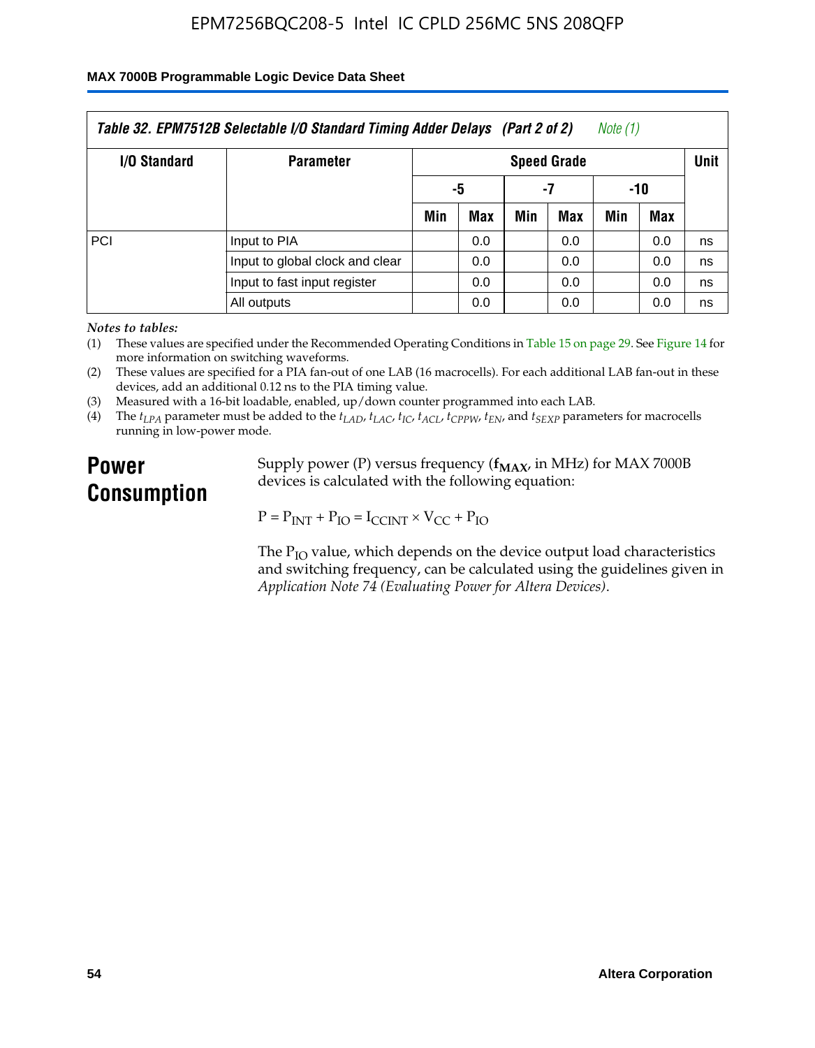| Table 32. EPM7512B Selectable I/O Standard Timing Adder Delays (Part 2 of 2) Note (1) | | | | | | | | |
|---|---|---|---|---|---|---|---|---|
| I/O Standard | Parameter | Speed Grade | | | | | | Unit |
| | | -5 | | -7 | | -10 | | |
| | | Min | Max | Min | Max | Min | Max | |
| PCI | Input to PIA | | 0.0 | | 0.0 | | 0.0 | ns |
| | Input to global clock and clear | | 0.0 | | 0.0 | | 0.0 | ns |
| | Input to fast input register | | 0.0 | | 0.0 | | 0.0 | ns |
| | All outputs | | 0.0 | | 0.0 | | 0.0 | ns |

*Notes to tables:*

(1) These values are specified under the Recommended Operating Conditions in Table 15 on page 29. See Figure 14 for more information on switching waveforms.

(2) These values are specified for a PIA fan-out of one LAB (16 macrocells). For each additional LAB fan-out in these devices, add an additional 0.12 ns to the PIA timing value.

(3) Measured with a 16-bit loadable, enabled, up/down counter programmed into each LAB.

(4) The $t_{LPA}$ parameter must be added to the $t_{LAD}$, $t_{LAC}$, $t_{IC}$, $t_{ACL}$, $t_{CPPW}$, $t_{EN}$, and $t_{SEXP}$ parameters for macrocells running in low-power mode.

## Power Consumption

Supply power (P) versus frequency ($\mathbf{f_{MAX}}$, in MHz) for MAX 7000B devices is calculated with the following equation:

$$P = P_{INT} + P_{IO} = I_{CCINT} \times V_{CC} + P_{IO}$$

The $P_{IO}$ value, which depends on the device output load characteristics and switching frequency, can be calculated using the guidelines given in *Application Note 74 (Evaluating Power for Altera Devices)*.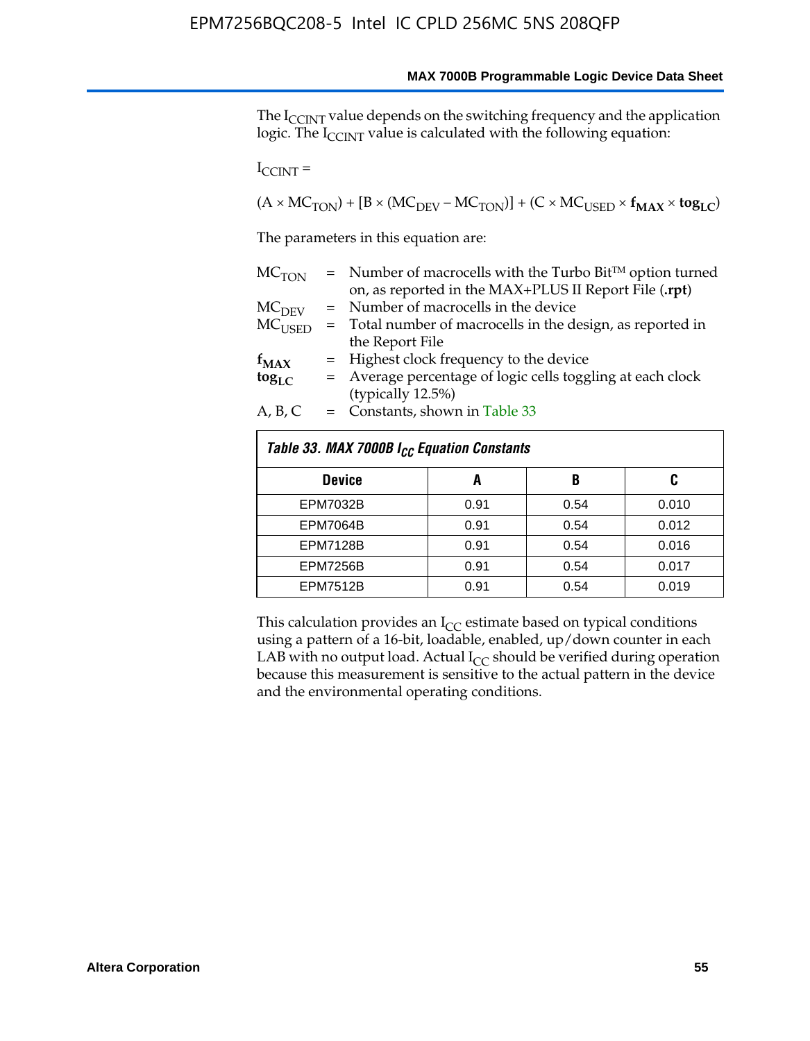The $I_{CCINT}$ value depends on the switching frequency and the application logic. The $I_{CCINT}$ value is calculated with the following equation:

$I_{CCINT}$ =

$$(A \times MC_{TON}) + [B \times (MC_{DEV} - MC_{TON})] + (C \times MC_{USED} \times \mathbf{f_{MAX}} \times \mathbf{tog_{LC}})$$

The parameters in this equation are:

| | | |
|---|---|---|
| $MC_{TON}$ | = | Number of macrocells with the Turbo Bit™ option turned on, as reported in the MAX+PLUS II Report File (**.rpt**) |
| $MC_{DEV}$ | = | Number of macrocells in the device |
| $MC_{USED}$ | = | Total number of macrocells in the design, as reported in the Report File |
| $\mathbf{f_{MAX}}$ | = | Highest clock frequency to the device |
| $\mathbf{tog_{LC}}$ | = | Average percentage of logic cells toggling at each clock (typically 12.5%) |
| A, B, C | = | Constants, shown in Table 33 |

*Table 33. MAX 7000B $I_{CC}$ Equation Constants*

| Device | A | B | C |
|---|---|---|---|
| EPM7032B | 0.91 | 0.54 | 0.010 |
| EPM7064B | 0.91 | 0.54 | 0.012 |
| EPM7128B | 0.91 | 0.54 | 0.016 |
| EPM7256B | 0.91 | 0.54 | 0.017 |
| EPM7512B | 0.91 | 0.54 | 0.019 |

This calculation provides an $I_{CC}$ estimate based on typical conditions using a pattern of a 16-bit, loadable, enabled, up/down counter in each LAB with no output load. Actual $I_{CC}$ should be verified during operation because this measurement is sensitive to the actual pattern in the device and the environmental operating conditions.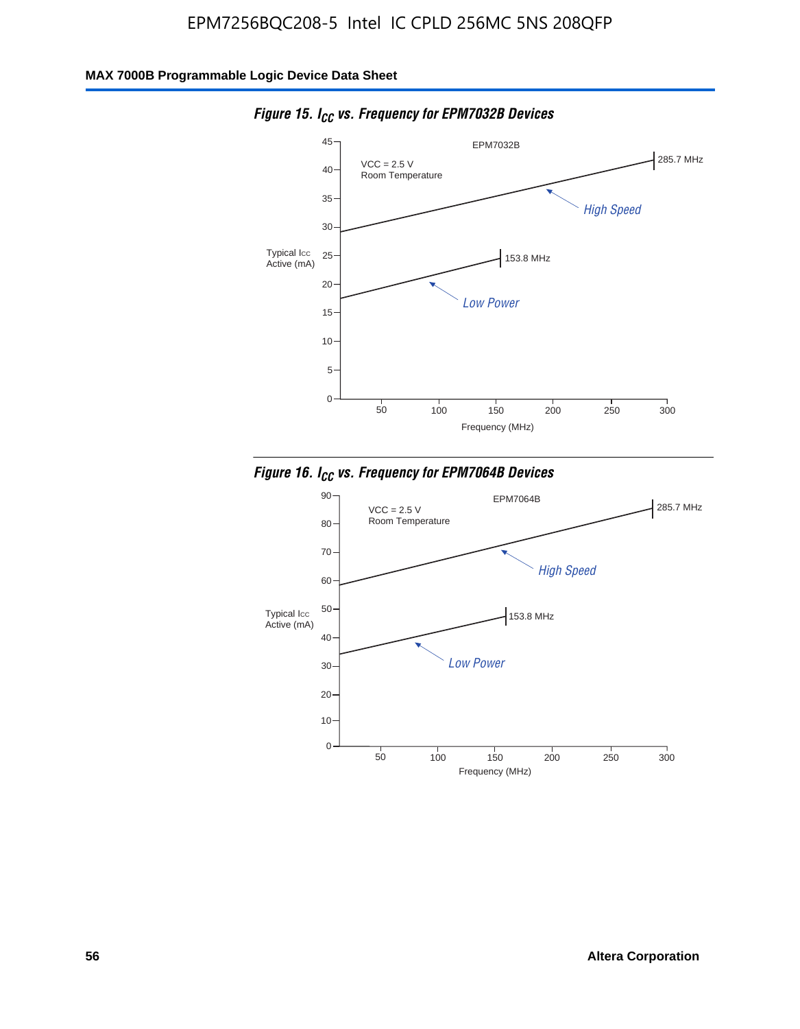**Figure 15. $I_{CC}$ vs. Frequency for EPM7032B Devices**

EPM7032B

VCC = 2.5 V
Room Temperature

Typical Icc Active (mA)

High Speed — 285.7 MHz

Low Power — 153.8 MHz

Frequency (MHz)

**Figure 16. $I_{CC}$ vs. Frequency for EPM7064B Devices**

EPM7064B

VCC = 2.5 V
Room Temperature

Typical Icc Active (mA)

High Speed — 285.7 MHz

Low Power — 153.8 MHz

Frequency (MHz)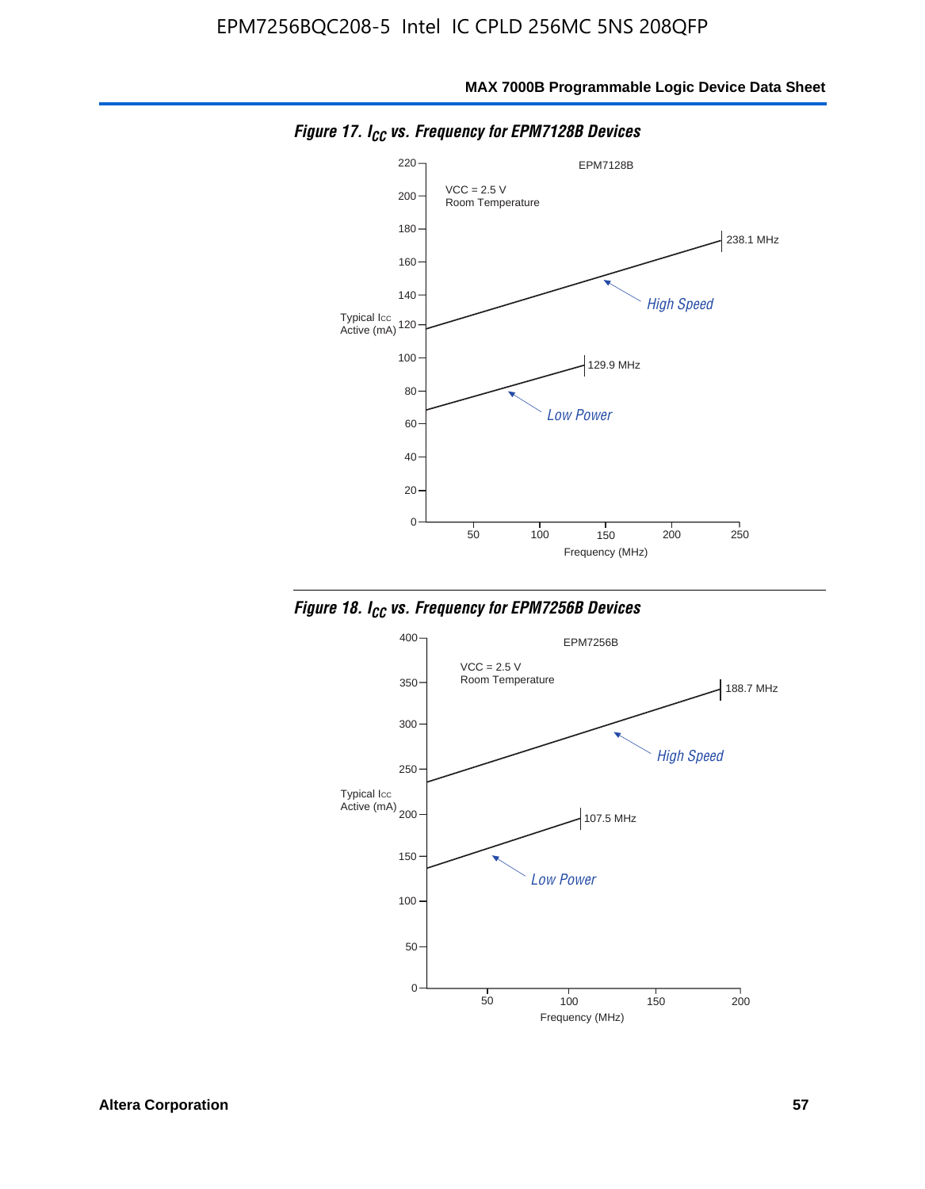*Figure 17. $I_{CC}$ vs. Frequency for EPM7128B Devices*

*Figure 18. $I_{CC}$ vs. Frequency for EPM7256B Devices*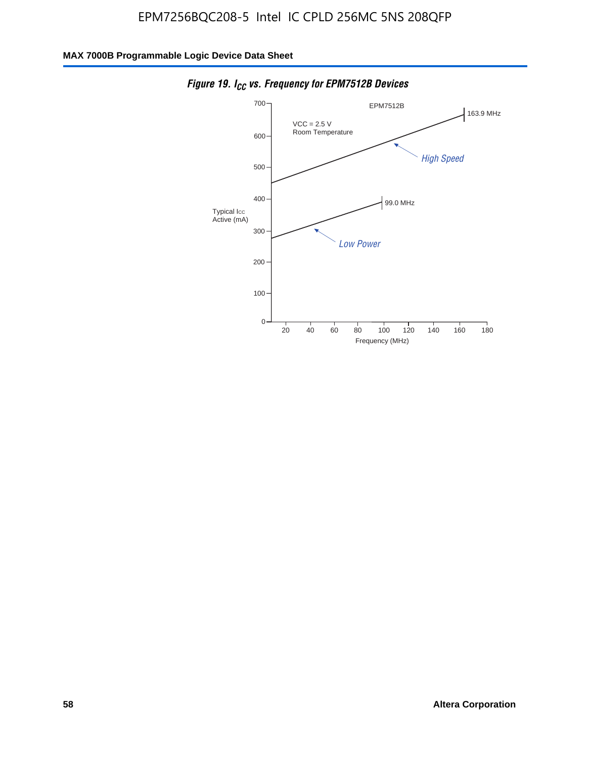*Figure 19. $I_{CC}$ vs. Frequency for EPM7512B Devices*

EPM7512B

VCC = 2.5 V
Room Temperature

163.9 MHz

High Speed

99.0 MHz

Low Power

Typical Icc Active (mA)

Frequency (MHz)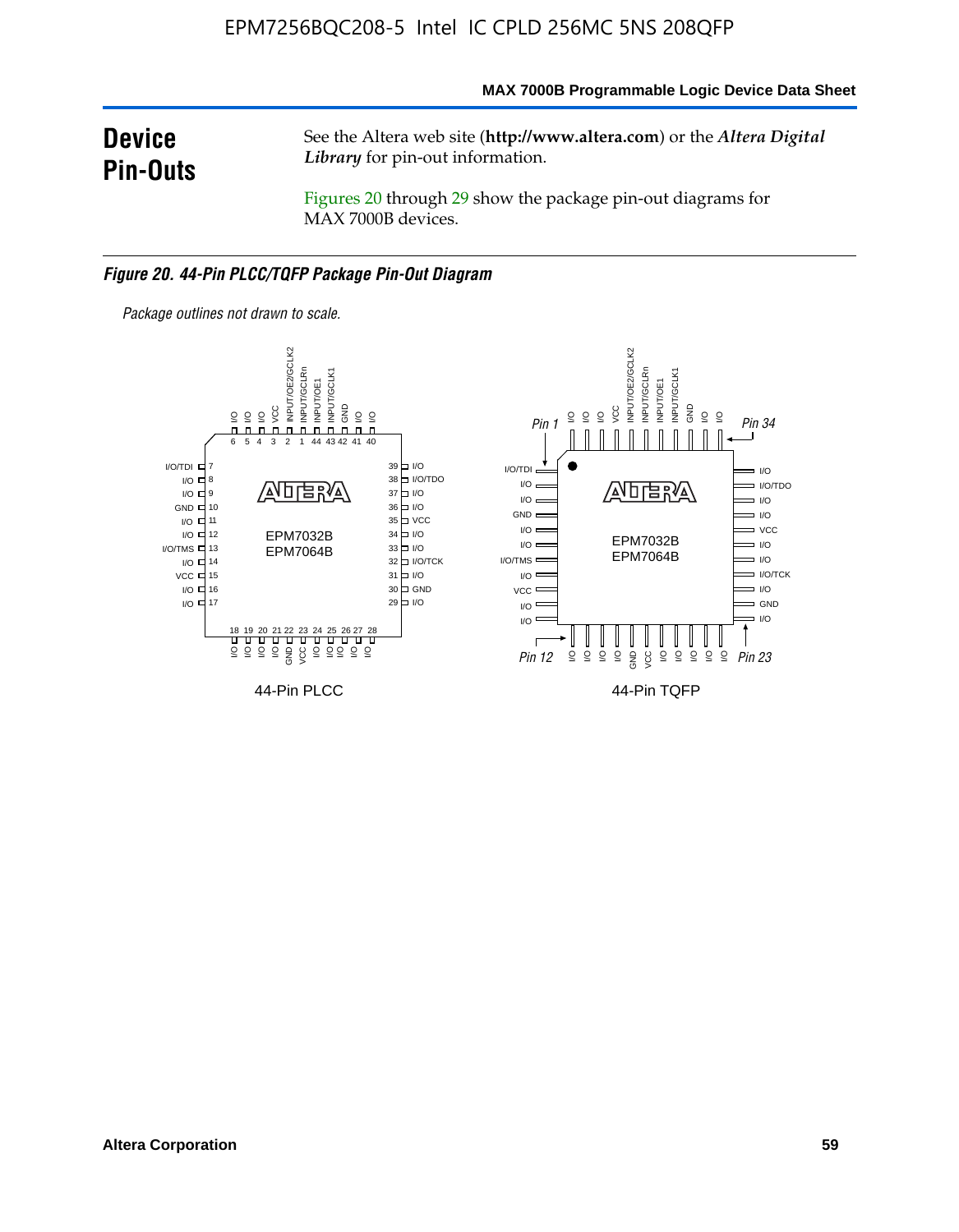# Device Pin-Outs

See the Altera web site (**http://www.altera.com**) or the *Altera Digital Library* for pin-out information.

Figures 20 through 29 show the package pin-out diagrams for MAX 7000B devices.

***Figure 20. 44-Pin PLCC/TQFP Package Pin-Out Diagram***

*Package outlines not drawn to scale.*

44-Pin PLCC

44-Pin TQFP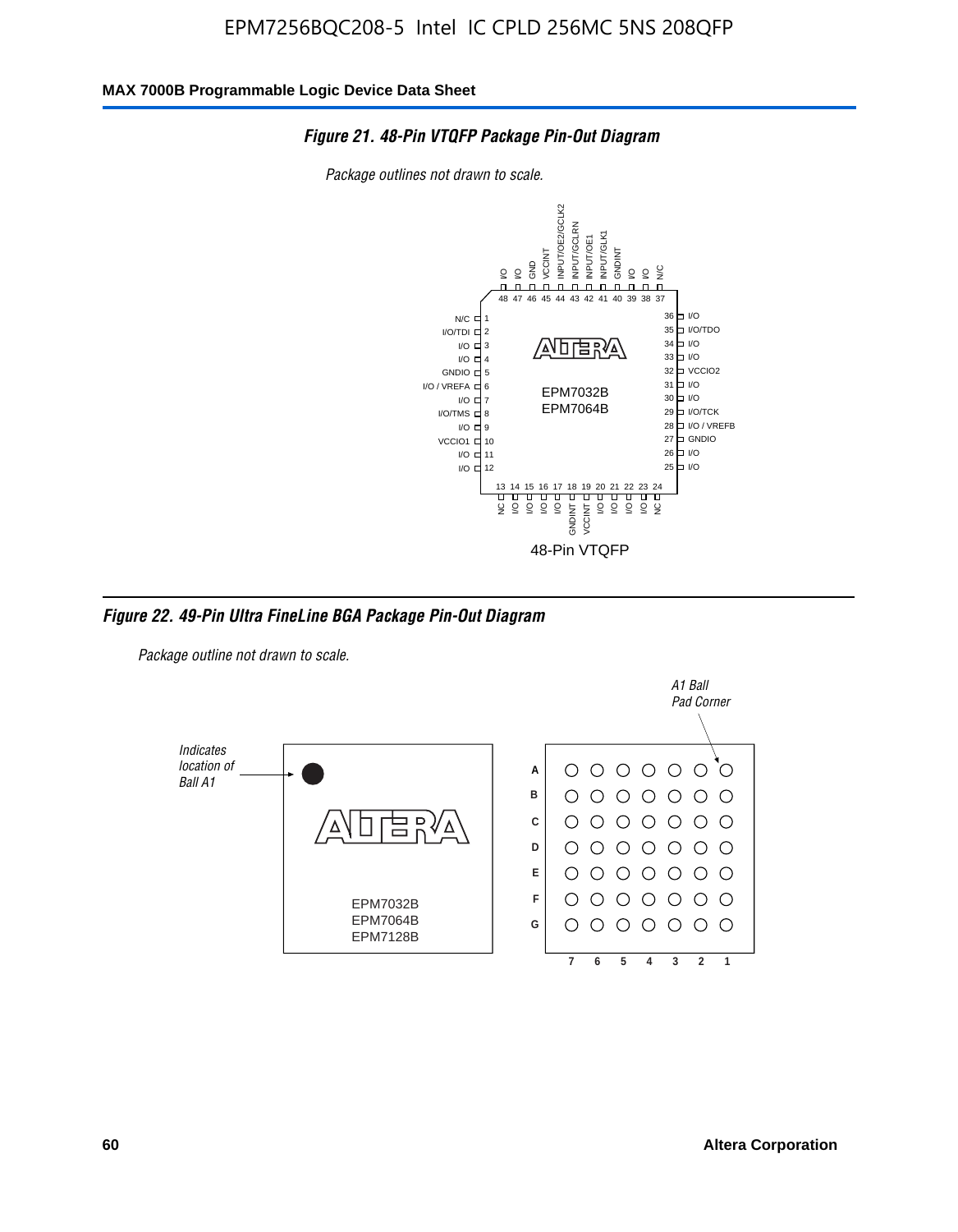**Figure 21. 48-Pin VTQFP Package Pin-Out Diagram**

*Package outlines not drawn to scale.*

| Pin | Function | Pin | Function |
|---|---|---|---|
| 1 | N/C | 25 | I/O |
| 2 | I/O/TDI | 26 | I/O |
| 3 | I/O | 27 | GNDIO |
| 4 | I/O | 28 | I/O / VREFB |
| 5 | GNDIO | 29 | I/O/TCK |
| 6 | I/O / VREFA | 30 | I/O |
| 7 | I/O | 31 | I/O |
| 8 | I/O/TMS | 32 | VCCIO2 |
| 9 | I/O | 33 | I/O |
| 10 | VCCIO1 | 34 | I/O |
| 11 | I/O | 35 | I/O/TDO |
| 12 | I/O | 36 | I/O |
| 13 | NC | 37 | N/C |
| 14 | I/O | 38 | I/O |
| 15 | I/O | 39 | I/O |
| 16 | I/O | 40 | GNDINT |
| 17 | I/O | 41 | INPUT/GLK1 |
| 18 | GNDINT | 42 | INPUT/OE1 |
| 19 | VCCINT | 43 | INPUT/GCLRN |
| 20 | I/O | 44 | INPUT/OE2/GCLK2 |
| 21 | I/O | 45 | VCCINT |
| 22 | I/O | 46 | GND |
| 23 | I/O | 47 | I/O |
| 24 | NC | 48 | I/O |

EPM7032B
EPM7064B

48-Pin VTQFP

**Figure 22. 49-Pin Ultra FineLine BGA Package Pin-Out Diagram**

*Package outline not drawn to scale.*

*Indicates location of Ball A1*

EPM7032B
EPM7064B
EPM7128B

*A1 Ball Pad Corner*

Rows: A, B, C, D, E, F, G
Columns: 7, 6, 5, 4, 3, 2, 1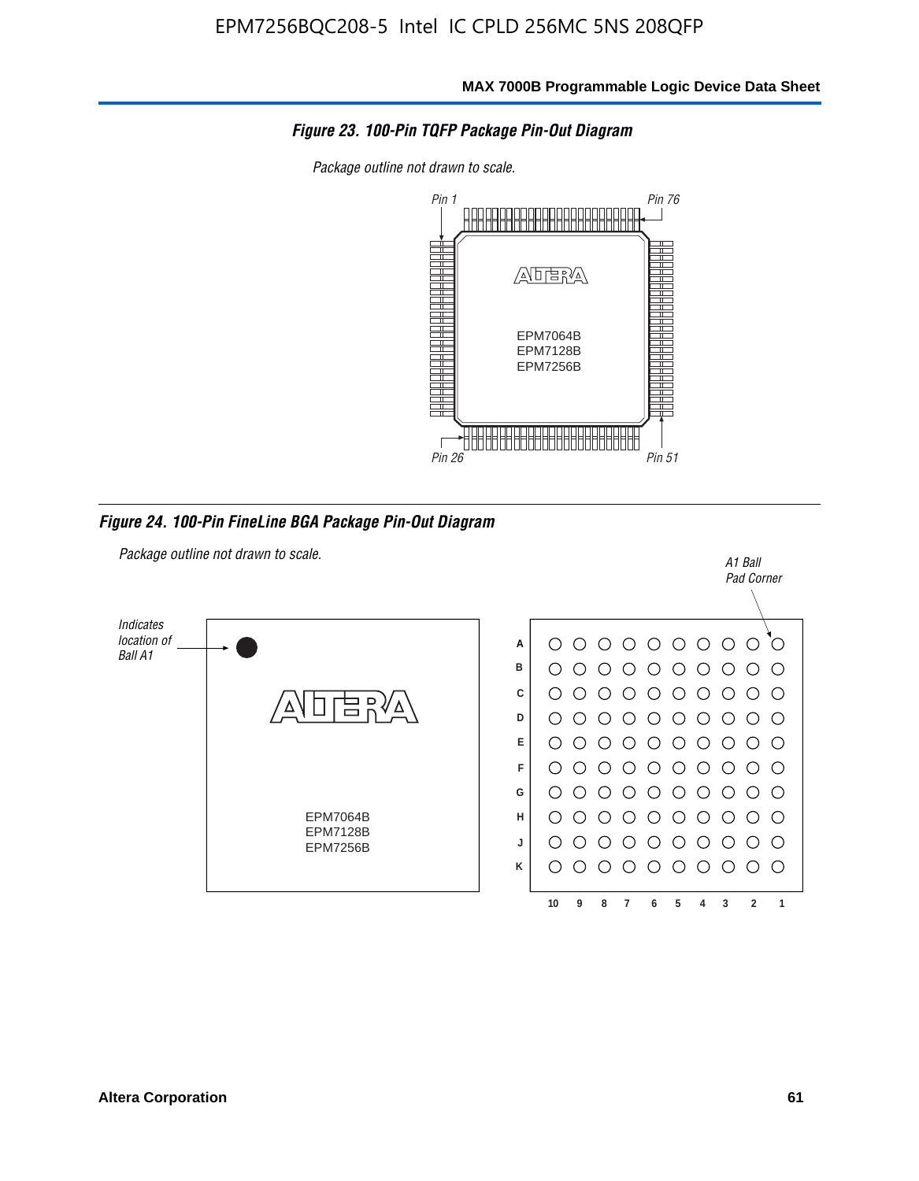*Figure 23. 100-Pin TQFP Package Pin-Out Diagram*

*Package outline not drawn to scale.*

Pin 1

Pin 76

EPM7064B
EPM7128B
EPM7256B

Pin 26

Pin 51

*Figure 24. 100-Pin FineLine BGA Package Pin-Out Diagram*

*Package outline not drawn to scale.*

*Indicates location of Ball A1*

EPM7064B
EPM7128B
EPM7256B

*A1 Ball Pad Corner*

A B C D E F G H J K

10 9 8 7 6 5 4 3 2 1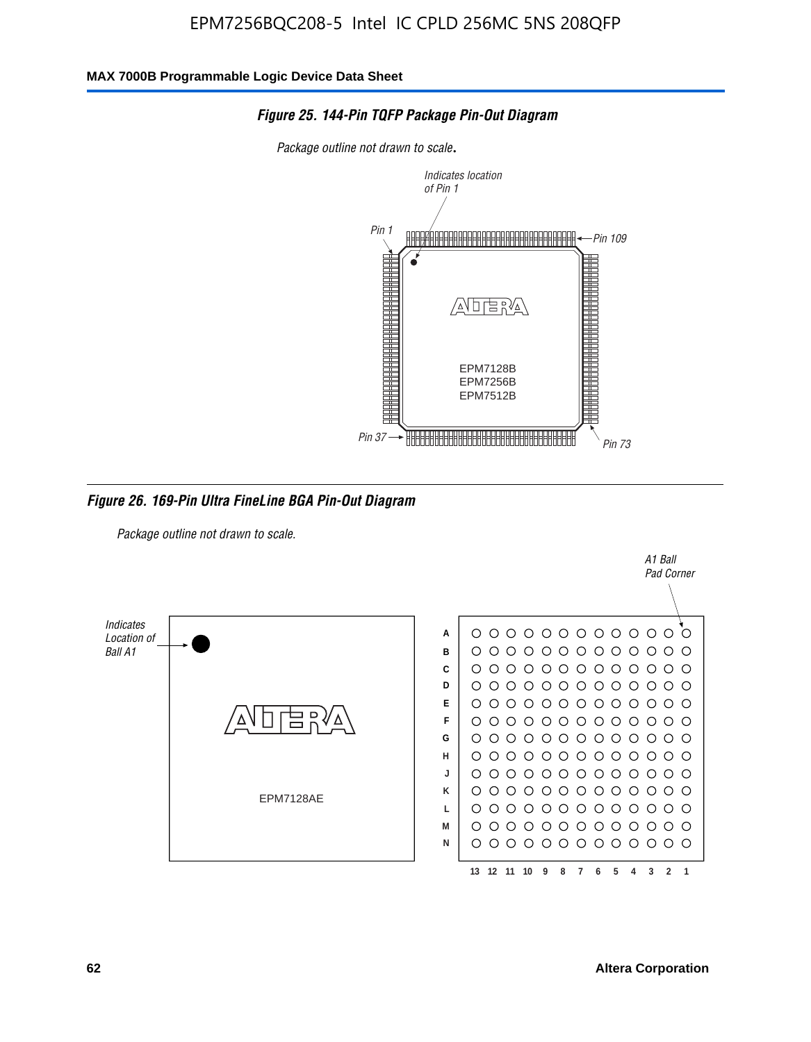**Figure 25. 144-Pin TQFP Package Pin-Out Diagram**

*Package outline not drawn to scale.*

**Figure 26. 169-Pin Ultra FineLine BGA Pin-Out Diagram**

*Package outline not drawn to scale.*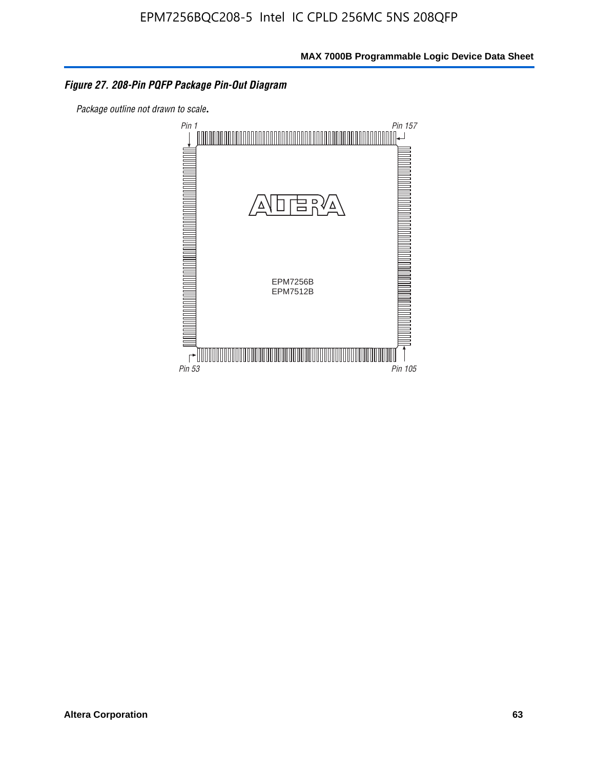*Figure 27. 208-Pin PQFP Package Pin-Out Diagram*

*Package outline not drawn to scale.*

Pin 1

Pin 157

EPM7256B
EPM7512B

Pin 53

Pin 105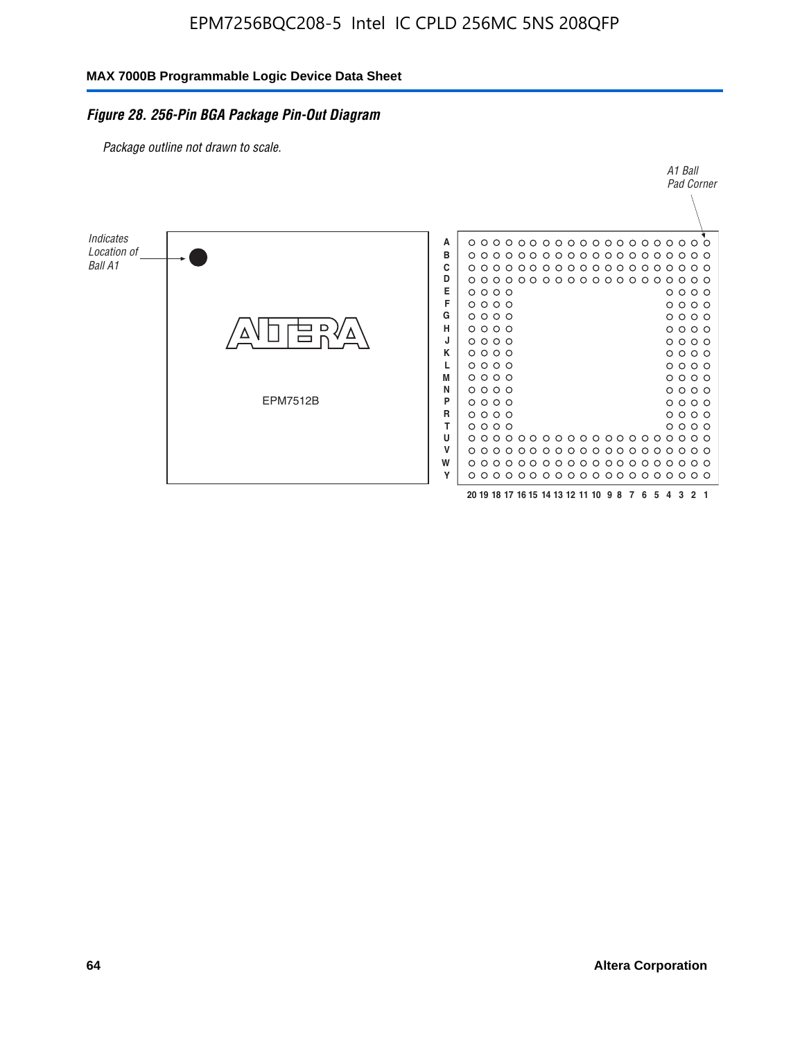*Figure 28. 256-Pin BGA Package Pin-Out Diagram*

*Package outline not drawn to scale.*

*A1 Ball Pad Corner*

*Indicates Location of Ball A1*

EPM7512B

A B C D E F G H J K L M N P R T U V W Y

20 19 18 17 16 15 14 13 12 11 10 9 8 7 6 5 4 3 2 1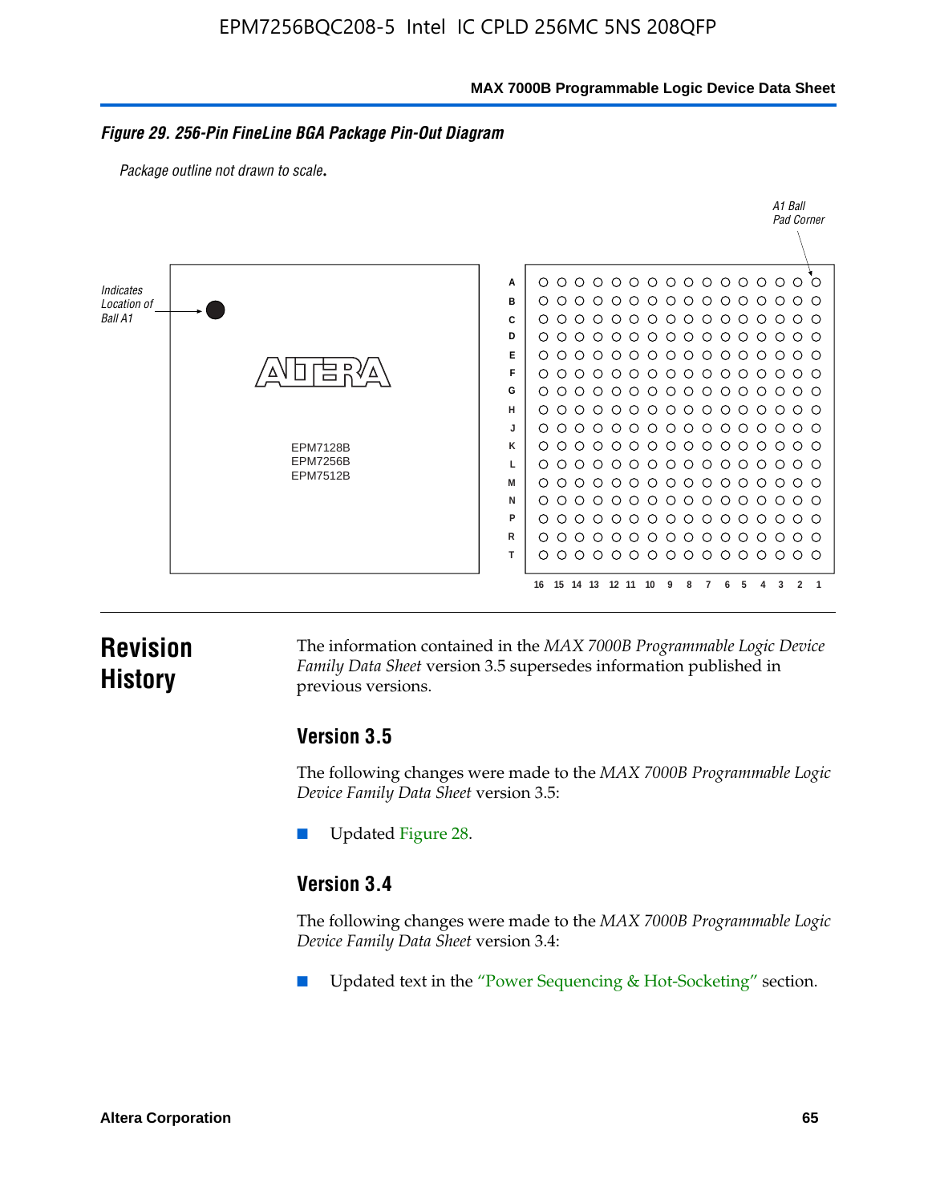**Figure 29. 256-Pin FineLine BGA Package Pin-Out Diagram**

*Package outline not drawn to scale.*

# Revision History

The information contained in the *MAX 7000B Programmable Logic Device Family Data Sheet* version 3.5 supersedes information published in previous versions.

## Version 3.5

The following changes were made to the *MAX 7000B Programmable Logic Device Family Data Sheet* version 3.5:

- Updated Figure 28.

## Version 3.4

The following changes were made to the *MAX 7000B Programmable Logic Device Family Data Sheet* version 3.4:

- Updated text in the "Power Sequencing & Hot-Socketing" section.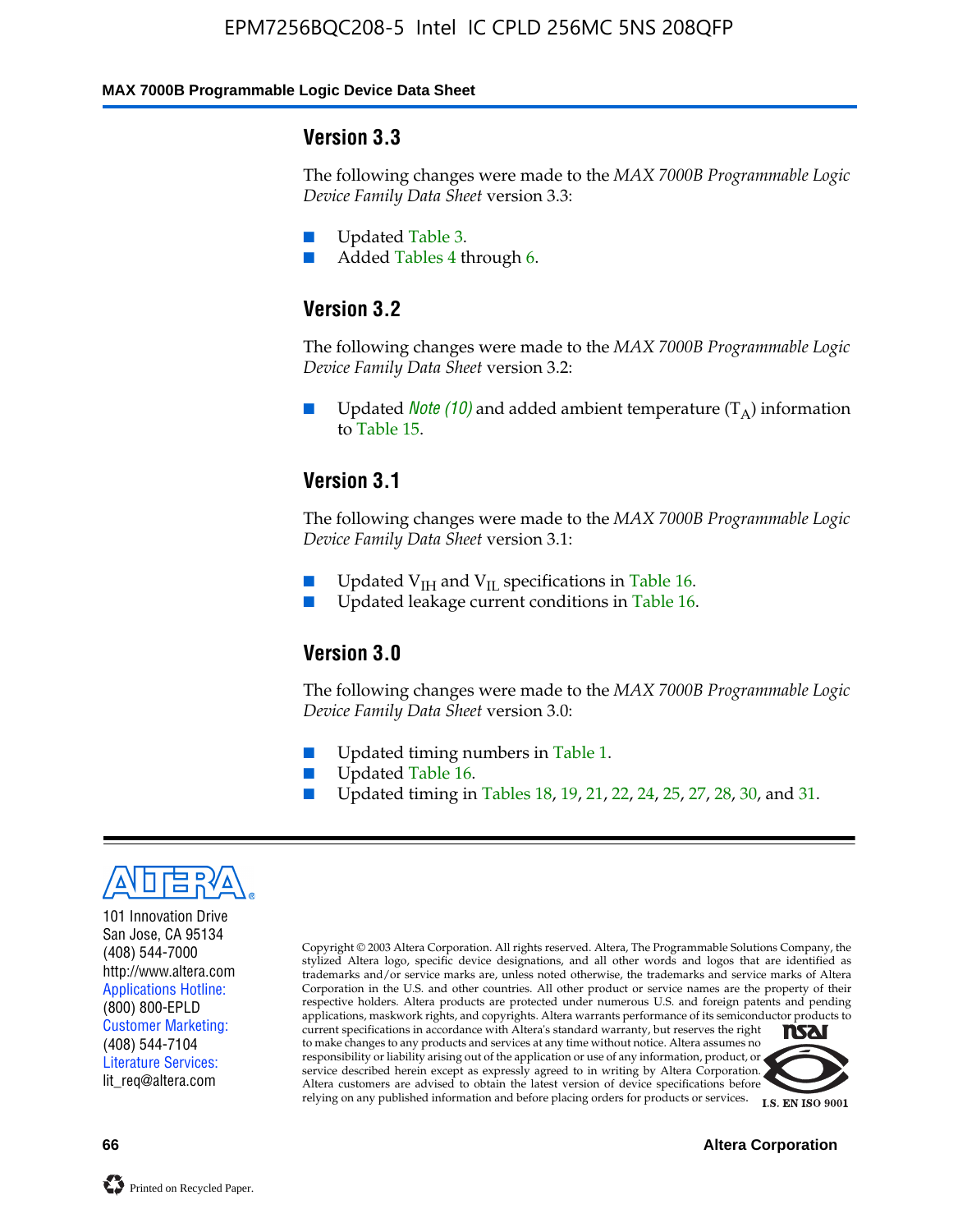### Version 3.3

The following changes were made to the *MAX 7000B Programmable Logic Device Family Data Sheet* version 3.3:

- Updated Table 3.
- Added Tables 4 through 6.

### Version 3.2

The following changes were made to the *MAX 7000B Programmable Logic Device Family Data Sheet* version 3.2:

- Updated *Note (10)* and added ambient temperature ($T_A$) information to Table 15.

### Version 3.1

The following changes were made to the *MAX 7000B Programmable Logic Device Family Data Sheet* version 3.1:

- Updated $V_{IH}$ and $V_{IL}$ specifications in Table 16.
- Updated leakage current conditions in Table 16.

### Version 3.0

The following changes were made to the *MAX 7000B Programmable Logic Device Family Data Sheet* version 3.0:

- Updated timing numbers in Table 1.
- Updated Table 16.
- Updated timing in Tables 18, 19, 21, 22, 24, 25, 27, 28, 30, and 31.

101 Innovation Drive
San Jose, CA 95134
(408) 544-7000
http://www.altera.com
Applications Hotline:
(800) 800-EPLD
Customer Marketing:
(408) 544-7104
Literature Services:
lit_req@altera.com

Copyright © 2003 Altera Corporation. All rights reserved. Altera, The Programmable Solutions Company, the stylized Altera logo, specific device designations, and all other words and logos that are identified as trademarks and/or service marks are, unless noted otherwise, the trademarks and service marks of Altera Corporation in the U.S. and other countries. All other product or service names are the property of their respective holders. Altera products are protected under numerous U.S. and foreign patents and pending applications, maskwork rights, and copyrights. Altera warrants performance of its semiconductor products to current specifications in accordance with Altera's standard warranty, but reserves the right to make changes to any products and services at any time without notice. Altera assumes no responsibility or liability arising out of the application or use of any information, product, or service described herein except as expressly agreed to in writing by Altera Corporation. Altera customers are advised to obtain the latest version of device specifications before relying on any published information and before placing orders for products or services.

I.S. EN ISO 9001

Printed on Recycled Paper.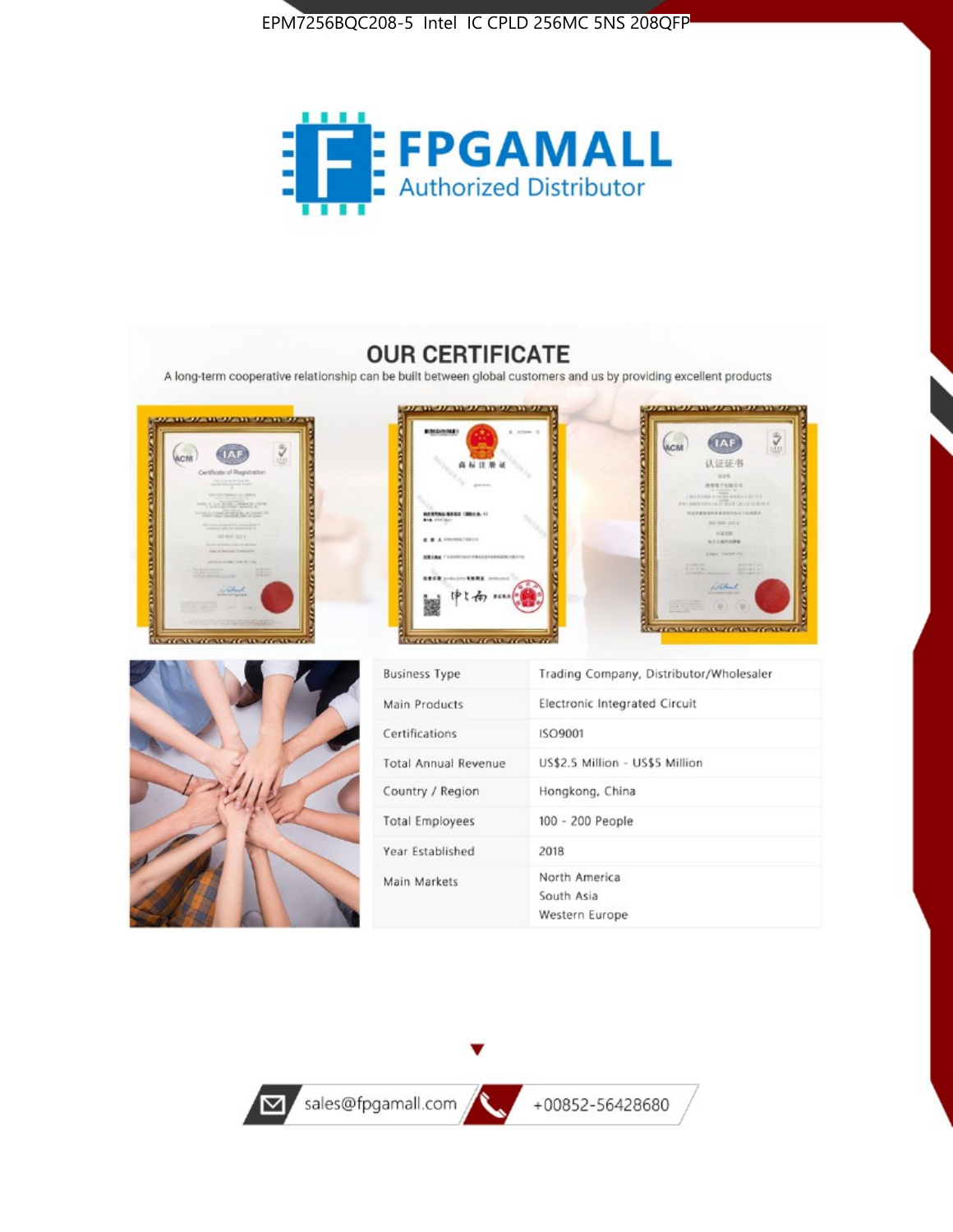FPGAMALL
Authorized Distributor

## OUR CERTIFICATE

A long-term cooperative relationship can be built between global customers and us by providing excellent products

| | |
|---|---|
| Business Type | Trading Company, Distributor/Wholesaler |
| Main Products | Electronic Integrated Circuit |
| Certifications | ISO9001 |
| Total Annual Revenue | US$2.5 Million - US$5 Million |
| Country / Region | Hongkong, China |
| Total Employees | 100 - 200 People |
| Year Established | 2018 |
| Main Markets | North America<br>South Asia<br>Western Europe |

sales@fpgamall.com

+00852-56428680